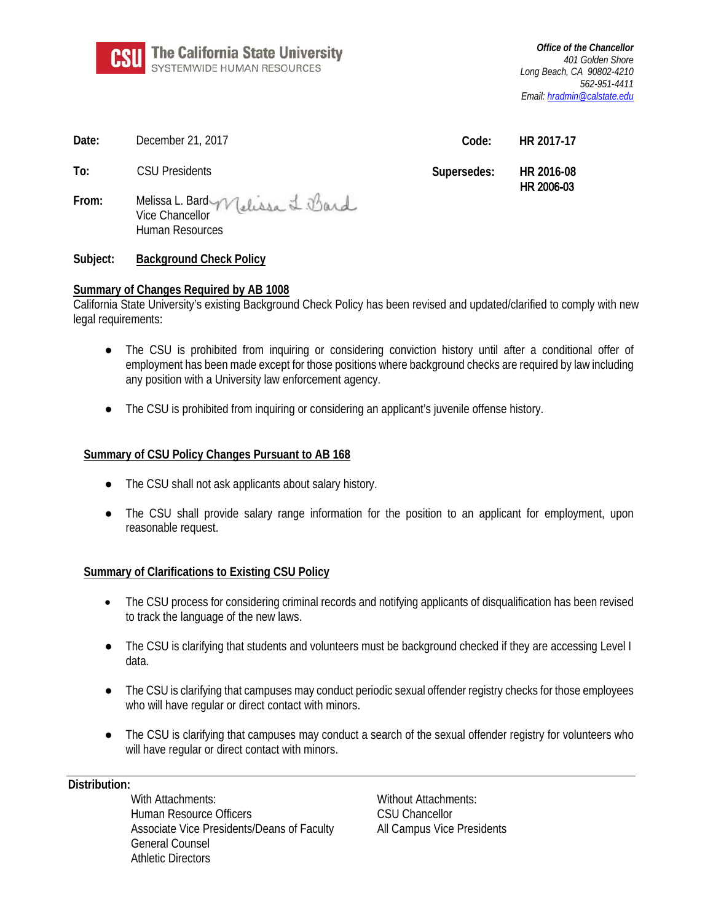**CSU** The California State University
SYSTEMWIDE HUMAN RESOURCES

*Office of the Chancellor*
*401 Golden Shore*
*Long Beach, CA 90802-4210*
*562-951-4411*
*Email: hradmin@calstate.edu*

**Date:** December 21, 2017

**Code:** HR 2017-17

**To:** CSU Presidents

**Supersedes:** HR 2016-08
HR 2006-03

**From:** Melissa L. Bard
Vice Chancellor
Human Resources

**Subject:** **Background Check Policy**

## Summary of Changes Required by AB 1008

California State University's existing Background Check Policy has been revised and updated/clarified to comply with new legal requirements:

- The CSU is prohibited from inquiring or considering conviction history until after a conditional offer of employment has been made except for those positions where background checks are required by law including any position with a University law enforcement agency.
- The CSU is prohibited from inquiring or considering an applicant's juvenile offense history.

## Summary of CSU Policy Changes Pursuant to AB 168

- The CSU shall not ask applicants about salary history.
- The CSU shall provide salary range information for the position to an applicant for employment, upon reasonable request.

## Summary of Clarifications to Existing CSU Policy

- The CSU process for considering criminal records and notifying applicants of disqualification has been revised to track the language of the new laws.
- The CSU is clarifying that students and volunteers must be background checked if they are accessing Level I data.
- The CSU is clarifying that campuses may conduct periodic sexual offender registry checks for those employees who will have regular or direct contact with minors.
- The CSU is clarifying that campuses may conduct a search of the sexual offender registry for volunteers who will have regular or direct contact with minors.

---

**Distribution:**

With Attachments:
Human Resource Officers
Associate Vice Presidents/Deans of Faculty
General Counsel
Athletic Directors

Without Attachments:
CSU Chancellor
All Campus Vice Presidents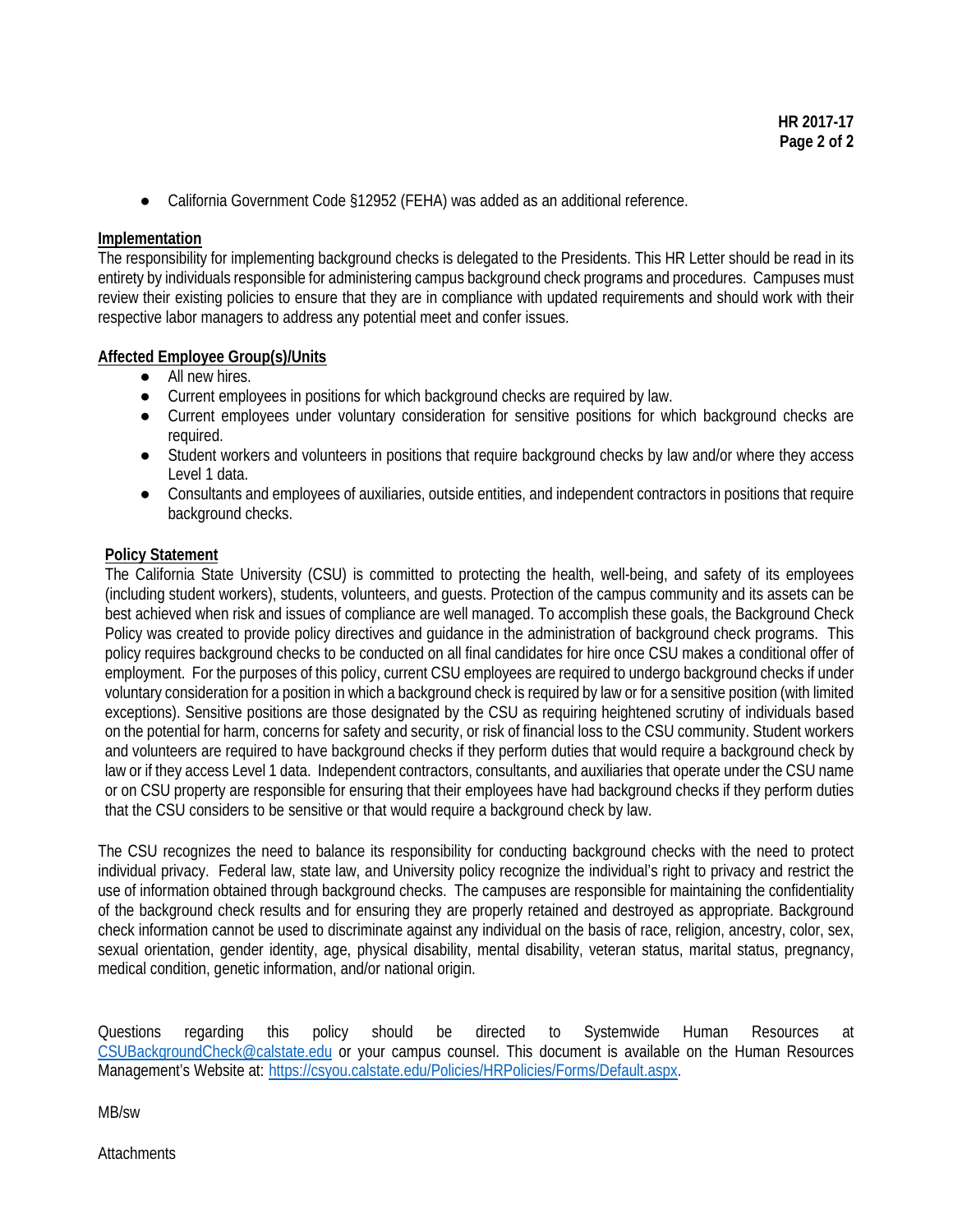- California Government Code §12952 (FEHA) was added as an additional reference.

**Implementation**

The responsibility for implementing background checks is delegated to the Presidents. This HR Letter should be read in its entirety by individuals responsible for administering campus background check programs and procedures. Campuses must review their existing policies to ensure that they are in compliance with updated requirements and should work with their respective labor managers to address any potential meet and confer issues.

**Affected Employee Group(s)/Units**

- All new hires.
- Current employees in positions for which background checks are required by law.
- Current employees under voluntary consideration for sensitive positions for which background checks are required.
- Student workers and volunteers in positions that require background checks by law and/or where they access Level 1 data.
- Consultants and employees of auxiliaries, outside entities, and independent contractors in positions that require background checks.

**Policy Statement**

The California State University (CSU) is committed to protecting the health, well-being, and safety of its employees (including student workers), students, volunteers, and guests. Protection of the campus community and its assets can be best achieved when risk and issues of compliance are well managed. To accomplish these goals, the Background Check Policy was created to provide policy directives and guidance in the administration of background check programs. This policy requires background checks to be conducted on all final candidates for hire once CSU makes a conditional offer of employment. For the purposes of this policy, current CSU employees are required to undergo background checks if under voluntary consideration for a position in which a background check is required by law or for a sensitive position (with limited exceptions). Sensitive positions are those designated by the CSU as requiring heightened scrutiny of individuals based on the potential for harm, concerns for safety and security, or risk of financial loss to the CSU community. Student workers and volunteers are required to have background checks if they perform duties that would require a background check by law or if they access Level 1 data. Independent contractors, consultants, and auxiliaries that operate under the CSU name or on CSU property are responsible for ensuring that their employees have had background checks if they perform duties that the CSU considers to be sensitive or that would require a background check by law.

The CSU recognizes the need to balance its responsibility for conducting background checks with the need to protect individual privacy. Federal law, state law, and University policy recognize the individual's right to privacy and restrict the use of information obtained through background checks. The campuses are responsible for maintaining the confidentiality of the background check results and for ensuring they are properly retained and destroyed as appropriate. Background check information cannot be used to discriminate against any individual on the basis of race, religion, ancestry, color, sex, sexual orientation, gender identity, age, physical disability, mental disability, veteran status, marital status, pregnancy, medical condition, genetic information, and/or national origin.

Questions regarding this policy should be directed to Systemwide Human Resources at [CSUBackgroundCheck@calstate.edu](mailto:CSUBackgroundCheck@calstate.edu) or your campus counsel. This document is available on the Human Resources Management's Website at: [https://csyou.calstate.edu/Policies/HRPolicies/Forms/Default.aspx](https://csyou.calstate.edu/Policies/HRPolicies/Forms/Default.aspx).

MB/sw

Attachments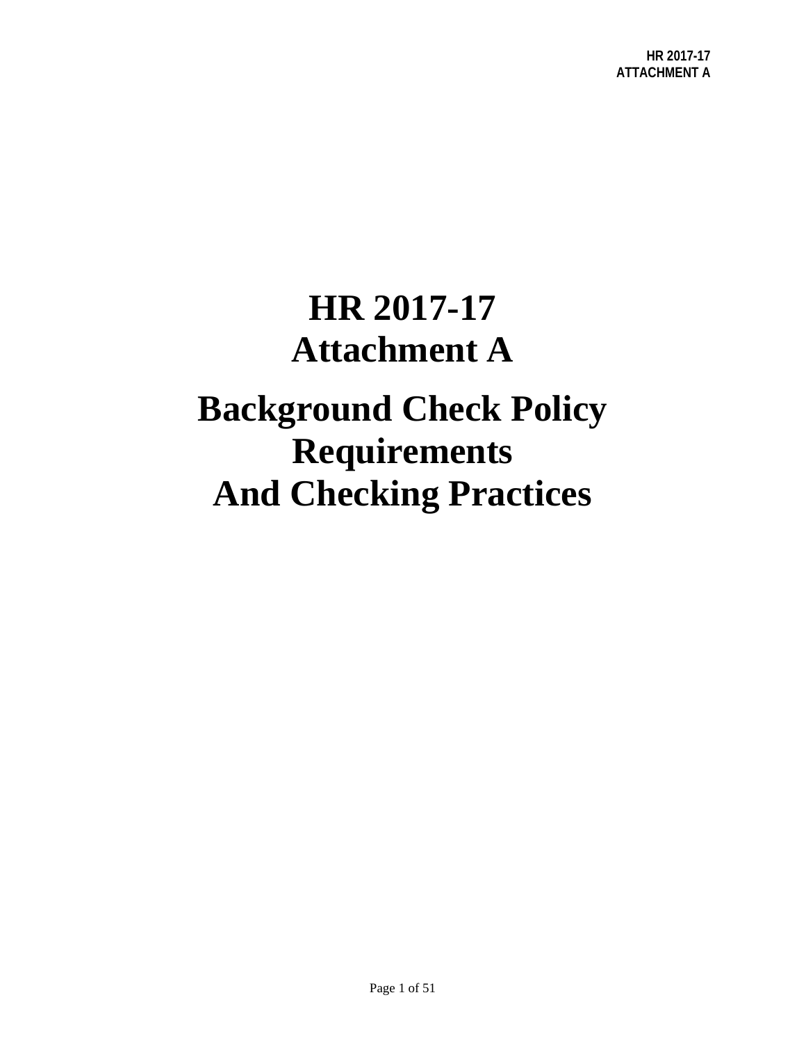# HR 2017-17
# Attachment A

# Background Check Policy Requirements And Checking Practices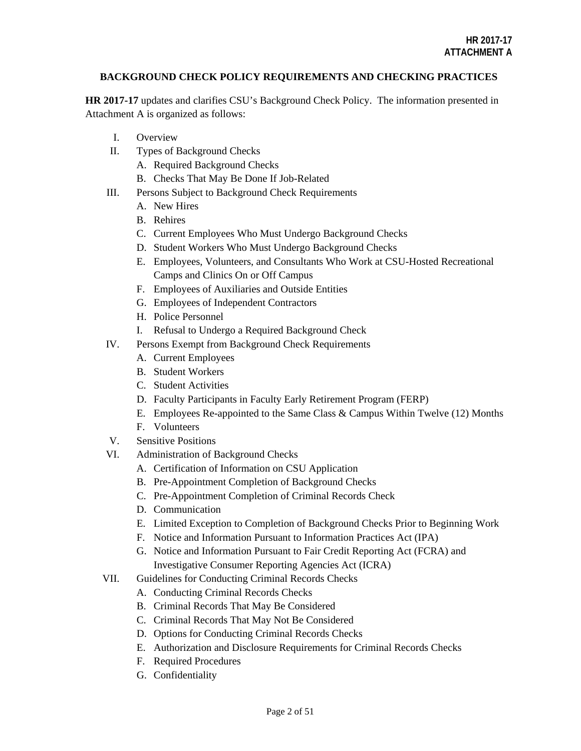**HR 2017-17**
**ATTACHMENT A**

## BACKGROUND CHECK POLICY REQUIREMENTS AND CHECKING PRACTICES

**HR 2017-17** updates and clarifies CSU's Background Check Policy. The information presented in Attachment A is organized as follows:

I. Overview
II. Types of Background Checks
   A. Required Background Checks
   B. Checks That May Be Done If Job-Related
III. Persons Subject to Background Check Requirements
   A. New Hires
   B. Rehires
   C. Current Employees Who Must Undergo Background Checks
   D. Student Workers Who Must Undergo Background Checks
   E. Employees, Volunteers, and Consultants Who Work at CSU-Hosted Recreational Camps and Clinics On or Off Campus
   F. Employees of Auxiliaries and Outside Entities
   G. Employees of Independent Contractors
   H. Police Personnel
   I. Refusal to Undergo a Required Background Check
IV. Persons Exempt from Background Check Requirements
   A. Current Employees
   B. Student Workers
   C. Student Activities
   D. Faculty Participants in Faculty Early Retirement Program (FERP)
   E. Employees Re-appointed to the Same Class & Campus Within Twelve (12) Months
   F. Volunteers
V. Sensitive Positions
VI. Administration of Background Checks
   A. Certification of Information on CSU Application
   B. Pre-Appointment Completion of Background Checks
   C. Pre-Appointment Completion of Criminal Records Check
   D. Communication
   E. Limited Exception to Completion of Background Checks Prior to Beginning Work
   F. Notice and Information Pursuant to Information Practices Act (IPA)
   G. Notice and Information Pursuant to Fair Credit Reporting Act (FCRA) and Investigative Consumer Reporting Agencies Act (ICRA)
VII. Guidelines for Conducting Criminal Records Checks
   A. Conducting Criminal Records Checks
   B. Criminal Records That May Be Considered
   C. Criminal Records That May Not Be Considered
   D. Options for Conducting Criminal Records Checks
   E. Authorization and Disclosure Requirements for Criminal Records Checks
   F. Required Procedures
   G. Confidentiality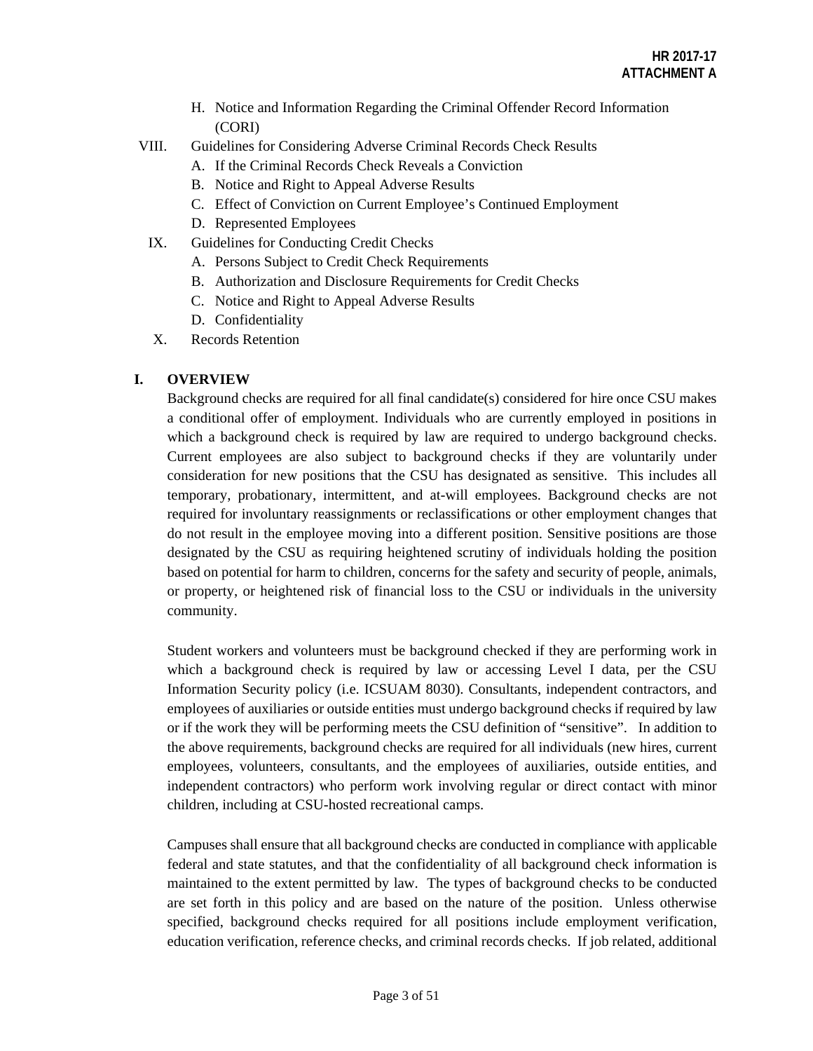- H. Notice and Information Regarding the Criminal Offender Record Information (CORI)

VIII. Guidelines for Considering Adverse Criminal Records Check Results
   - A. If the Criminal Records Check Reveals a Conviction
   - B. Notice and Right to Appeal Adverse Results
   - C. Effect of Conviction on Current Employee's Continued Employment
   - D. Represented Employees

IX. Guidelines for Conducting Credit Checks
   - A. Persons Subject to Credit Check Requirements
   - B. Authorization and Disclosure Requirements for Credit Checks
   - C. Notice and Right to Appeal Adverse Results
   - D. Confidentiality

X. Records Retention

## I. OVERVIEW

Background checks are required for all final candidate(s) considered for hire once CSU makes a conditional offer of employment. Individuals who are currently employed in positions in which a background check is required by law are required to undergo background checks. Current employees are also subject to background checks if they are voluntarily under consideration for new positions that the CSU has designated as sensitive. This includes all temporary, probationary, intermittent, and at-will employees. Background checks are not required for involuntary reassignments or reclassifications or other employment changes that do not result in the employee moving into a different position. Sensitive positions are those designated by the CSU as requiring heightened scrutiny of individuals holding the position based on potential for harm to children, concerns for the safety and security of people, animals, or property, or heightened risk of financial loss to the CSU or individuals in the university community.

Student workers and volunteers must be background checked if they are performing work in which a background check is required by law or accessing Level I data, per the CSU Information Security policy (i.e. ICSUAM 8030). Consultants, independent contractors, and employees of auxiliaries or outside entities must undergo background checks if required by law or if the work they will be performing meets the CSU definition of "sensitive". In addition to the above requirements, background checks are required for all individuals (new hires, current employees, volunteers, consultants, and the employees of auxiliaries, outside entities, and independent contractors) who perform work involving regular or direct contact with minor children, including at CSU-hosted recreational camps.

Campuses shall ensure that all background checks are conducted in compliance with applicable federal and state statutes, and that the confidentiality of all background check information is maintained to the extent permitted by law. The types of background checks to be conducted are set forth in this policy and are based on the nature of the position. Unless otherwise specified, background checks required for all positions include employment verification, education verification, reference checks, and criminal records checks. If job related, additional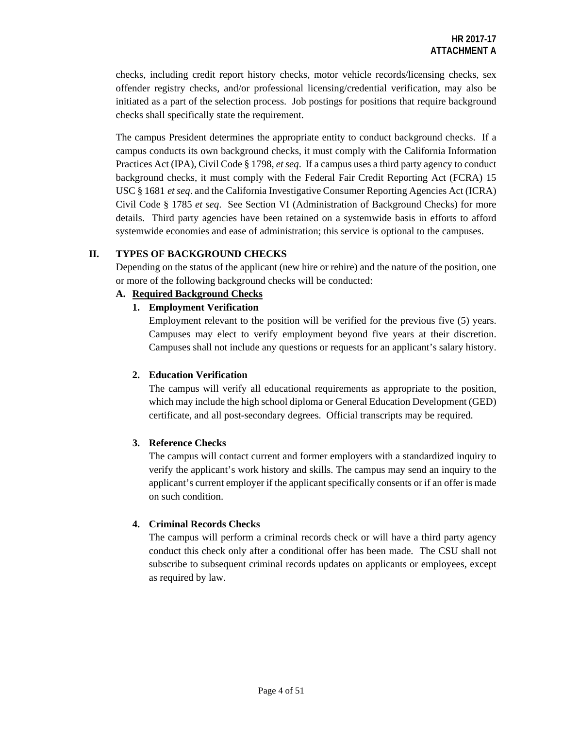checks, including credit report history checks, motor vehicle records/licensing checks, sex offender registry checks, and/or professional licensing/credential verification, may also be initiated as a part of the selection process. Job postings for positions that require background checks shall specifically state the requirement.

The campus President determines the appropriate entity to conduct background checks. If a campus conducts its own background checks, it must comply with the California Information Practices Act (IPA), Civil Code § 1798, *et seq*. If a campus uses a third party agency to conduct background checks, it must comply with the Federal Fair Credit Reporting Act (FCRA) 15 USC § 1681 *et seq*. and the California Investigative Consumer Reporting Agencies Act (ICRA) Civil Code § 1785 *et seq*. See Section VI (Administration of Background Checks) for more details. Third party agencies have been retained on a systemwide basis in efforts to afford systemwide economies and ease of administration; this service is optional to the campuses.

## II. TYPES OF BACKGROUND CHECKS

Depending on the status of the applicant (new hire or rehire) and the nature of the position, one or more of the following background checks will be conducted:

### A. Required Background Checks

#### 1. Employment Verification

Employment relevant to the position will be verified for the previous five (5) years. Campuses may elect to verify employment beyond five years at their discretion. Campuses shall not include any questions or requests for an applicant's salary history.

#### 2. Education Verification

The campus will verify all educational requirements as appropriate to the position, which may include the high school diploma or General Education Development (GED) certificate, and all post-secondary degrees. Official transcripts may be required.

#### 3. Reference Checks

The campus will contact current and former employers with a standardized inquiry to verify the applicant's work history and skills. The campus may send an inquiry to the applicant's current employer if the applicant specifically consents or if an offer is made on such condition.

#### 4. Criminal Records Checks

The campus will perform a criminal records check or will have a third party agency conduct this check only after a conditional offer has been made. The CSU shall not subscribe to subsequent criminal records updates on applicants or employees, except as required by law.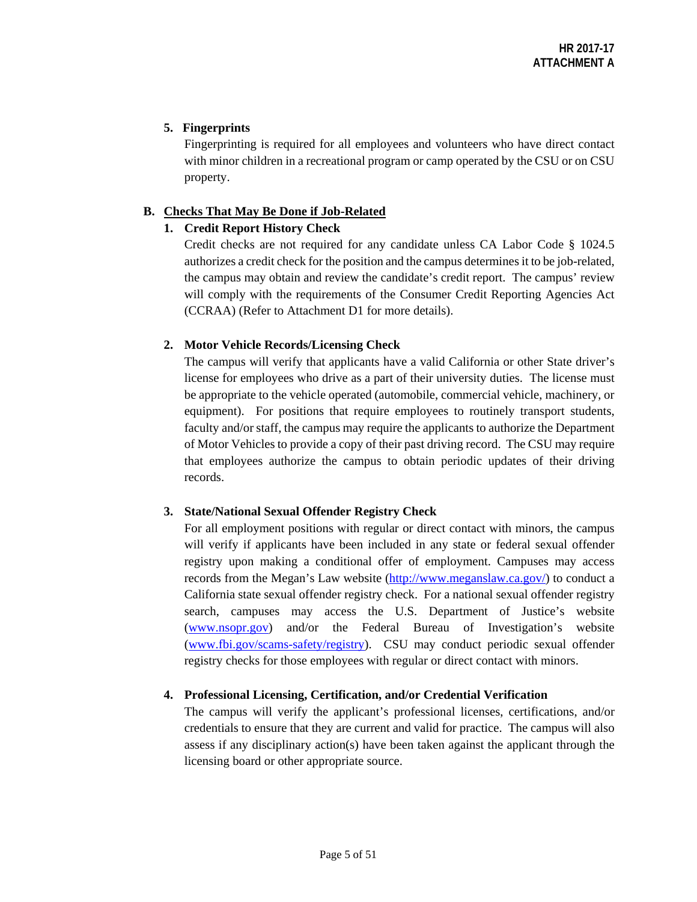**5. Fingerprints**

Fingerprinting is required for all employees and volunteers who have direct contact with minor children in a recreational program or camp operated by the CSU or on CSU property.

## B. Checks That May Be Done if Job-Related

**1. Credit Report History Check**

Credit checks are not required for any candidate unless CA Labor Code § 1024.5 authorizes a credit check for the position and the campus determines it to be job-related, the campus may obtain and review the candidate's credit report. The campus' review will comply with the requirements of the Consumer Credit Reporting Agencies Act (CCRAA) (Refer to Attachment D1 for more details).

**2. Motor Vehicle Records/Licensing Check**

The campus will verify that applicants have a valid California or other State driver's license for employees who drive as a part of their university duties. The license must be appropriate to the vehicle operated (automobile, commercial vehicle, machinery, or equipment). For positions that require employees to routinely transport students, faculty and/or staff, the campus may require the applicants to authorize the Department of Motor Vehicles to provide a copy of their past driving record. The CSU may require that employees authorize the campus to obtain periodic updates of their driving records.

**3. State/National Sexual Offender Registry Check**

For all employment positions with regular or direct contact with minors, the campus will verify if applicants have been included in any state or federal sexual offender registry upon making a conditional offer of employment. Campuses may access records from the Megan's Law website (http://www.meganslaw.ca.gov/) to conduct a California state sexual offender registry check. For a national sexual offender registry search, campuses may access the U.S. Department of Justice's website (www.nsopr.gov) and/or the Federal Bureau of Investigation's website (www.fbi.gov/scams-safety/registry). CSU may conduct periodic sexual offender registry checks for those employees with regular or direct contact with minors.

**4. Professional Licensing, Certification, and/or Credential Verification**

The campus will verify the applicant's professional licenses, certifications, and/or credentials to ensure that they are current and valid for practice. The campus will also assess if any disciplinary action(s) have been taken against the applicant through the licensing board or other appropriate source.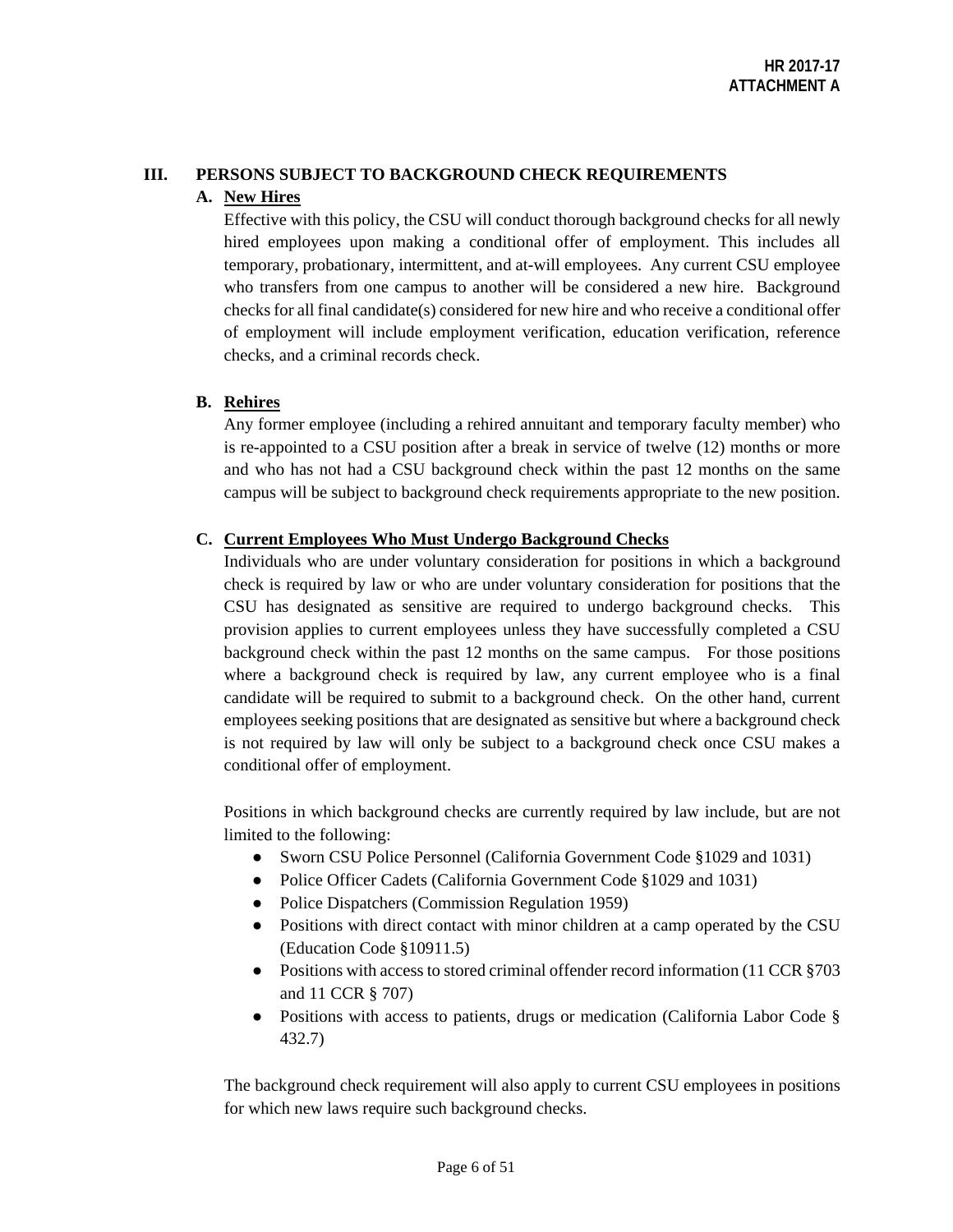## III. PERSONS SUBJECT TO BACKGROUND CHECK REQUIREMENTS

### A. New Hires

Effective with this policy, the CSU will conduct thorough background checks for all newly hired employees upon making a conditional offer of employment. This includes all temporary, probationary, intermittent, and at-will employees. Any current CSU employee who transfers from one campus to another will be considered a new hire. Background checks for all final candidate(s) considered for new hire and who receive a conditional offer of employment will include employment verification, education verification, reference checks, and a criminal records check.

### B. Rehires

Any former employee (including a rehired annuitant and temporary faculty member) who is re-appointed to a CSU position after a break in service of twelve (12) months or more and who has not had a CSU background check within the past 12 months on the same campus will be subject to background check requirements appropriate to the new position.

### C. Current Employees Who Must Undergo Background Checks

Individuals who are under voluntary consideration for positions in which a background check is required by law or who are under voluntary consideration for positions that the CSU has designated as sensitive are required to undergo background checks. This provision applies to current employees unless they have successfully completed a CSU background check within the past 12 months on the same campus. For those positions where a background check is required by law, any current employee who is a final candidate will be required to submit to a background check. On the other hand, current employees seeking positions that are designated as sensitive but where a background check is not required by law will only be subject to a background check once CSU makes a conditional offer of employment.

Positions in which background checks are currently required by law include, but are not limited to the following:

- Sworn CSU Police Personnel (California Government Code §1029 and 1031)
- Police Officer Cadets (California Government Code §1029 and 1031)
- Police Dispatchers (Commission Regulation 1959)
- Positions with direct contact with minor children at a camp operated by the CSU (Education Code §10911.5)
- Positions with access to stored criminal offender record information (11 CCR §703 and 11 CCR § 707)
- Positions with access to patients, drugs or medication (California Labor Code § 432.7)

The background check requirement will also apply to current CSU employees in positions for which new laws require such background checks.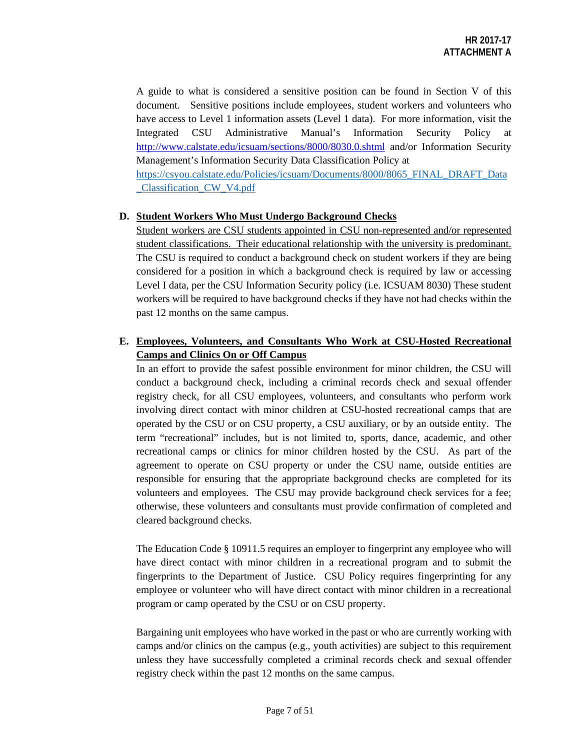A guide to what is considered a sensitive position can be found in Section V of this document. Sensitive positions include employees, student workers and volunteers who have access to Level 1 information assets (Level 1 data). For more information, visit the Integrated CSU Administrative Manual's Information Security Policy at http://www.calstate.edu/icsuam/sections/8000/8030.0.shtml and/or Information Security Management's Information Security Data Classification Policy at https://csyou.calstate.edu/Policies/icsuam/Documents/8000/8065_FINAL_DRAFT_Data_Classification_CW_V4.pdf

**D. Student Workers Who Must Undergo Background Checks**

Student workers are CSU students appointed in CSU non-represented and/or represented student classifications. Their educational relationship with the university is predominant. The CSU is required to conduct a background check on student workers if they are being considered for a position in which a background check is required by law or accessing Level I data, per the CSU Information Security policy (i.e. ICSUAM 8030) These student workers will be required to have background checks if they have not had checks within the past 12 months on the same campus.

**E. Employees, Volunteers, and Consultants Who Work at CSU-Hosted Recreational Camps and Clinics On or Off Campus**

In an effort to provide the safest possible environment for minor children, the CSU will conduct a background check, including a criminal records check and sexual offender registry check, for all CSU employees, volunteers, and consultants who perform work involving direct contact with minor children at CSU-hosted recreational camps that are operated by the CSU or on CSU property, a CSU auxiliary, or by an outside entity. The term "recreational" includes, but is not limited to, sports, dance, academic, and other recreational camps or clinics for minor children hosted by the CSU. As part of the agreement to operate on CSU property or under the CSU name, outside entities are responsible for ensuring that the appropriate background checks are completed for its volunteers and employees. The CSU may provide background check services for a fee; otherwise, these volunteers and consultants must provide confirmation of completed and cleared background checks.

The Education Code § 10911.5 requires an employer to fingerprint any employee who will have direct contact with minor children in a recreational program and to submit the fingerprints to the Department of Justice. CSU Policy requires fingerprinting for any employee or volunteer who will have direct contact with minor children in a recreational program or camp operated by the CSU or on CSU property.

Bargaining unit employees who have worked in the past or who are currently working with camps and/or clinics on the campus (e.g., youth activities) are subject to this requirement unless they have successfully completed a criminal records check and sexual offender registry check within the past 12 months on the same campus.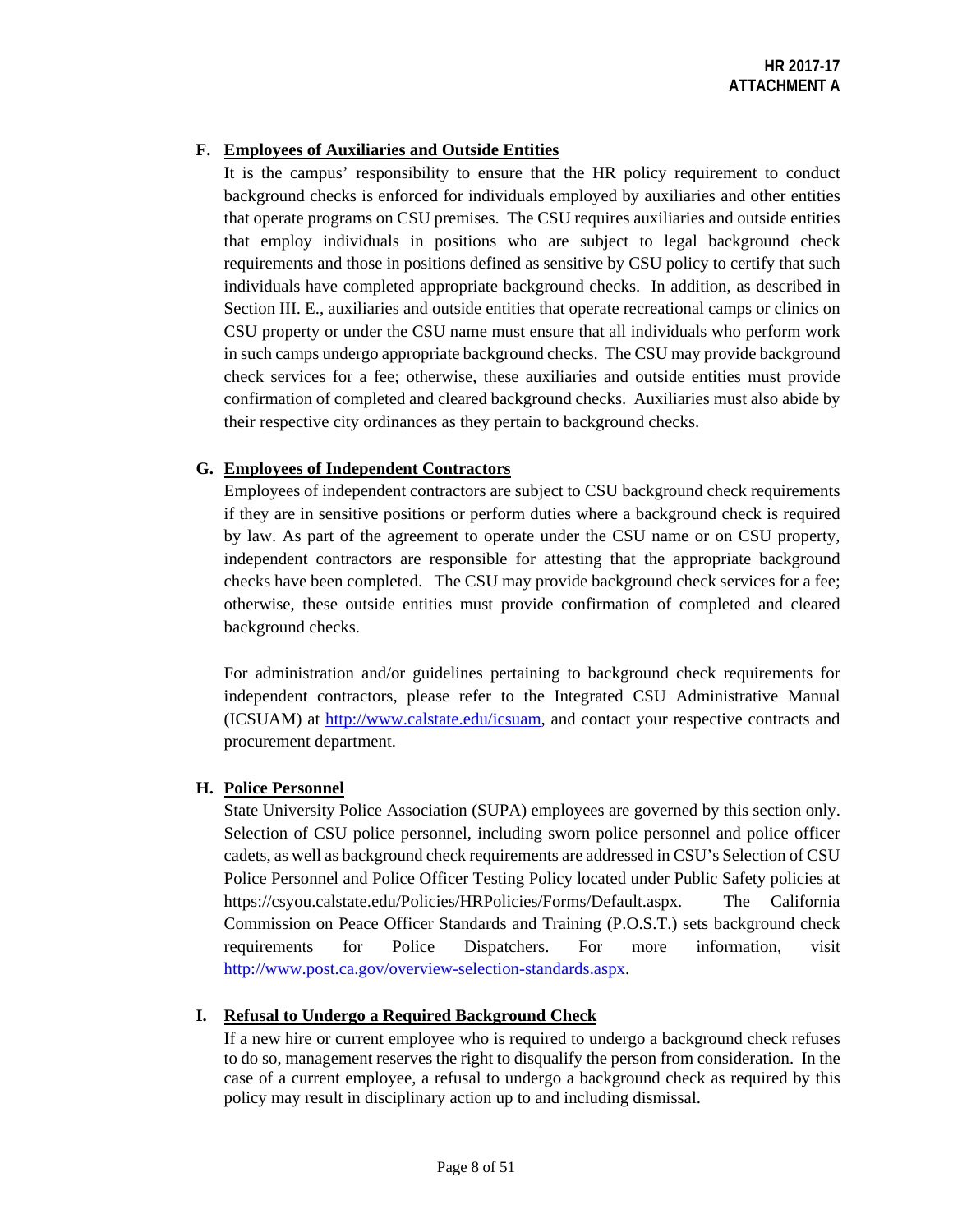### F. Employees of Auxiliaries and Outside Entities

It is the campus' responsibility to ensure that the HR policy requirement to conduct background checks is enforced for individuals employed by auxiliaries and other entities that operate programs on CSU premises. The CSU requires auxiliaries and outside entities that employ individuals in positions who are subject to legal background check requirements and those in positions defined as sensitive by CSU policy to certify that such individuals have completed appropriate background checks. In addition, as described in Section III. E., auxiliaries and outside entities that operate recreational camps or clinics on CSU property or under the CSU name must ensure that all individuals who perform work in such camps undergo appropriate background checks. The CSU may provide background check services for a fee; otherwise, these auxiliaries and outside entities must provide confirmation of completed and cleared background checks. Auxiliaries must also abide by their respective city ordinances as they pertain to background checks.

### G. Employees of Independent Contractors

Employees of independent contractors are subject to CSU background check requirements if they are in sensitive positions or perform duties where a background check is required by law. As part of the agreement to operate under the CSU name or on CSU property, independent contractors are responsible for attesting that the appropriate background checks have been completed. The CSU may provide background check services for a fee; otherwise, these outside entities must provide confirmation of completed and cleared background checks.

For administration and/or guidelines pertaining to background check requirements for independent contractors, please refer to the Integrated CSU Administrative Manual (ICSUAM) at http://www.calstate.edu/icsuam, and contact your respective contracts and procurement department.

### H. Police Personnel

State University Police Association (SUPA) employees are governed by this section only. Selection of CSU police personnel, including sworn police personnel and police officer cadets, as well as background check requirements are addressed in CSU's Selection of CSU Police Personnel and Police Officer Testing Policy located under Public Safety policies at https://csyou.calstate.edu/Policies/HRPolicies/Forms/Default.aspx. The California Commission on Peace Officer Standards and Training (P.O.S.T.) sets background check requirements for Police Dispatchers. For more information, visit http://www.post.ca.gov/overview-selection-standards.aspx.

### I. Refusal to Undergo a Required Background Check

If a new hire or current employee who is required to undergo a background check refuses to do so, management reserves the right to disqualify the person from consideration. In the case of a current employee, a refusal to undergo a background check as required by this policy may result in disciplinary action up to and including dismissal.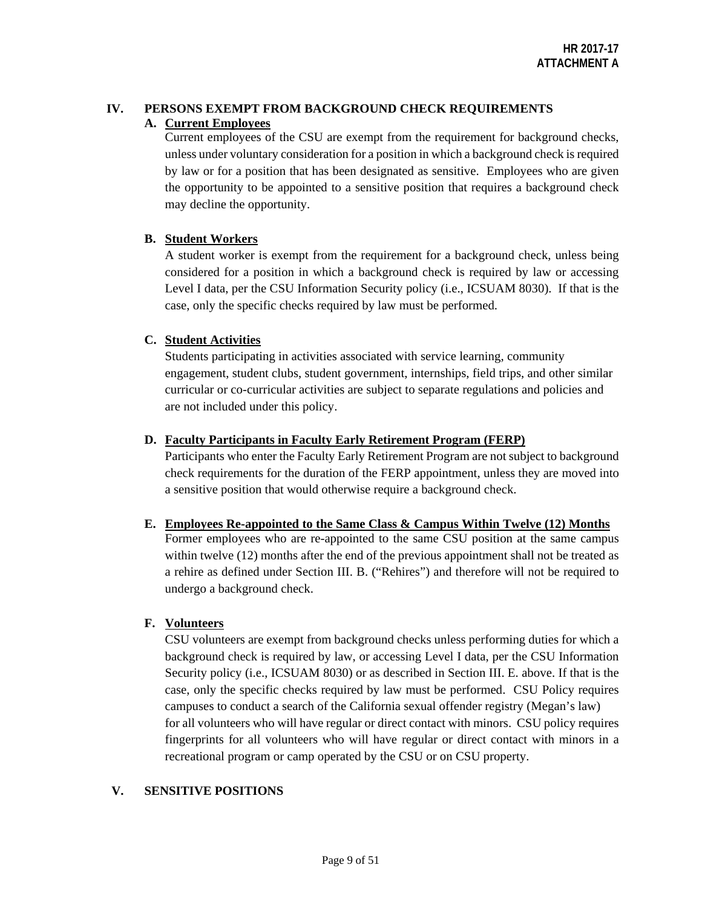## IV. PERSONS EXEMPT FROM BACKGROUND CHECK REQUIREMENTS

### A. Current Employees

Current employees of the CSU are exempt from the requirement for background checks, unless under voluntary consideration for a position in which a background check is required by law or for a position that has been designated as sensitive. Employees who are given the opportunity to be appointed to a sensitive position that requires a background check may decline the opportunity.

### B. Student Workers

A student worker is exempt from the requirement for a background check, unless being considered for a position in which a background check is required by law or accessing Level I data, per the CSU Information Security policy (i.e., ICSUAM 8030). If that is the case, only the specific checks required by law must be performed.

### C. Student Activities

Students participating in activities associated with service learning, community engagement, student clubs, student government, internships, field trips, and other similar curricular or co-curricular activities are subject to separate regulations and policies and are not included under this policy.

### D. Faculty Participants in Faculty Early Retirement Program (FERP)

Participants who enter the Faculty Early Retirement Program are not subject to background check requirements for the duration of the FERP appointment, unless they are moved into a sensitive position that would otherwise require a background check.

### E. Employees Re-appointed to the Same Class & Campus Within Twelve (12) Months

Former employees who are re-appointed to the same CSU position at the same campus within twelve (12) months after the end of the previous appointment shall not be treated as a rehire as defined under Section III. B. ("Rehires") and therefore will not be required to undergo a background check.

### F. Volunteers

CSU volunteers are exempt from background checks unless performing duties for which a background check is required by law, or accessing Level I data, per the CSU Information Security policy (i.e., ICSUAM 8030) or as described in Section III. E. above. If that is the case, only the specific checks required by law must be performed. CSU Policy requires campuses to conduct a search of the California sexual offender registry (Megan's law) for all volunteers who will have regular or direct contact with minors. CSU policy requires fingerprints for all volunteers who will have regular or direct contact with minors in a recreational program or camp operated by the CSU or on CSU property.

## V. SENSITIVE POSITIONS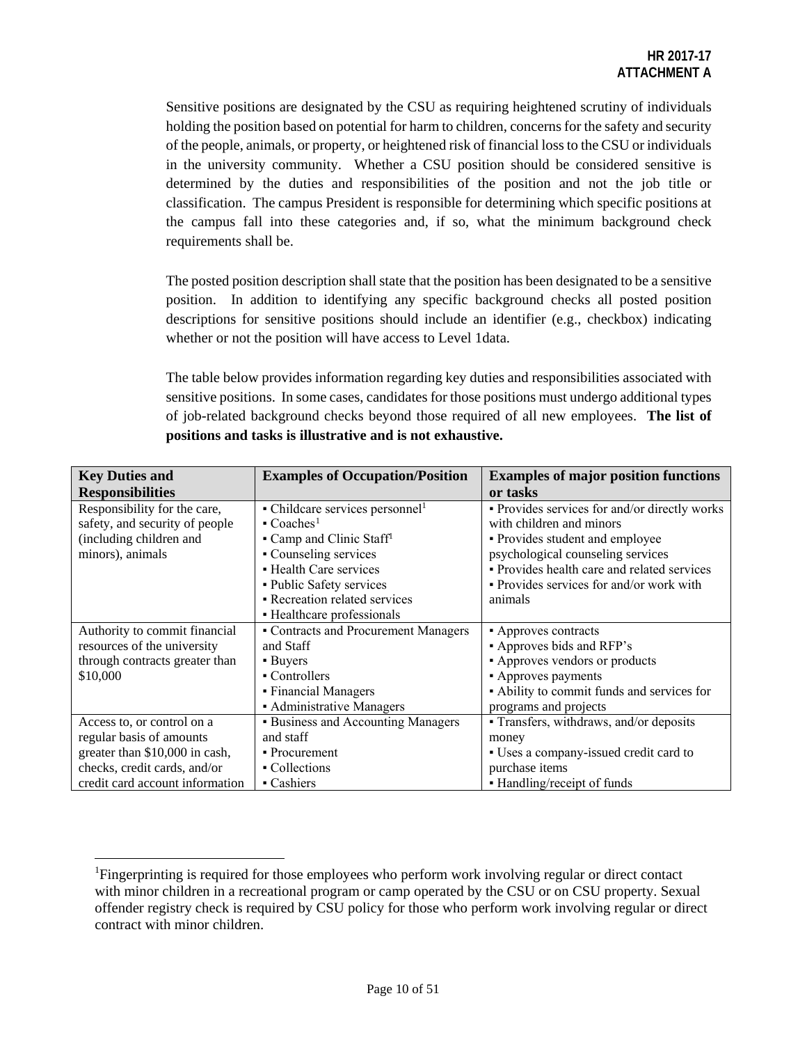**HR 2017-17**
**ATTACHMENT A**

Sensitive positions are designated by the CSU as requiring heightened scrutiny of individuals holding the position based on potential for harm to children, concerns for the safety and security of the people, animals, or property, or heightened risk of financial loss to the CSU or individuals in the university community. Whether a CSU position should be considered sensitive is determined by the duties and responsibilities of the position and not the job title or classification. The campus President is responsible for determining which specific positions at the campus fall into these categories and, if so, what the minimum background check requirements shall be.

The posted position description shall state that the position has been designated to be a sensitive position. In addition to identifying any specific background checks all posted position descriptions for sensitive positions should include an identifier (e.g., checkbox) indicating whether or not the position will have access to Level 1data.

The table below provides information regarding key duties and responsibilities associated with sensitive positions. In some cases, candidates for those positions must undergo additional types of job-related background checks beyond those required of all new employees. **The list of positions and tasks is illustrative and is not exhaustive.**

| Key Duties and Responsibilities | Examples of Occupation/Position | Examples of major position functions or tasks |
|---|---|---|
| Responsibility for the care, safety, and security of people (including children and minors), animals | ▪ Childcare services personnel[1]<br>▪ Coaches[1]<br>▪ Camp and Clinic Staff[1]<br>▪ Counseling services<br>▪ Health Care services<br>▪ Public Safety services<br>▪ Recreation related services<br>▪ Healthcare professionals | ▪ Provides services for and/or directly works with children and minors<br>▪ Provides student and employee psychological counseling services<br>▪ Provides health care and related services<br>▪ Provides services for and/or work with animals |
| Authority to commit financial resources of the university through contracts greater than $10,000 | ▪ Contracts and Procurement Managers and Staff<br>▪ Buyers<br>▪ Controllers<br>▪ Financial Managers<br>▪ Administrative Managers | ▪ Approves contracts<br>▪ Approves bids and RFP's<br>▪ Approves vendors or products<br>▪ Approves payments<br>▪ Ability to commit funds and services for programs and projects |
| Access to, or control on a regular basis of amounts greater than $10,000 in cash, checks, credit cards, and/or credit card account information | ▪ Business and Accounting Managers and staff<br>▪ Procurement<br>▪ Collections<br>▪ Cashiers | ▪ Transfers, withdraws, and/or deposits money<br>▪ Uses a company-issued credit card to purchase items<br>▪ Handling/receipt of funds |

[1]Fingerprinting is required for those employees who perform work involving regular or direct contact with minor children in a recreational program or camp operated by the CSU or on CSU property. Sexual offender registry check is required by CSU policy for those who perform work involving regular or direct contract with minor children.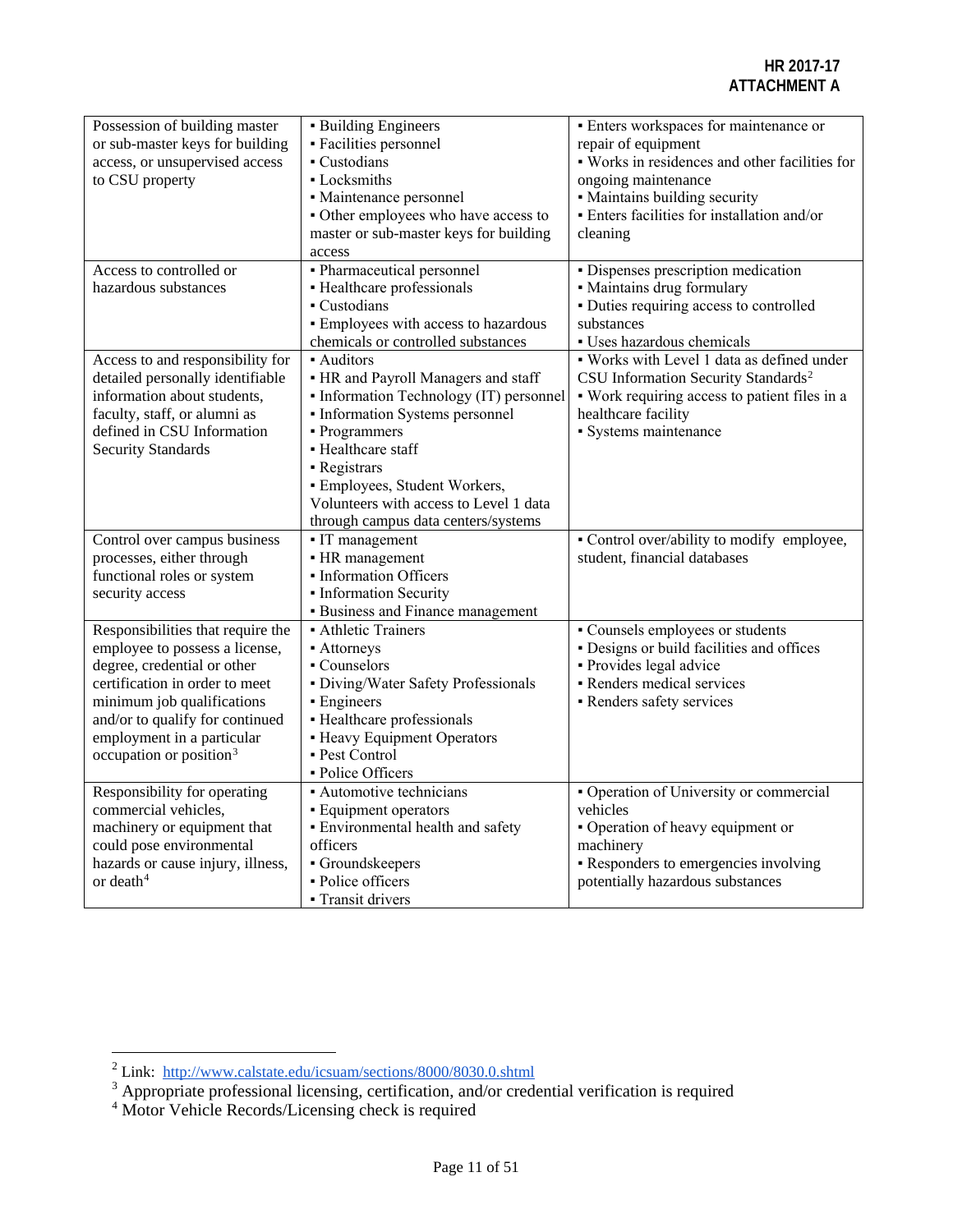**HR 2017-17**
**ATTACHMENT A**

| | | |
|---|---|---|
| Possession of building master or sub-master keys for building access, or unsupervised access to CSU property | ▪ Building Engineers<br>▪ Facilities personnel<br>▪ Custodians<br>▪ Locksmiths<br>▪ Maintenance personnel<br>▪ Other employees who have access to master or sub-master keys for building access | ▪ Enters workspaces for maintenance or repair of equipment<br>▪ Works in residences and other facilities for ongoing maintenance<br>▪ Maintains building security<br>▪ Enters facilities for installation and/or cleaning |
| Access to controlled or hazardous substances | ▪ Pharmaceutical personnel<br>▪ Healthcare professionals<br>▪ Custodians<br>▪ Employees with access to hazardous chemicals or controlled substances | ▪ Dispenses prescription medication<br>▪ Maintains drug formulary<br>▪ Duties requiring access to controlled substances<br>▪ Uses hazardous chemicals |
| Access to and responsibility for detailed personally identifiable information about students, faculty, staff, or alumni as defined in CSU Information Security Standards | ▪ Auditors<br>▪ HR and Payroll Managers and staff<br>▪ Information Technology (IT) personnel<br>▪ Information Systems personnel<br>▪ Programmers<br>▪ Healthcare staff<br>▪ Registrars<br>▪ Employees, Student Workers, Volunteers with access to Level 1 data through campus data centers/systems | ▪ Works with Level 1 data as defined under CSU Information Security Standards[2]<br>▪ Work requiring access to patient files in a healthcare facility<br>▪ Systems maintenance |
| Control over campus business processes, either through functional roles or system security access | ▪ IT management<br>▪ HR management<br>▪ Information Officers<br>▪ Information Security<br>▪ Business and Finance management | ▪ Control over/ability to modify employee, student, financial databases |
| Responsibilities that require the employee to possess a license, degree, credential or other certification in order to meet minimum job qualifications and/or to qualify for continued employment in a particular occupation or position[3] | ▪ Athletic Trainers<br>▪ Attorneys<br>▪ Counselors<br>▪ Diving/Water Safety Professionals<br>▪ Engineers<br>▪ Healthcare professionals<br>▪ Heavy Equipment Operators<br>▪ Pest Control<br>▪ Police Officers | ▪ Counsels employees or students<br>▪ Designs or build facilities and offices<br>▪ Provides legal advice<br>▪ Renders medical services<br>▪ Renders safety services |
| Responsibility for operating commercial vehicles, machinery or equipment that could pose environmental hazards or cause injury, illness, or death[4] | ▪ Automotive technicians<br>▪ Equipment operators<br>▪ Environmental health and safety officers<br>▪ Groundskeepers<br>▪ Police officers<br>▪ Transit drivers | ▪ Operation of University or commercial vehicles<br>▪ Operation of heavy equipment or machinery<br>▪ Responders to emergencies involving potentially hazardous substances |

[2] Link: http://www.calstate.edu/icsuam/sections/8000/8030.0.shtml

[3] Appropriate professional licensing, certification, and/or credential verification is required

[4] Motor Vehicle Records/Licensing check is required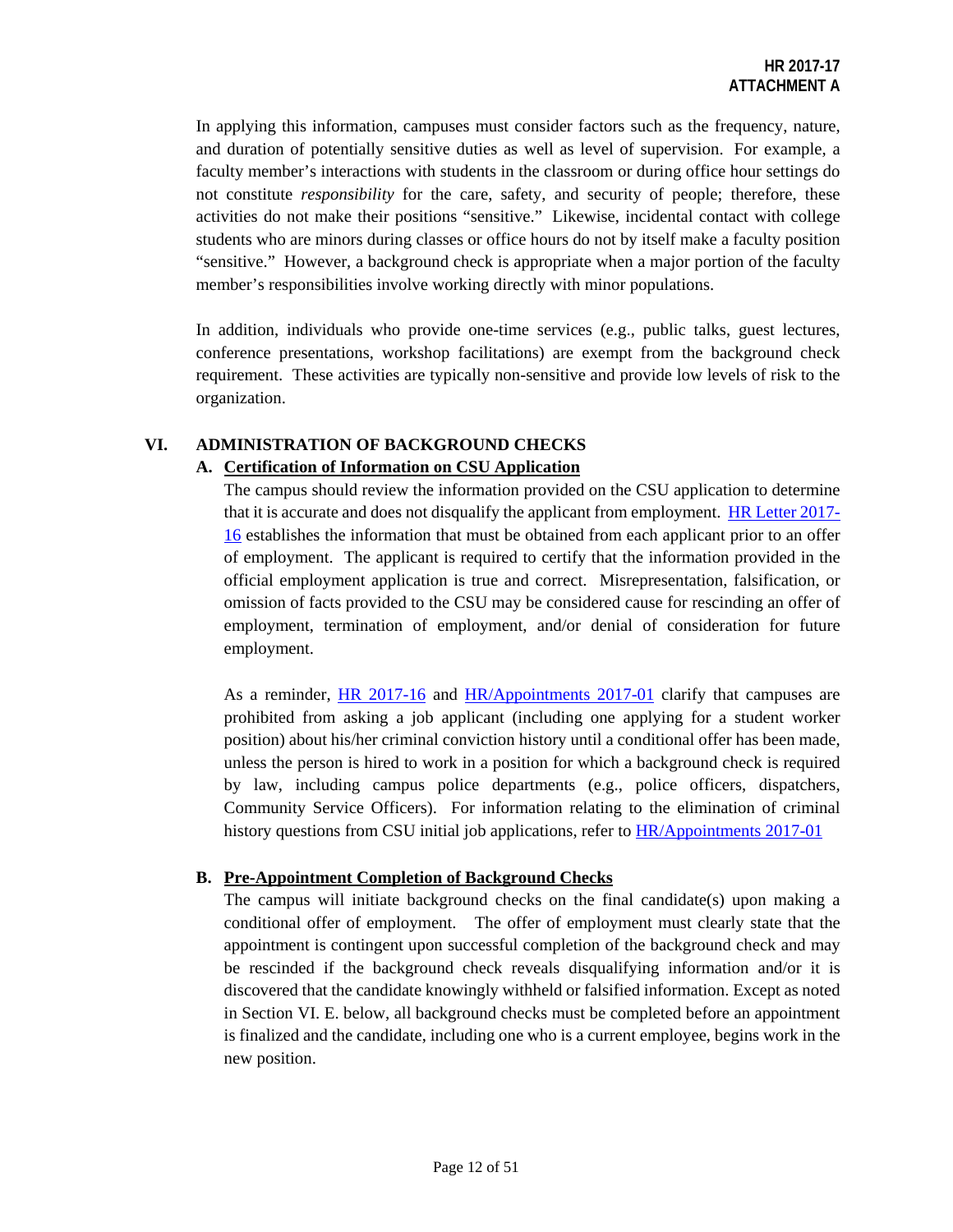In applying this information, campuses must consider factors such as the frequency, nature, and duration of potentially sensitive duties as well as level of supervision. For example, a faculty member's interactions with students in the classroom or during office hour settings do not constitute *responsibility* for the care, safety, and security of people; therefore, these activities do not make their positions "sensitive." Likewise, incidental contact with college students who are minors during classes or office hours do not by itself make a faculty position "sensitive." However, a background check is appropriate when a major portion of the faculty member's responsibilities involve working directly with minor populations.

In addition, individuals who provide one-time services (e.g., public talks, guest lectures, conference presentations, workshop facilitations) are exempt from the background check requirement. These activities are typically non-sensitive and provide low levels of risk to the organization.

## VI. ADMINISTRATION OF BACKGROUND CHECKS

### A. Certification of Information on CSU Application

The campus should review the information provided on the CSU application to determine that it is accurate and does not disqualify the applicant from employment. HR Letter 2017-16 establishes the information that must be obtained from each applicant prior to an offer of employment. The applicant is required to certify that the information provided in the official employment application is true and correct. Misrepresentation, falsification, or omission of facts provided to the CSU may be considered cause for rescinding an offer of employment, termination of employment, and/or denial of consideration for future employment.

As a reminder, HR 2017-16 and HR/Appointments 2017-01 clarify that campuses are prohibited from asking a job applicant (including one applying for a student worker position) about his/her criminal conviction history until a conditional offer has been made, unless the person is hired to work in a position for which a background check is required by law, including campus police departments (e.g., police officers, dispatchers, Community Service Officers). For information relating to the elimination of criminal history questions from CSU initial job applications, refer to HR/Appointments 2017-01

### B. Pre-Appointment Completion of Background Checks

The campus will initiate background checks on the final candidate(s) upon making a conditional offer of employment. The offer of employment must clearly state that the appointment is contingent upon successful completion of the background check and may be rescinded if the background check reveals disqualifying information and/or it is discovered that the candidate knowingly withheld or falsified information. Except as noted in Section VI. E. below, all background checks must be completed before an appointment is finalized and the candidate, including one who is a current employee, begins work in the new position.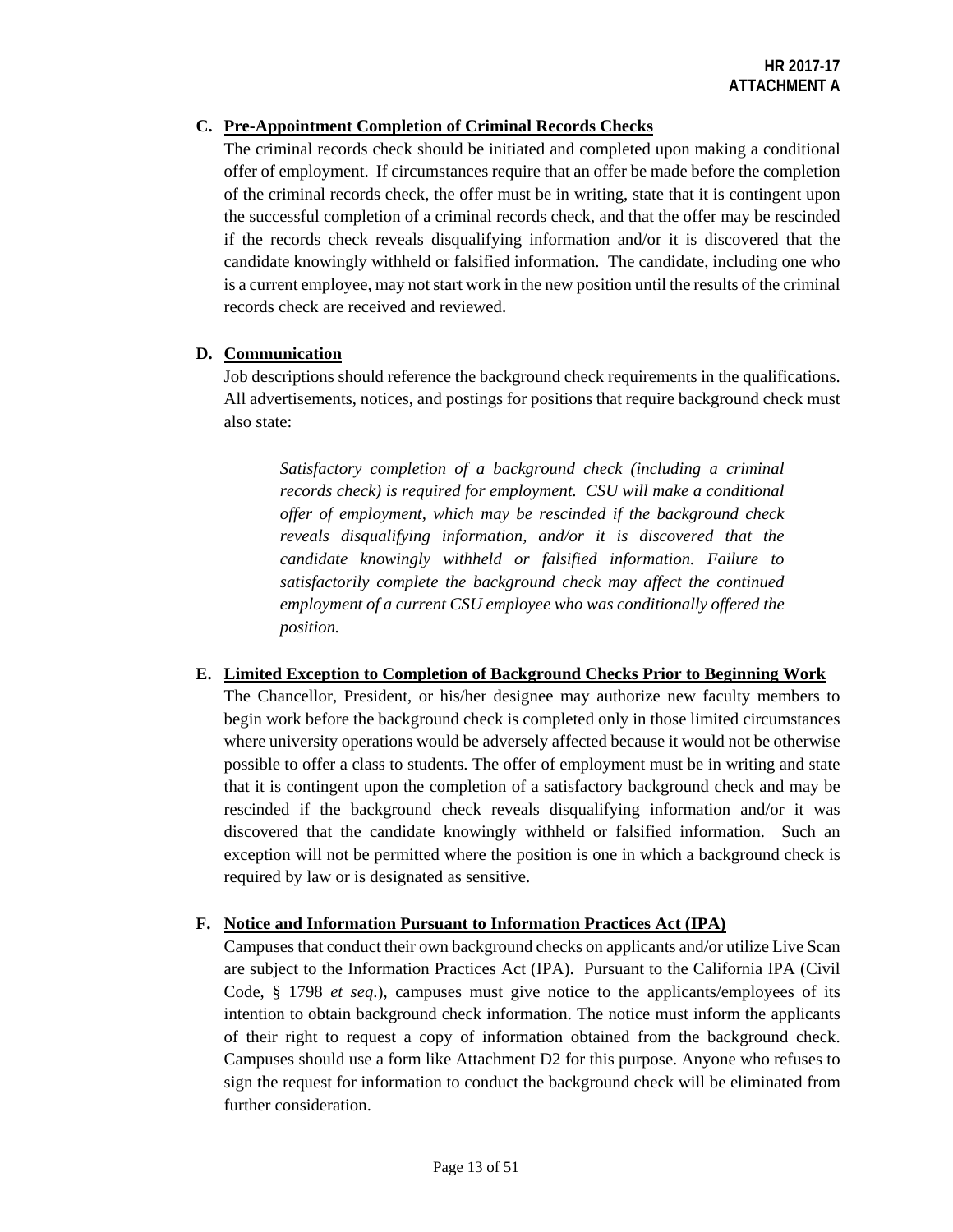### C. Pre-Appointment Completion of Criminal Records Checks

The criminal records check should be initiated and completed upon making a conditional offer of employment. If circumstances require that an offer be made before the completion of the criminal records check, the offer must be in writing, state that it is contingent upon the successful completion of a criminal records check, and that the offer may be rescinded if the records check reveals disqualifying information and/or it is discovered that the candidate knowingly withheld or falsified information. The candidate, including one who is a current employee, may not start work in the new position until the results of the criminal records check are received and reviewed.

### D. Communication

Job descriptions should reference the background check requirements in the qualifications. All advertisements, notices, and postings for positions that require background check must also state:

> *Satisfactory completion of a background check (including a criminal records check) is required for employment. CSU will make a conditional offer of employment, which may be rescinded if the background check reveals disqualifying information, and/or it is discovered that the candidate knowingly withheld or falsified information. Failure to satisfactorily complete the background check may affect the continued employment of a current CSU employee who was conditionally offered the position.*

### E. Limited Exception to Completion of Background Checks Prior to Beginning Work

The Chancellor, President, or his/her designee may authorize new faculty members to begin work before the background check is completed only in those limited circumstances where university operations would be adversely affected because it would not be otherwise possible to offer a class to students. The offer of employment must be in writing and state that it is contingent upon the completion of a satisfactory background check and may be rescinded if the background check reveals disqualifying information and/or it was discovered that the candidate knowingly withheld or falsified information. Such an exception will not be permitted where the position is one in which a background check is required by law or is designated as sensitive.

### F. Notice and Information Pursuant to Information Practices Act (IPA)

Campuses that conduct their own background checks on applicants and/or utilize Live Scan are subject to the Information Practices Act (IPA). Pursuant to the California IPA (Civil Code, § 1798 *et seq*.), campuses must give notice to the applicants/employees of its intention to obtain background check information. The notice must inform the applicants of their right to request a copy of information obtained from the background check. Campuses should use a form like Attachment D2 for this purpose. Anyone who refuses to sign the request for information to conduct the background check will be eliminated from further consideration.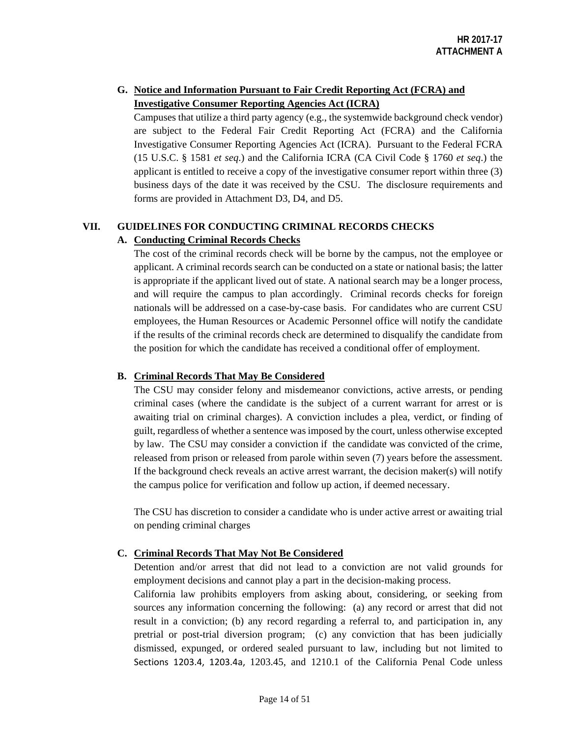**G. Notice and Information Pursuant to Fair Credit Reporting Act (FCRA) and Investigative Consumer Reporting Agencies Act (ICRA)**

Campuses that utilize a third party agency (e.g., the systemwide background check vendor) are subject to the Federal Fair Credit Reporting Act (FCRA) and the California Investigative Consumer Reporting Agencies Act (ICRA). Pursuant to the Federal FCRA (15 U.S.C. § 1581 *et seq*.) and the California ICRA (CA Civil Code § 1760 *et seq*.) the applicant is entitled to receive a copy of the investigative consumer report within three (3) business days of the date it was received by the CSU. The disclosure requirements and forms are provided in Attachment D3, D4, and D5.

## VII. GUIDELINES FOR CONDUCTING CRIMINAL RECORDS CHECKS

**A. Conducting Criminal Records Checks**

The cost of the criminal records check will be borne by the campus, not the employee or applicant. A criminal records search can be conducted on a state or national basis; the latter is appropriate if the applicant lived out of state. A national search may be a longer process, and will require the campus to plan accordingly. Criminal records checks for foreign nationals will be addressed on a case-by-case basis. For candidates who are current CSU employees, the Human Resources or Academic Personnel office will notify the candidate if the results of the criminal records check are determined to disqualify the candidate from the position for which the candidate has received a conditional offer of employment.

**B. Criminal Records That May Be Considered**

The CSU may consider felony and misdemeanor convictions, active arrests, or pending criminal cases (where the candidate is the subject of a current warrant for arrest or is awaiting trial on criminal charges). A conviction includes a plea, verdict, or finding of guilt, regardless of whether a sentence was imposed by the court, unless otherwise excepted by law. The CSU may consider a conviction if the candidate was convicted of the crime, released from prison or released from parole within seven (7) years before the assessment. If the background check reveals an active arrest warrant, the decision maker(s) will notify the campus police for verification and follow up action, if deemed necessary.

The CSU has discretion to consider a candidate who is under active arrest or awaiting trial on pending criminal charges

**C. Criminal Records That May Not Be Considered**

Detention and/or arrest that did not lead to a conviction are not valid grounds for employment decisions and cannot play a part in the decision-making process.

California law prohibits employers from asking about, considering, or seeking from sources any information concerning the following: (a) any record or arrest that did not result in a conviction; (b) any record regarding a referral to, and participation in, any pretrial or post-trial diversion program; (c) any conviction that has been judicially dismissed, expunged, or ordered sealed pursuant to law, including but not limited to Sections 1203.4, 1203.4a, 1203.45, and 1210.1 of the California Penal Code unless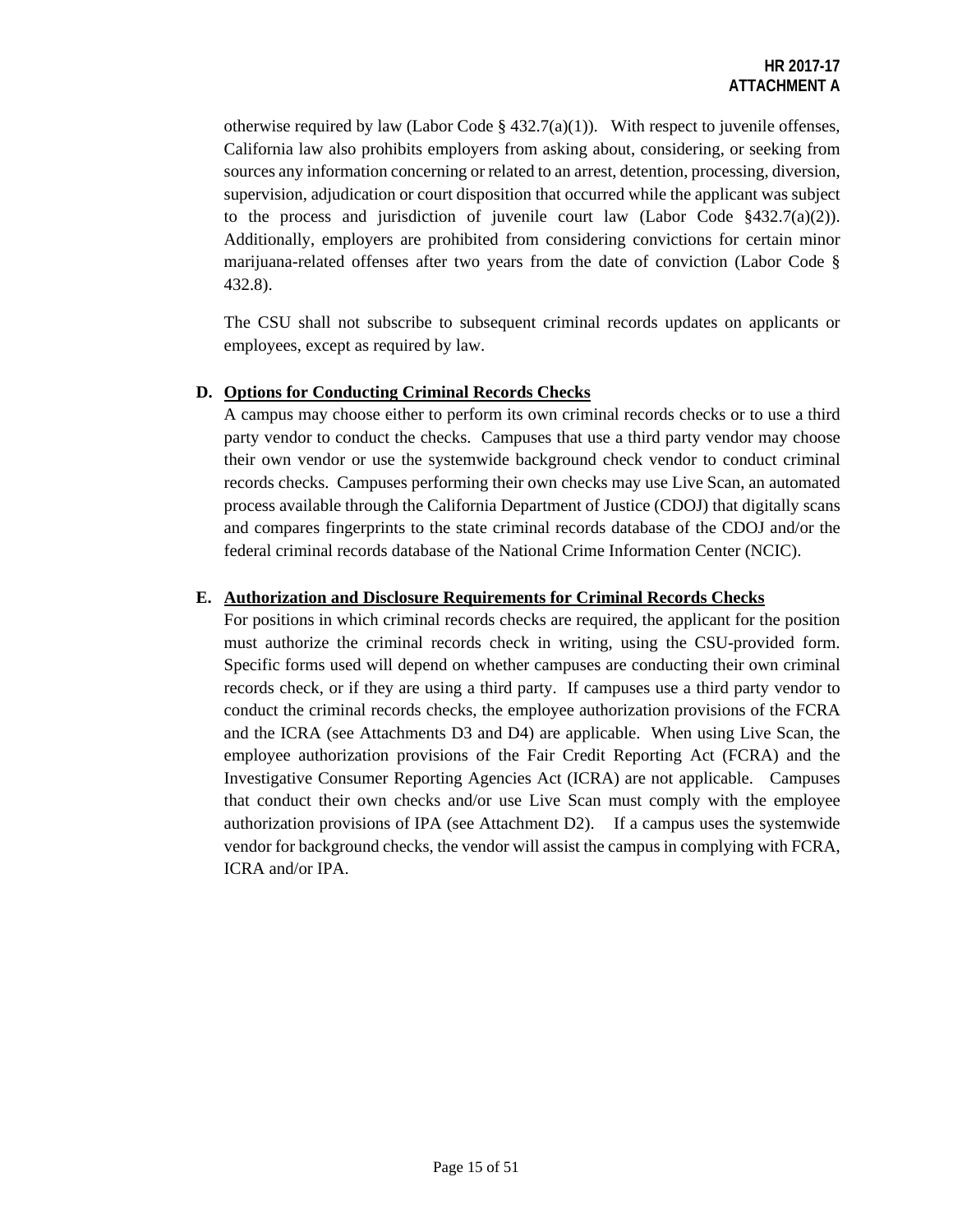otherwise required by law (Labor Code § 432.7(a)(1)). With respect to juvenile offenses, California law also prohibits employers from asking about, considering, or seeking from sources any information concerning or related to an arrest, detention, processing, diversion, supervision, adjudication or court disposition that occurred while the applicant was subject to the process and jurisdiction of juvenile court law (Labor Code §432.7(a)(2)). Additionally, employers are prohibited from considering convictions for certain minor marijuana-related offenses after two years from the date of conviction (Labor Code § 432.8).

The CSU shall not subscribe to subsequent criminal records updates on applicants or employees, except as required by law.

**D. <u>Options for Conducting Criminal Records Checks</u>**

A campus may choose either to perform its own criminal records checks or to use a third party vendor to conduct the checks. Campuses that use a third party vendor may choose their own vendor or use the systemwide background check vendor to conduct criminal records checks. Campuses performing their own checks may use Live Scan, an automated process available through the California Department of Justice (CDOJ) that digitally scans and compares fingerprints to the state criminal records database of the CDOJ and/or the federal criminal records database of the National Crime Information Center (NCIC).

**E. <u>Authorization and Disclosure Requirements for Criminal Records Checks</u>**

For positions in which criminal records checks are required, the applicant for the position must authorize the criminal records check in writing, using the CSU-provided form. Specific forms used will depend on whether campuses are conducting their own criminal records check, or if they are using a third party. If campuses use a third party vendor to conduct the criminal records checks, the employee authorization provisions of the FCRA and the ICRA (see Attachments D3 and D4) are applicable. When using Live Scan, the employee authorization provisions of the Fair Credit Reporting Act (FCRA) and the Investigative Consumer Reporting Agencies Act (ICRA) are not applicable. Campuses that conduct their own checks and/or use Live Scan must comply with the employee authorization provisions of IPA (see Attachment D2). If a campus uses the systemwide vendor for background checks, the vendor will assist the campus in complying with FCRA, ICRA and/or IPA.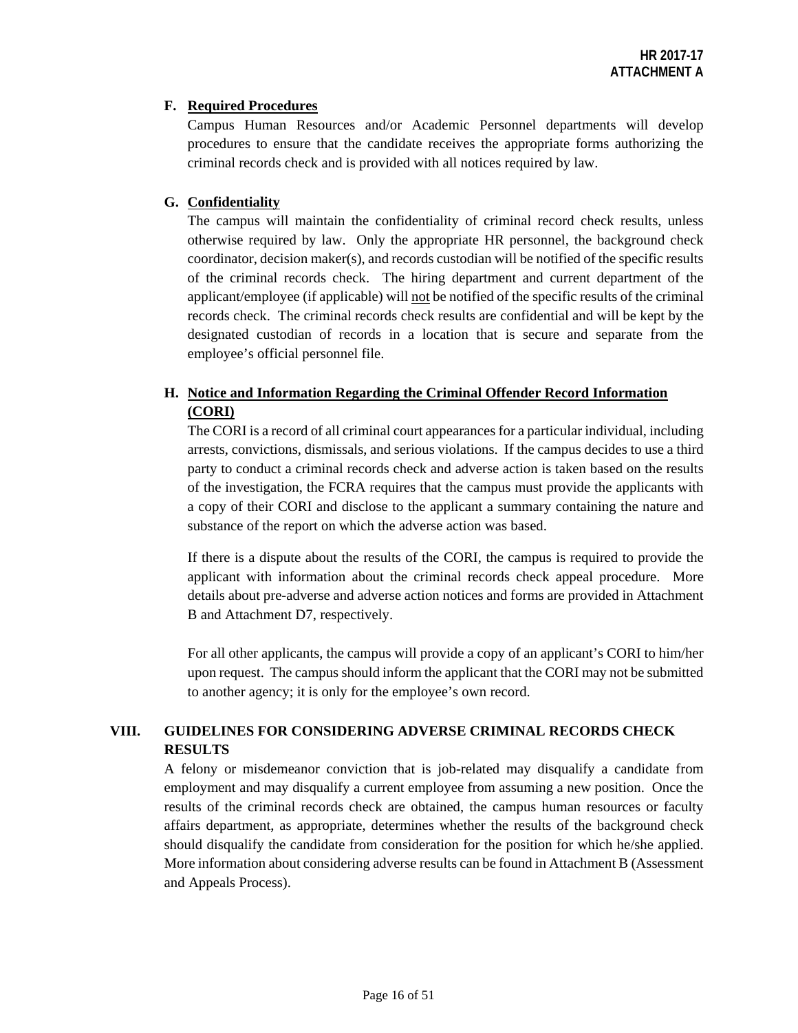### F. Required Procedures

Campus Human Resources and/or Academic Personnel departments will develop procedures to ensure that the candidate receives the appropriate forms authorizing the criminal records check and is provided with all notices required by law.

### G. Confidentiality

The campus will maintain the confidentiality of criminal record check results, unless otherwise required by law. Only the appropriate HR personnel, the background check coordinator, decision maker(s), and records custodian will be notified of the specific results of the criminal records check. The hiring department and current department of the applicant/employee (if applicable) will not be notified of the specific results of the criminal records check. The criminal records check results are confidential and will be kept by the designated custodian of records in a location that is secure and separate from the employee's official personnel file.

### H. Notice and Information Regarding the Criminal Offender Record Information (CORI)

The CORI is a record of all criminal court appearances for a particular individual, including arrests, convictions, dismissals, and serious violations. If the campus decides to use a third party to conduct a criminal records check and adverse action is taken based on the results of the investigation, the FCRA requires that the campus must provide the applicants with a copy of their CORI and disclose to the applicant a summary containing the nature and substance of the report on which the adverse action was based.

If there is a dispute about the results of the CORI, the campus is required to provide the applicant with information about the criminal records check appeal procedure. More details about pre-adverse and adverse action notices and forms are provided in Attachment B and Attachment D7, respectively.

For all other applicants, the campus will provide a copy of an applicant's CORI to him/her upon request. The campus should inform the applicant that the CORI may not be submitted to another agency; it is only for the employee's own record.

## VIII. GUIDELINES FOR CONSIDERING ADVERSE CRIMINAL RECORDS CHECK RESULTS

A felony or misdemeanor conviction that is job-related may disqualify a candidate from employment and may disqualify a current employee from assuming a new position. Once the results of the criminal records check are obtained, the campus human resources or faculty affairs department, as appropriate, determines whether the results of the background check should disqualify the candidate from consideration for the position for which he/she applied. More information about considering adverse results can be found in Attachment B (Assessment and Appeals Process).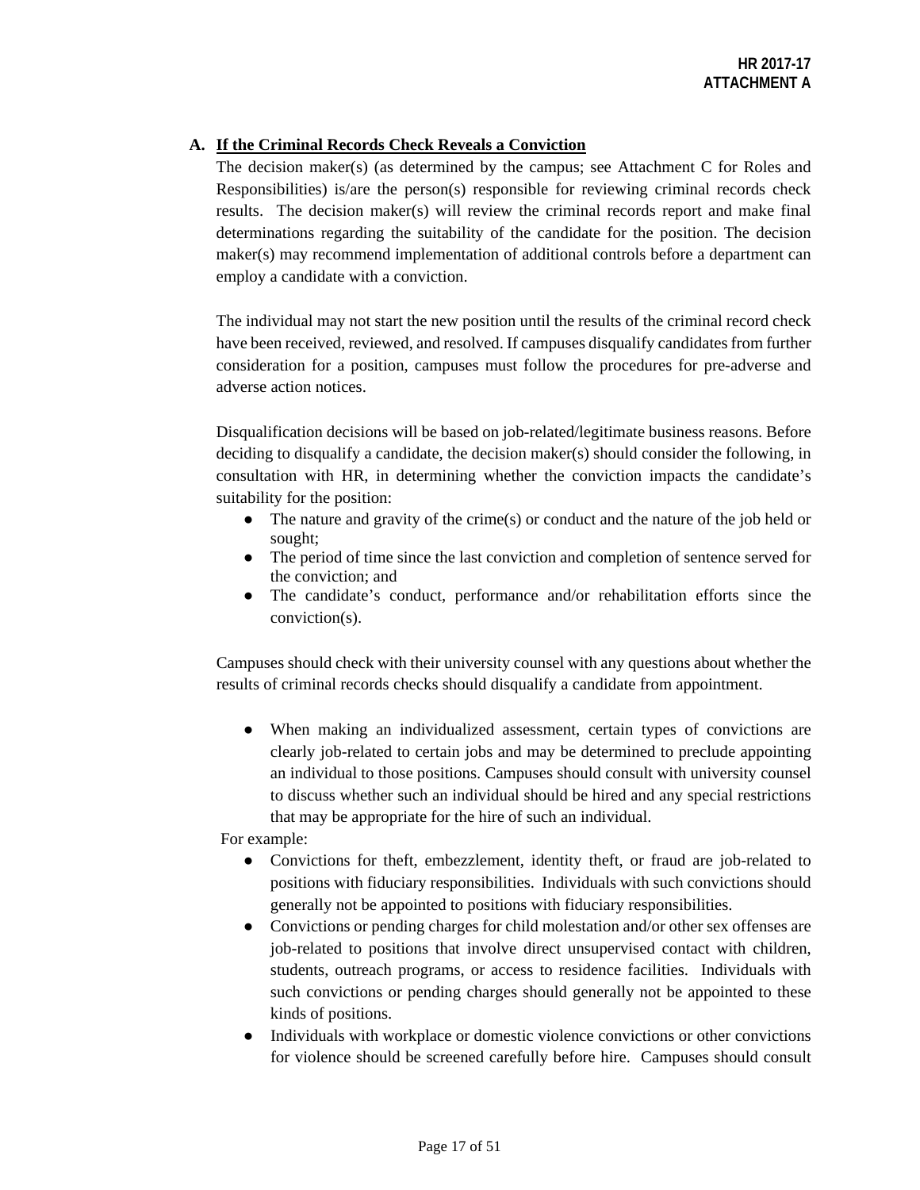### A. If the Criminal Records Check Reveals a Conviction

The decision maker(s) (as determined by the campus; see Attachment C for Roles and Responsibilities) is/are the person(s) responsible for reviewing criminal records check results. The decision maker(s) will review the criminal records report and make final determinations regarding the suitability of the candidate for the position. The decision maker(s) may recommend implementation of additional controls before a department can employ a candidate with a conviction.

The individual may not start the new position until the results of the criminal record check have been received, reviewed, and resolved. If campuses disqualify candidates from further consideration for a position, campuses must follow the procedures for pre-adverse and adverse action notices.

Disqualification decisions will be based on job-related/legitimate business reasons. Before deciding to disqualify a candidate, the decision maker(s) should consider the following, in consultation with HR, in determining whether the conviction impacts the candidate's suitability for the position:

- The nature and gravity of the crime(s) or conduct and the nature of the job held or sought;
- The period of time since the last conviction and completion of sentence served for the conviction; and
- The candidate's conduct, performance and/or rehabilitation efforts since the conviction(s).

Campuses should check with their university counsel with any questions about whether the results of criminal records checks should disqualify a candidate from appointment.

- When making an individualized assessment, certain types of convictions are clearly job-related to certain jobs and may be determined to preclude appointing an individual to those positions. Campuses should consult with university counsel to discuss whether such an individual should be hired and any special restrictions that may be appropriate for the hire of such an individual.

For example:

- Convictions for theft, embezzlement, identity theft, or fraud are job-related to positions with fiduciary responsibilities. Individuals with such convictions should generally not be appointed to positions with fiduciary responsibilities.
- Convictions or pending charges for child molestation and/or other sex offenses are job-related to positions that involve direct unsupervised contact with children, students, outreach programs, or access to residence facilities. Individuals with such convictions or pending charges should generally not be appointed to these kinds of positions.
- Individuals with workplace or domestic violence convictions or other convictions for violence should be screened carefully before hire. Campuses should consult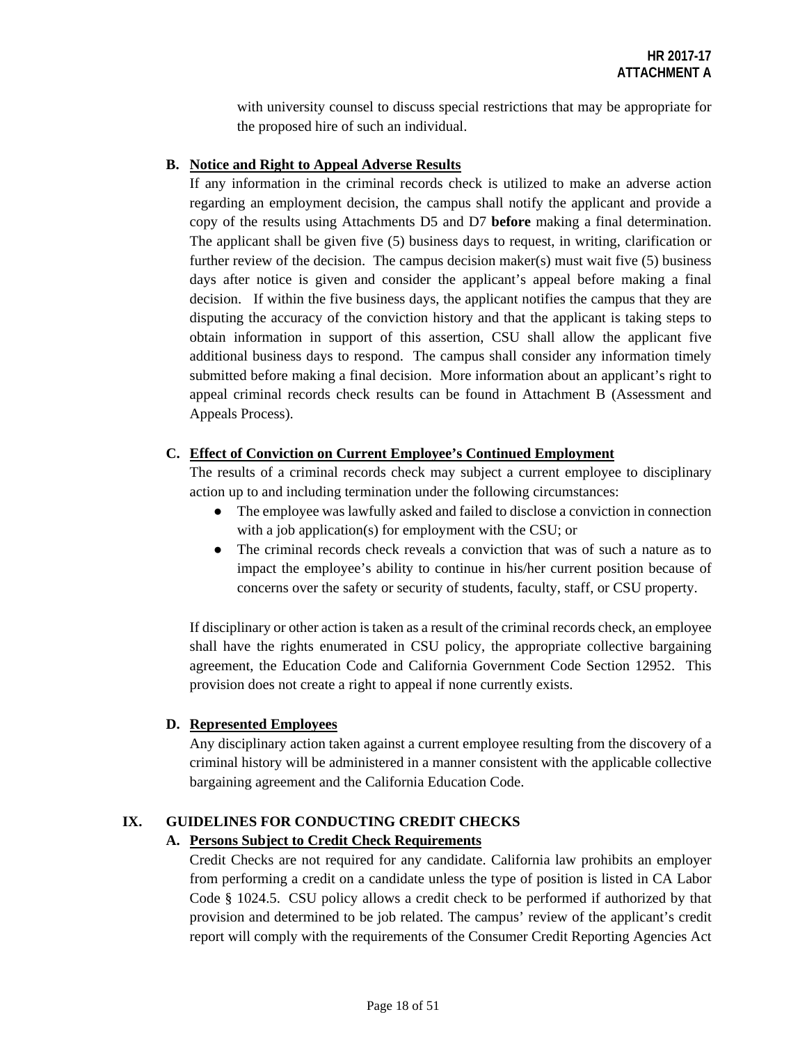with university counsel to discuss special restrictions that may be appropriate for the proposed hire of such an individual.

**B. Notice and Right to Appeal Adverse Results**

If any information in the criminal records check is utilized to make an adverse action regarding an employment decision, the campus shall notify the applicant and provide a copy of the results using Attachments D5 and D7 **before** making a final determination. The applicant shall be given five (5) business days to request, in writing, clarification or further review of the decision. The campus decision maker(s) must wait five (5) business days after notice is given and consider the applicant's appeal before making a final decision. If within the five business days, the applicant notifies the campus that they are disputing the accuracy of the conviction history and that the applicant is taking steps to obtain information in support of this assertion, CSU shall allow the applicant five additional business days to respond. The campus shall consider any information timely submitted before making a final decision. More information about an applicant's right to appeal criminal records check results can be found in Attachment B (Assessment and Appeals Process).

**C. Effect of Conviction on Current Employee's Continued Employment**

The results of a criminal records check may subject a current employee to disciplinary action up to and including termination under the following circumstances:

- The employee was lawfully asked and failed to disclose a conviction in connection with a job application(s) for employment with the CSU; or
- The criminal records check reveals a conviction that was of such a nature as to impact the employee's ability to continue in his/her current position because of concerns over the safety or security of students, faculty, staff, or CSU property.

If disciplinary or other action is taken as a result of the criminal records check, an employee shall have the rights enumerated in CSU policy, the appropriate collective bargaining agreement, the Education Code and California Government Code Section 12952. This provision does not create a right to appeal if none currently exists.

**D. Represented Employees**

Any disciplinary action taken against a current employee resulting from the discovery of a criminal history will be administered in a manner consistent with the applicable collective bargaining agreement and the California Education Code.

## IX. GUIDELINES FOR CONDUCTING CREDIT CHECKS

**A. Persons Subject to Credit Check Requirements**

Credit Checks are not required for any candidate. California law prohibits an employer from performing a credit on a candidate unless the type of position is listed in CA Labor Code § 1024.5. CSU policy allows a credit check to be performed if authorized by that provision and determined to be job related. The campus' review of the applicant's credit report will comply with the requirements of the Consumer Credit Reporting Agencies Act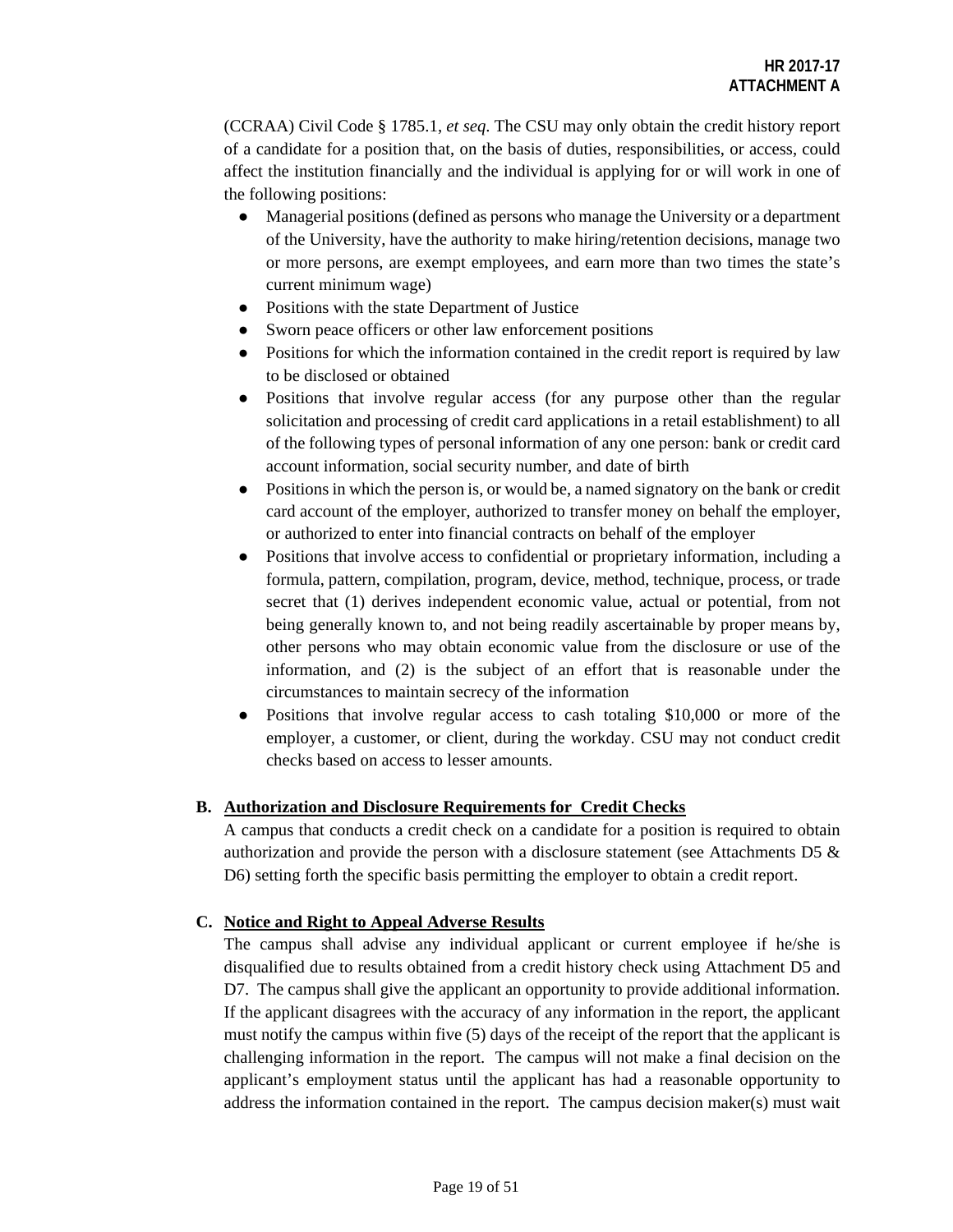(CCRAA) Civil Code § 1785.1, *et seq*. The CSU may only obtain the credit history report of a candidate for a position that, on the basis of duties, responsibilities, or access, could affect the institution financially and the individual is applying for or will work in one of the following positions:

- Managerial positions (defined as persons who manage the University or a department of the University, have the authority to make hiring/retention decisions, manage two or more persons, are exempt employees, and earn more than two times the state's current minimum wage)
- Positions with the state Department of Justice
- Sworn peace officers or other law enforcement positions
- Positions for which the information contained in the credit report is required by law to be disclosed or obtained
- Positions that involve regular access (for any purpose other than the regular solicitation and processing of credit card applications in a retail establishment) to all of the following types of personal information of any one person: bank or credit card account information, social security number, and date of birth
- Positions in which the person is, or would be, a named signatory on the bank or credit card account of the employer, authorized to transfer money on behalf the employer, or authorized to enter into financial contracts on behalf of the employer
- Positions that involve access to confidential or proprietary information, including a formula, pattern, compilation, program, device, method, technique, process, or trade secret that (1) derives independent economic value, actual or potential, from not being generally known to, and not being readily ascertainable by proper means by, other persons who may obtain economic value from the disclosure or use of the information, and (2) is the subject of an effort that is reasonable under the circumstances to maintain secrecy of the information
- Positions that involve regular access to cash totaling $10,000 or more of the employer, a customer, or client, during the workday. CSU may not conduct credit checks based on access to lesser amounts.

**B. Authorization and Disclosure Requirements for Credit Checks**

A campus that conducts a credit check on a candidate for a position is required to obtain authorization and provide the person with a disclosure statement (see Attachments D5 & D6) setting forth the specific basis permitting the employer to obtain a credit report.

**C. Notice and Right to Appeal Adverse Results**

The campus shall advise any individual applicant or current employee if he/she is disqualified due to results obtained from a credit history check using Attachment D5 and D7. The campus shall give the applicant an opportunity to provide additional information. If the applicant disagrees with the accuracy of any information in the report, the applicant must notify the campus within five (5) days of the receipt of the report that the applicant is challenging information in the report. The campus will not make a final decision on the applicant's employment status until the applicant has had a reasonable opportunity to address the information contained in the report. The campus decision maker(s) must wait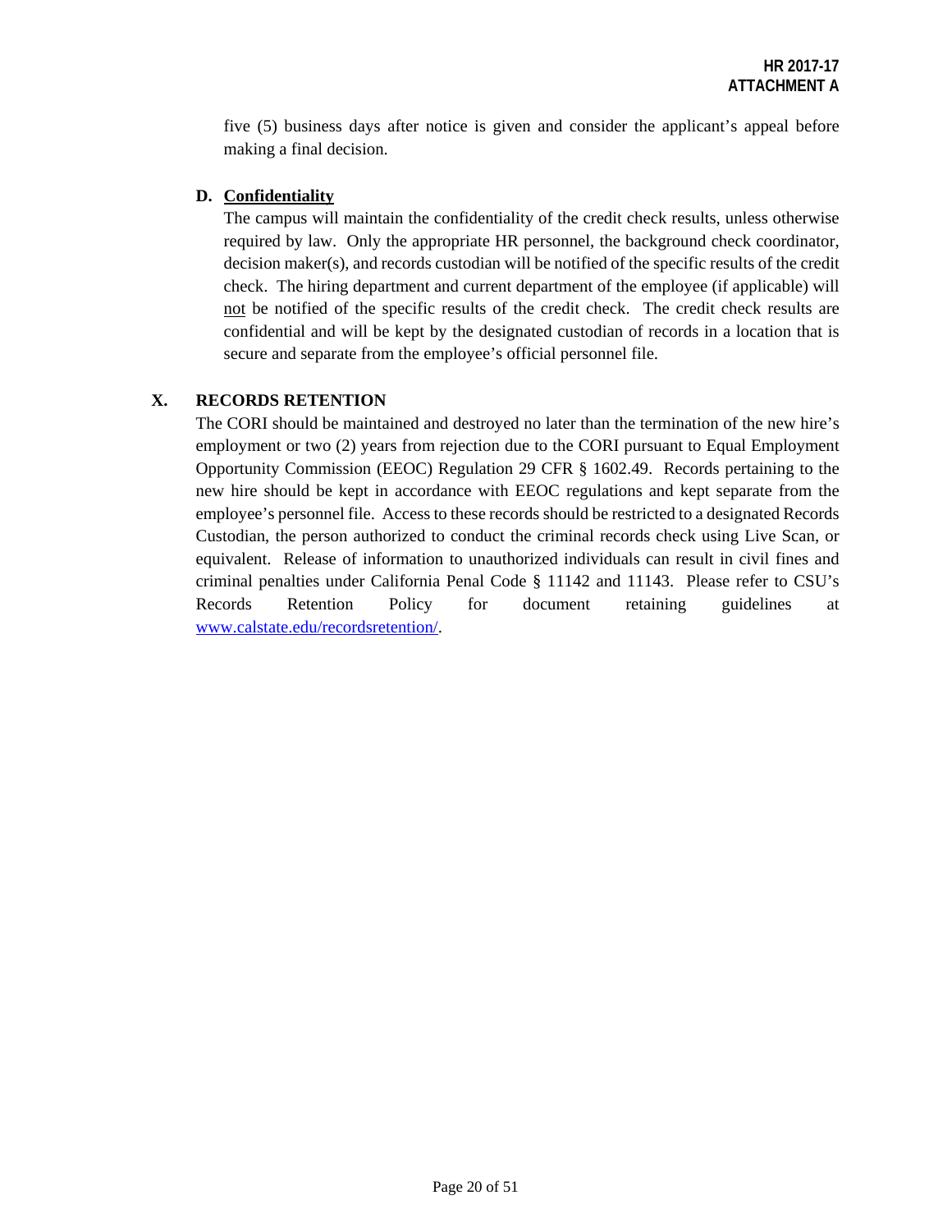five (5) business days after notice is given and consider the applicant's appeal before making a final decision.

**D. Confidentiality**

The campus will maintain the confidentiality of the credit check results, unless otherwise required by law. Only the appropriate HR personnel, the background check coordinator, decision maker(s), and records custodian will be notified of the specific results of the credit check. The hiring department and current department of the employee (if applicable) will not be notified of the specific results of the credit check. The credit check results are confidential and will be kept by the designated custodian of records in a location that is secure and separate from the employee's official personnel file.

## X. RECORDS RETENTION

The CORI should be maintained and destroyed no later than the termination of the new hire's employment or two (2) years from rejection due to the CORI pursuant to Equal Employment Opportunity Commission (EEOC) Regulation 29 CFR § 1602.49. Records pertaining to the new hire should be kept in accordance with EEOC regulations and kept separate from the employee's personnel file. Access to these records should be restricted to a designated Records Custodian, the person authorized to conduct the criminal records check using Live Scan, or equivalent. Release of information to unauthorized individuals can result in civil fines and criminal penalties under California Penal Code § 11142 and 11143. Please refer to CSU's Records Retention Policy for document retaining guidelines at www.calstate.edu/recordsretention/.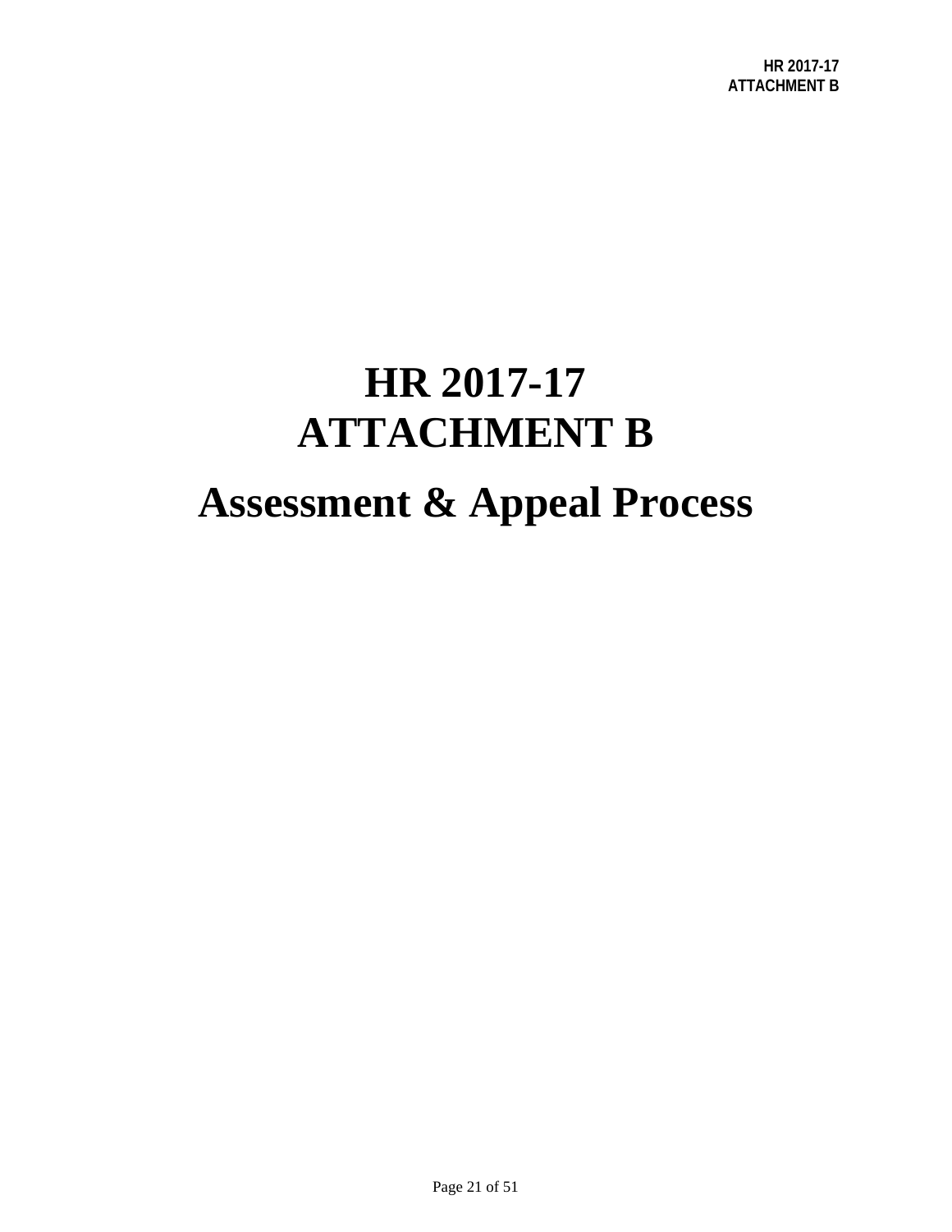# HR 2017-17
# ATTACHMENT B

# Assessment & Appeal Process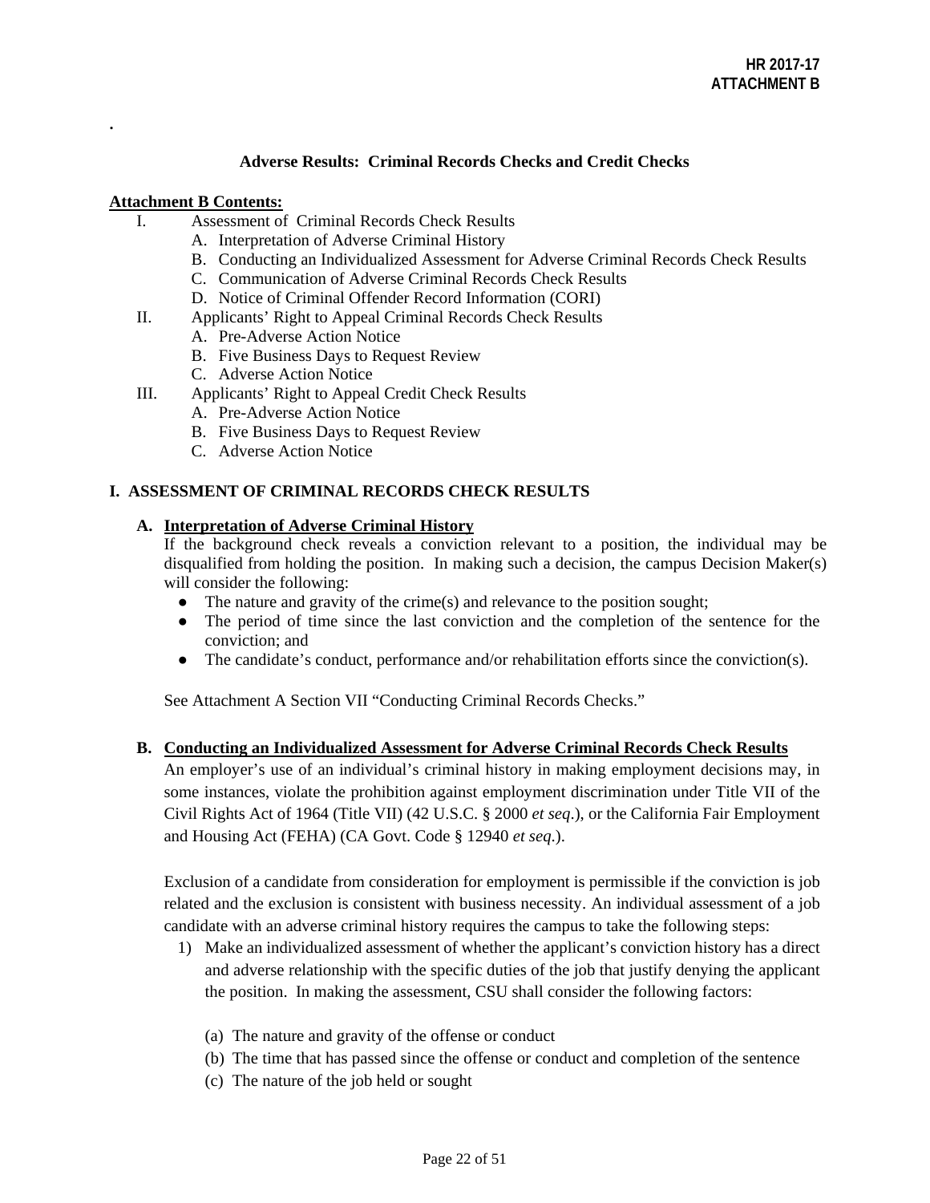**HR 2017-17**
**ATTACHMENT B**

.

**Adverse Results: Criminal Records Checks and Credit Checks**

**Attachment B Contents:**

- I. Assessment of Criminal Records Check Results
  - A. Interpretation of Adverse Criminal History
  - B. Conducting an Individualized Assessment for Adverse Criminal Records Check Results
  - C. Communication of Adverse Criminal Records Check Results
  - D. Notice of Criminal Offender Record Information (CORI)
- II. Applicants' Right to Appeal Criminal Records Check Results
  - A. Pre-Adverse Action Notice
  - B. Five Business Days to Request Review
  - C. Adverse Action Notice
- III. Applicants' Right to Appeal Credit Check Results
  - A. Pre-Adverse Action Notice
  - B. Five Business Days to Request Review
  - C. Adverse Action Notice

## I. ASSESSMENT OF CRIMINAL RECORDS CHECK RESULTS

### A. Interpretation of Adverse Criminal History

If the background check reveals a conviction relevant to a position, the individual may be disqualified from holding the position. In making such a decision, the campus Decision Maker(s) will consider the following:

- The nature and gravity of the crime(s) and relevance to the position sought;
- The period of time since the last conviction and the completion of the sentence for the conviction; and
- The candidate's conduct, performance and/or rehabilitation efforts since the conviction(s).

See Attachment A Section VII "Conducting Criminal Records Checks."

### B. Conducting an Individualized Assessment for Adverse Criminal Records Check Results

An employer's use of an individual's criminal history in making employment decisions may, in some instances, violate the prohibition against employment discrimination under Title VII of the Civil Rights Act of 1964 (Title VII) (42 U.S.C. § 2000 *et seq*.), or the California Fair Employment and Housing Act (FEHA) (CA Govt. Code § 12940 *et seq*.).

Exclusion of a candidate from consideration for employment is permissible if the conviction is job related and the exclusion is consistent with business necessity. An individual assessment of a job candidate with an adverse criminal history requires the campus to take the following steps:

1) Make an individualized assessment of whether the applicant's conviction history has a direct and adverse relationship with the specific duties of the job that justify denying the applicant the position. In making the assessment, CSU shall consider the following factors:

   (a) The nature and gravity of the offense or conduct
   (b) The time that has passed since the offense or conduct and completion of the sentence
   (c) The nature of the job held or sought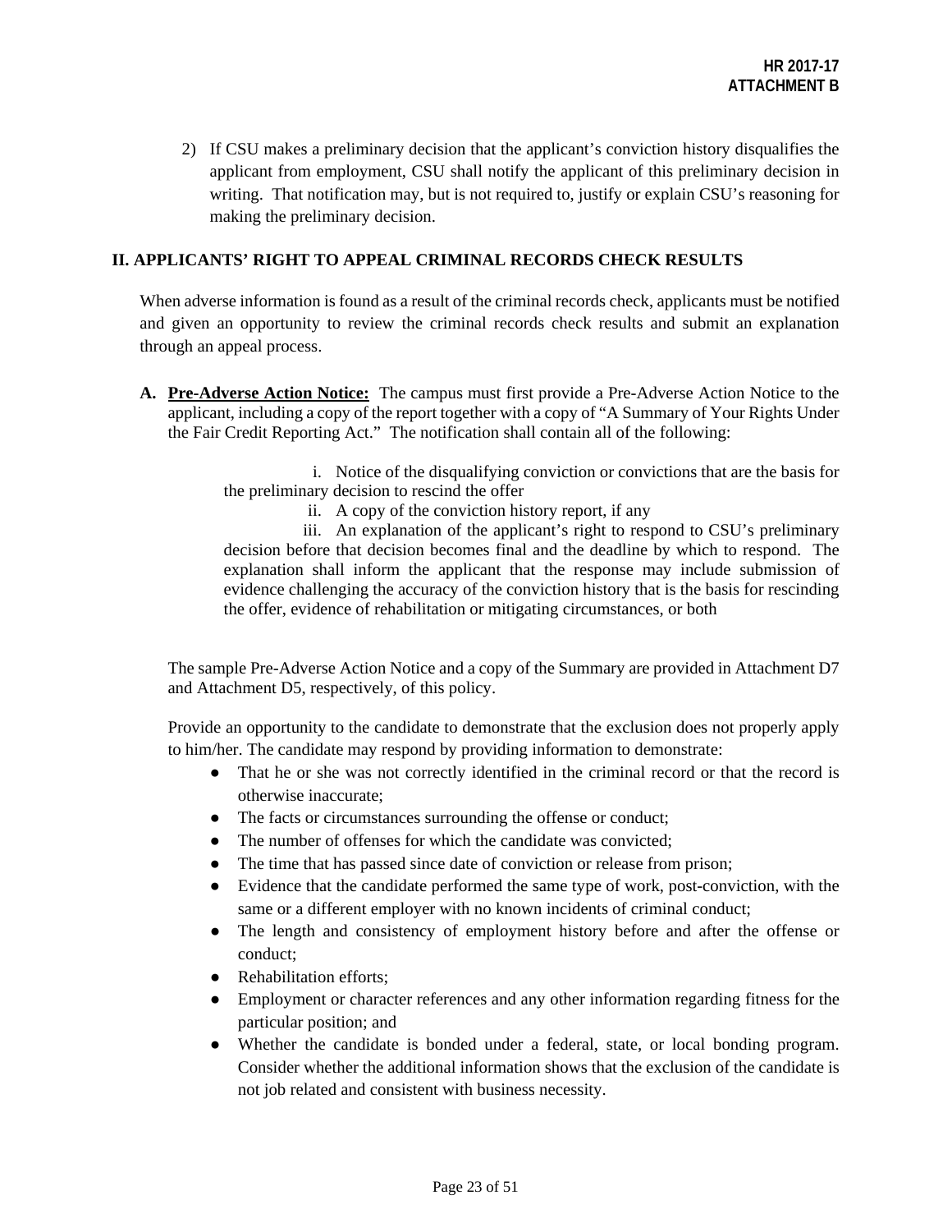2) If CSU makes a preliminary decision that the applicant's conviction history disqualifies the applicant from employment, CSU shall notify the applicant of this preliminary decision in writing. That notification may, but is not required to, justify or explain CSU's reasoning for making the preliminary decision.

## II. APPLICANTS' RIGHT TO APPEAL CRIMINAL RECORDS CHECK RESULTS

When adverse information is found as a result of the criminal records check, applicants must be notified and given an opportunity to review the criminal records check results and submit an explanation through an appeal process.

**A. <u>Pre-Adverse Action Notice:</u>** The campus must first provide a Pre-Adverse Action Notice to the applicant, including a copy of the report together with a copy of "A Summary of Your Rights Under the Fair Credit Reporting Act." The notification shall contain all of the following:

i. Notice of the disqualifying conviction or convictions that are the basis for the preliminary decision to rescind the offer

ii. A copy of the conviction history report, if any

iii. An explanation of the applicant's right to respond to CSU's preliminary decision before that decision becomes final and the deadline by which to respond. The explanation shall inform the applicant that the response may include submission of evidence challenging the accuracy of the conviction history that is the basis for rescinding the offer, evidence of rehabilitation or mitigating circumstances, or both

The sample Pre-Adverse Action Notice and a copy of the Summary are provided in Attachment D7 and Attachment D5, respectively, of this policy.

Provide an opportunity to the candidate to demonstrate that the exclusion does not properly apply to him/her. The candidate may respond by providing information to demonstrate:

- That he or she was not correctly identified in the criminal record or that the record is otherwise inaccurate;
- The facts or circumstances surrounding the offense or conduct;
- The number of offenses for which the candidate was convicted;
- The time that has passed since date of conviction or release from prison;
- Evidence that the candidate performed the same type of work, post-conviction, with the same or a different employer with no known incidents of criminal conduct;
- The length and consistency of employment history before and after the offense or conduct;
- Rehabilitation efforts;
- Employment or character references and any other information regarding fitness for the particular position; and
- Whether the candidate is bonded under a federal, state, or local bonding program. Consider whether the additional information shows that the exclusion of the candidate is not job related and consistent with business necessity.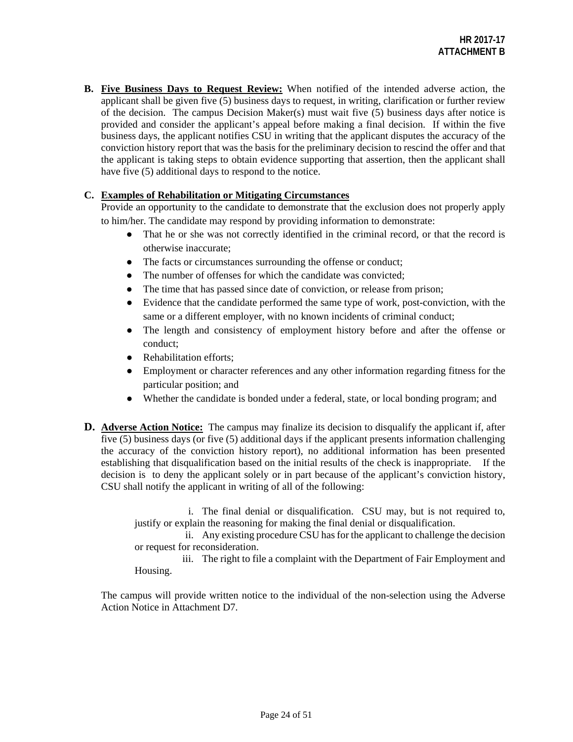**B. Five Business Days to Request Review:** When notified of the intended adverse action, the applicant shall be given five (5) business days to request, in writing, clarification or further review of the decision. The campus Decision Maker(s) must wait five (5) business days after notice is provided and consider the applicant's appeal before making a final decision. If within the five business days, the applicant notifies CSU in writing that the applicant disputes the accuracy of the conviction history report that was the basis for the preliminary decision to rescind the offer and that the applicant is taking steps to obtain evidence supporting that assertion, then the applicant shall have five (5) additional days to respond to the notice.

**C. Examples of Rehabilitation or Mitigating Circumstances**

Provide an opportunity to the candidate to demonstrate that the exclusion does not properly apply to him/her. The candidate may respond by providing information to demonstrate:

- That he or she was not correctly identified in the criminal record, or that the record is otherwise inaccurate;
- The facts or circumstances surrounding the offense or conduct;
- The number of offenses for which the candidate was convicted;
- The time that has passed since date of conviction, or release from prison;
- Evidence that the candidate performed the same type of work, post-conviction, with the same or a different employer, with no known incidents of criminal conduct;
- The length and consistency of employment history before and after the offense or conduct;
- Rehabilitation efforts;
- Employment or character references and any other information regarding fitness for the particular position; and
- Whether the candidate is bonded under a federal, state, or local bonding program; and

**D. Adverse Action Notice:** The campus may finalize its decision to disqualify the applicant if, after five (5) business days (or five (5) additional days if the applicant presents information challenging the accuracy of the conviction history report), no additional information has been presented establishing that disqualification based on the initial results of the check is inappropriate. If the decision is to deny the applicant solely or in part because of the applicant's conviction history, CSU shall notify the applicant in writing of all of the following:

i. The final denial or disqualification. CSU may, but is not required to, justify or explain the reasoning for making the final denial or disqualification.

ii. Any existing procedure CSU has for the applicant to challenge the decision or request for reconsideration.

iii. The right to file a complaint with the Department of Fair Employment and Housing.

The campus will provide written notice to the individual of the non-selection using the Adverse Action Notice in Attachment D7.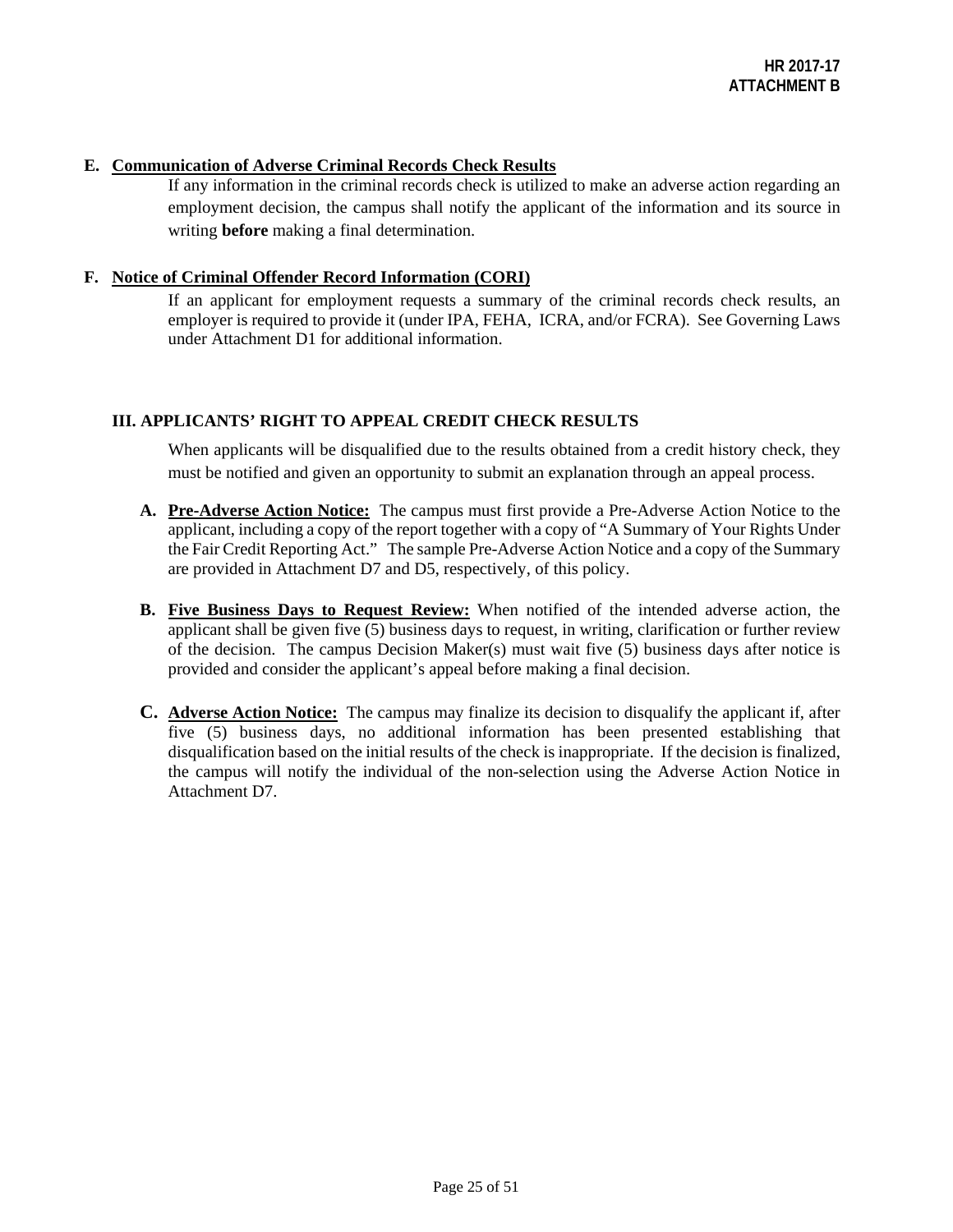**E. Communication of Adverse Criminal Records Check Results**

If any information in the criminal records check is utilized to make an adverse action regarding an employment decision, the campus shall notify the applicant of the information and its source in writing **before** making a final determination.

**F. Notice of Criminal Offender Record Information (CORI)**

If an applicant for employment requests a summary of the criminal records check results, an employer is required to provide it (under IPA, FEHA, ICRA, and/or FCRA). See Governing Laws under Attachment D1 for additional information.

## III. APPLICANTS' RIGHT TO APPEAL CREDIT CHECK RESULTS

When applicants will be disqualified due to the results obtained from a credit history check, they must be notified and given an opportunity to submit an explanation through an appeal process.

**A. Pre-Adverse Action Notice:** The campus must first provide a Pre-Adverse Action Notice to the applicant, including a copy of the report together with a copy of "A Summary of Your Rights Under the Fair Credit Reporting Act." The sample Pre-Adverse Action Notice and a copy of the Summary are provided in Attachment D7 and D5, respectively, of this policy.

**B. Five Business Days to Request Review:** When notified of the intended adverse action, the applicant shall be given five (5) business days to request, in writing, clarification or further review of the decision. The campus Decision Maker(s) must wait five (5) business days after notice is provided and consider the applicant's appeal before making a final decision.

**C. Adverse Action Notice:** The campus may finalize its decision to disqualify the applicant if, after five (5) business days, no additional information has been presented establishing that disqualification based on the initial results of the check is inappropriate. If the decision is finalized, the campus will notify the individual of the non-selection using the Adverse Action Notice in Attachment D7.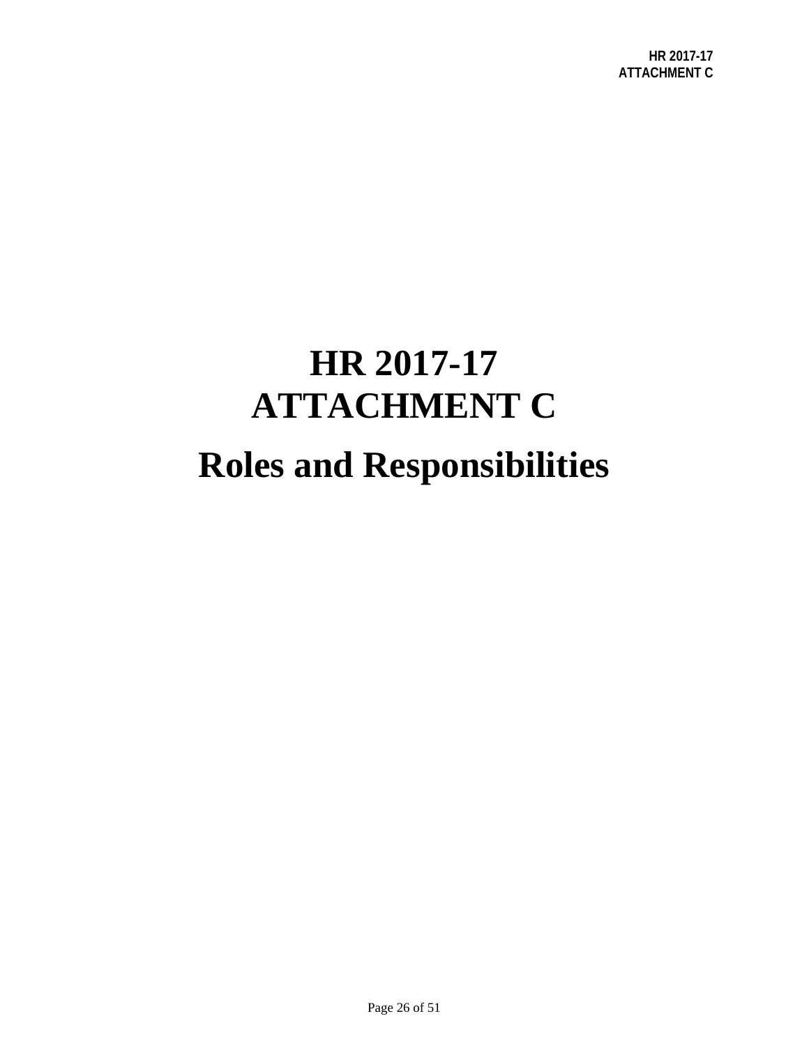# HR 2017-17
# ATTACHMENT C
# Roles and Responsibilities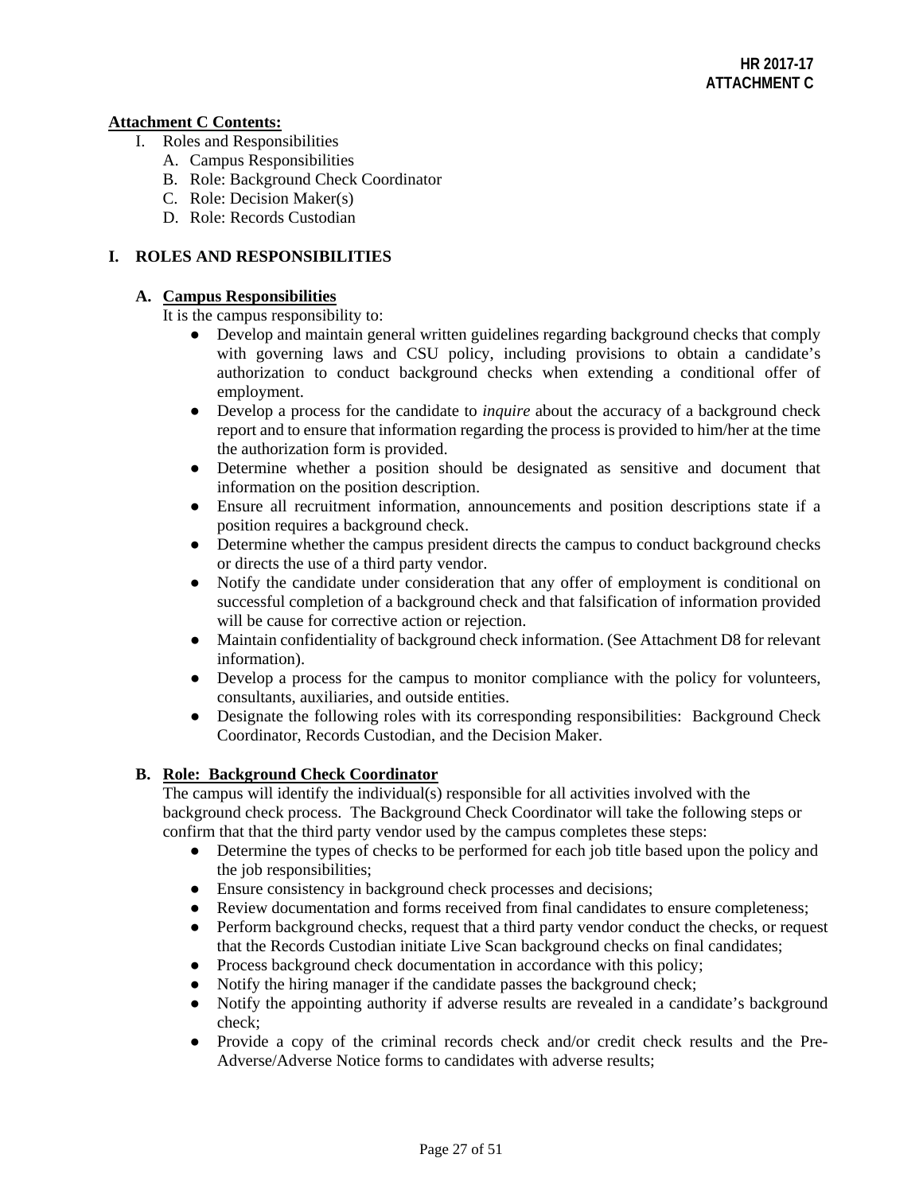**HR 2017-17**
**ATTACHMENT C**

**Attachment C Contents:**

- I. Roles and Responsibilities
  - A. Campus Responsibilities
  - B. Role: Background Check Coordinator
  - C. Role: Decision Maker(s)
  - D. Role: Records Custodian

## I. ROLES AND RESPONSIBILITIES

### A. Campus Responsibilities

It is the campus responsibility to:

- Develop and maintain general written guidelines regarding background checks that comply with governing laws and CSU policy, including provisions to obtain a candidate's authorization to conduct background checks when extending a conditional offer of employment.
- Develop a process for the candidate to *inquire* about the accuracy of a background check report and to ensure that information regarding the process is provided to him/her at the time the authorization form is provided.
- Determine whether a position should be designated as sensitive and document that information on the position description.
- Ensure all recruitment information, announcements and position descriptions state if a position requires a background check.
- Determine whether the campus president directs the campus to conduct background checks or directs the use of a third party vendor.
- Notify the candidate under consideration that any offer of employment is conditional on successful completion of a background check and that falsification of information provided will be cause for corrective action or rejection.
- Maintain confidentiality of background check information. (See Attachment D8 for relevant information).
- Develop a process for the campus to monitor compliance with the policy for volunteers, consultants, auxiliaries, and outside entities.
- Designate the following roles with its corresponding responsibilities: Background Check Coordinator, Records Custodian, and the Decision Maker.

### B. Role: Background Check Coordinator

The campus will identify the individual(s) responsible for all activities involved with the background check process. The Background Check Coordinator will take the following steps or confirm that that the third party vendor used by the campus completes these steps:

- Determine the types of checks to be performed for each job title based upon the policy and the job responsibilities;
- Ensure consistency in background check processes and decisions;
- Review documentation and forms received from final candidates to ensure completeness;
- Perform background checks, request that a third party vendor conduct the checks, or request that the Records Custodian initiate Live Scan background checks on final candidates;
- Process background check documentation in accordance with this policy;
- Notify the hiring manager if the candidate passes the background check;
- Notify the appointing authority if adverse results are revealed in a candidate's background check;
- Provide a copy of the criminal records check and/or credit check results and the Pre-Adverse/Adverse Notice forms to candidates with adverse results;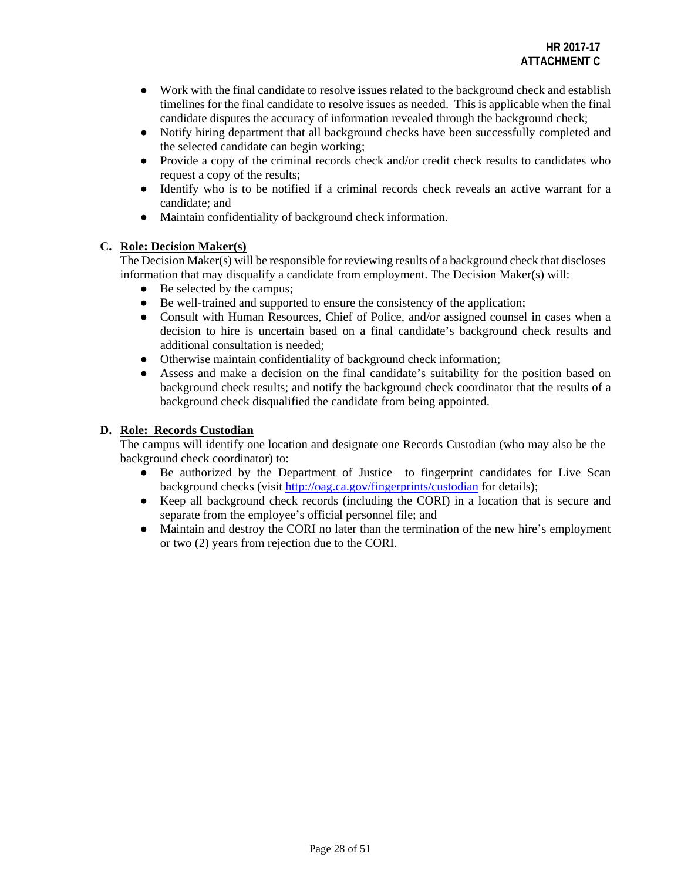- Work with the final candidate to resolve issues related to the background check and establish timelines for the final candidate to resolve issues as needed. This is applicable when the final candidate disputes the accuracy of information revealed through the background check;
- Notify hiring department that all background checks have been successfully completed and the selected candidate can begin working;
- Provide a copy of the criminal records check and/or credit check results to candidates who request a copy of the results;
- Identify who is to be notified if a criminal records check reveals an active warrant for a candidate; and
- Maintain confidentiality of background check information.

**C. Role: Decision Maker(s)**

The Decision Maker(s) will be responsible for reviewing results of a background check that discloses information that may disqualify a candidate from employment. The Decision Maker(s) will:

- Be selected by the campus;
- Be well-trained and supported to ensure the consistency of the application;
- Consult with Human Resources, Chief of Police, and/or assigned counsel in cases when a decision to hire is uncertain based on a final candidate's background check results and additional consultation is needed;
- Otherwise maintain confidentiality of background check information;
- Assess and make a decision on the final candidate's suitability for the position based on background check results; and notify the background check coordinator that the results of a background check disqualified the candidate from being appointed.

**D. Role: Records Custodian**

The campus will identify one location and designate one Records Custodian (who may also be the background check coordinator) to:

- Be authorized by the Department of Justice to fingerprint candidates for Live Scan background checks (visit http://oag.ca.gov/fingerprints/custodian for details);
- Keep all background check records (including the CORI) in a location that is secure and separate from the employee's official personnel file; and
- Maintain and destroy the CORI no later than the termination of the new hire's employment or two (2) years from rejection due to the CORI.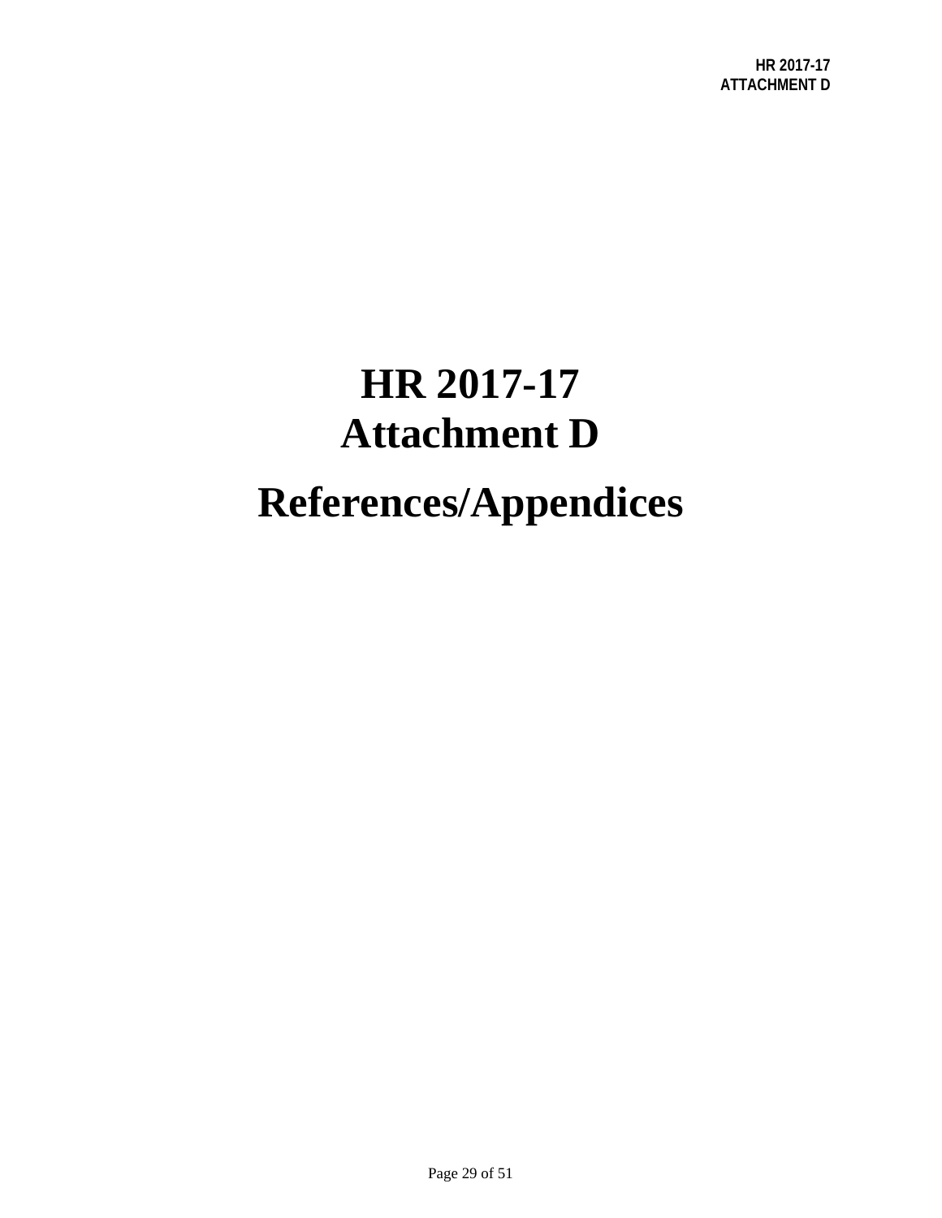# HR 2017-17
# Attachment D

# References/Appendices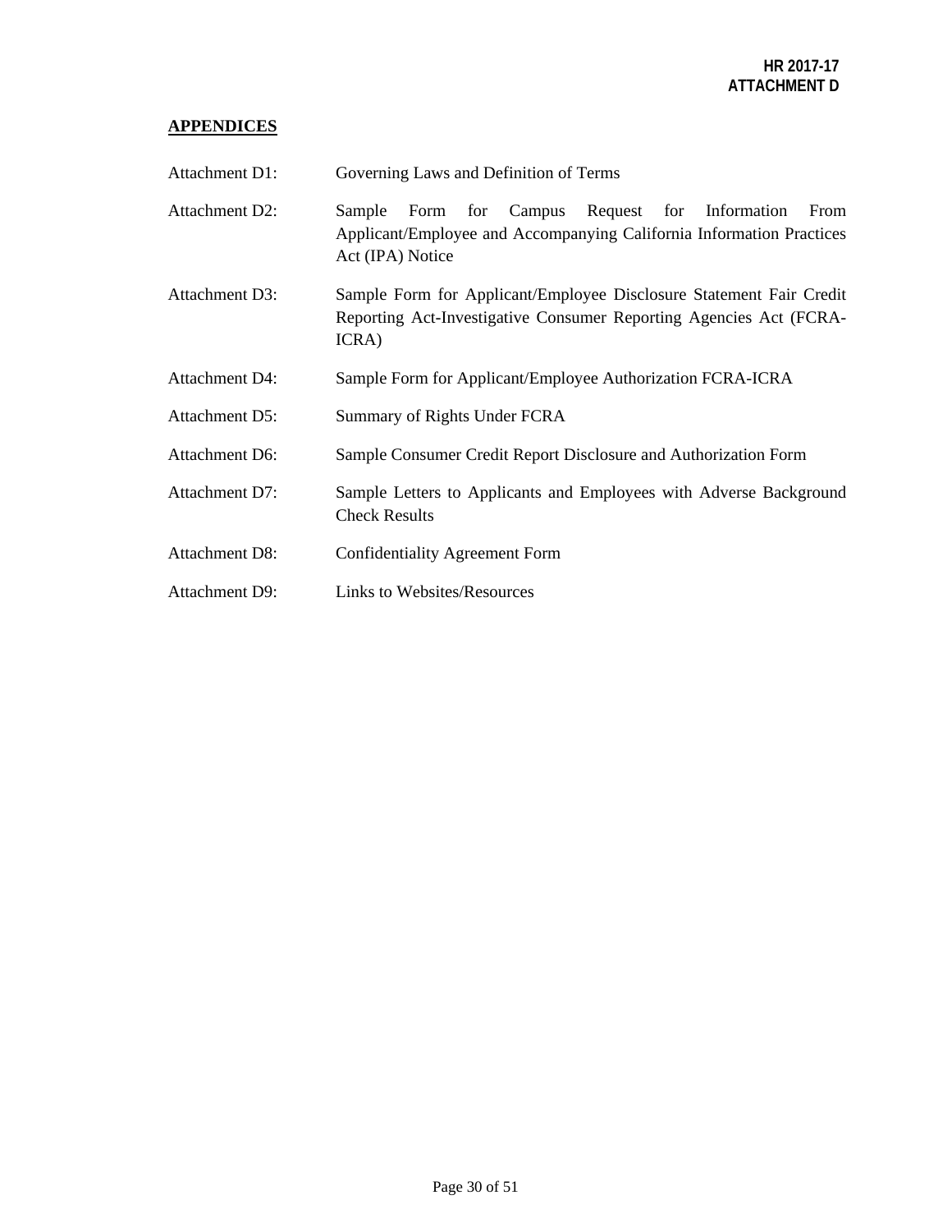**HR 2017-17**
**ATTACHMENT D**

## APPENDICES

| | |
|---|---|
| Attachment D1: | Governing Laws and Definition of Terms |
| Attachment D2: | Sample Form for Campus Request for Information From Applicant/Employee and Accompanying California Information Practices Act (IPA) Notice |
| Attachment D3: | Sample Form for Applicant/Employee Disclosure Statement Fair Credit Reporting Act-Investigative Consumer Reporting Agencies Act (FCRA-ICRA) |
| Attachment D4: | Sample Form for Applicant/Employee Authorization FCRA-ICRA |
| Attachment D5: | Summary of Rights Under FCRA |
| Attachment D6: | Sample Consumer Credit Report Disclosure and Authorization Form |
| Attachment D7: | Sample Letters to Applicants and Employees with Adverse Background Check Results |
| Attachment D8: | Confidentiality Agreement Form |
| Attachment D9: | Links to Websites/Resources |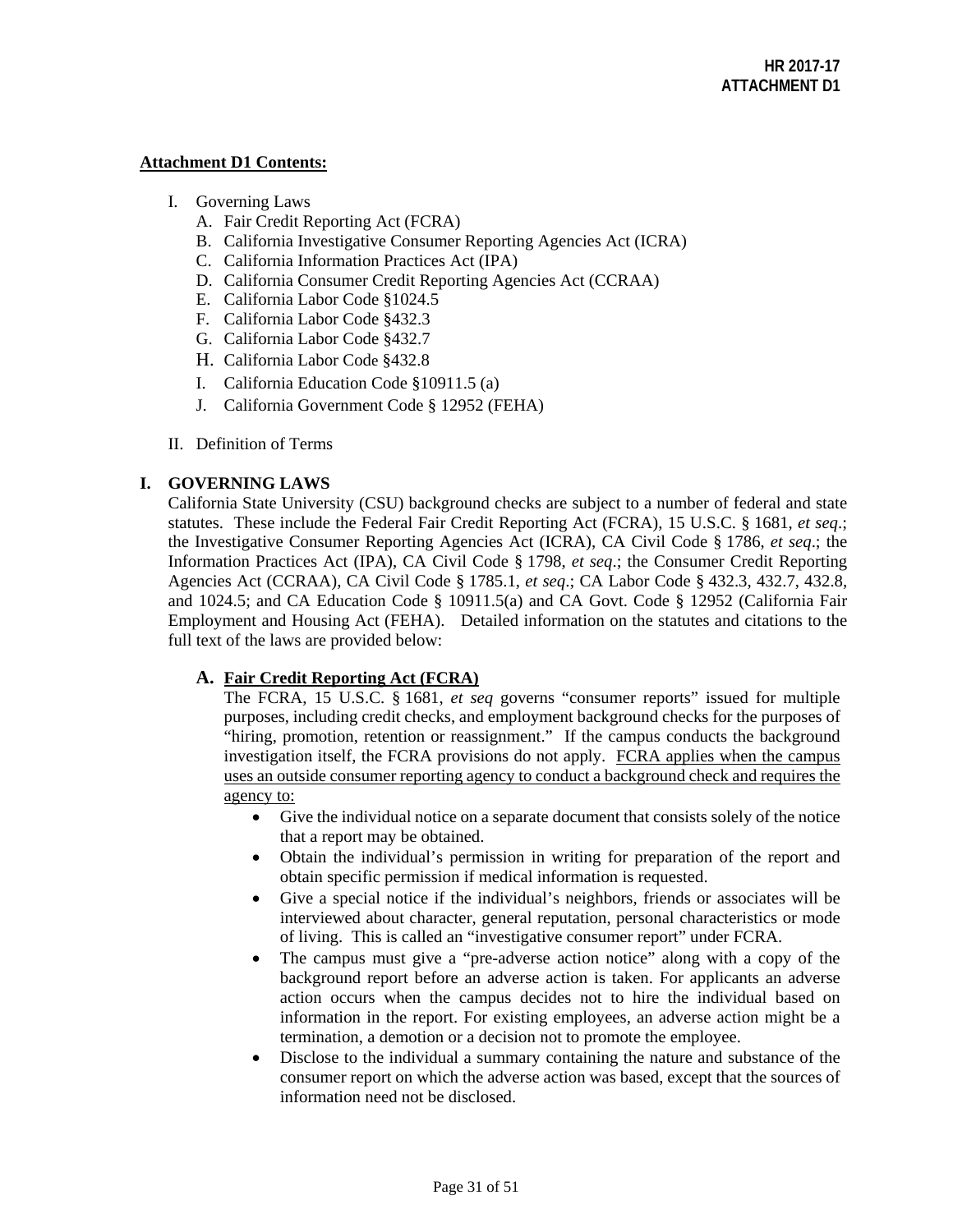**HR 2017-17**
**ATTACHMENT D1**

**Attachment D1 Contents:**

I. Governing Laws
   A. Fair Credit Reporting Act (FCRA)
   B. California Investigative Consumer Reporting Agencies Act (ICRA)
   C. California Information Practices Act (IPA)
   D. California Consumer Credit Reporting Agencies Act (CCRAA)
   E. California Labor Code §1024.5
   F. California Labor Code §432.3
   G. California Labor Code §432.7
   H. California Labor Code §432.8
   I. California Education Code §10911.5 (a)
   J. California Government Code § 12952 (FEHA)

II. Definition of Terms

## I. GOVERNING LAWS

California State University (CSU) background checks are subject to a number of federal and state statutes. These include the Federal Fair Credit Reporting Act (FCRA), 15 U.S.C. § 1681, *et seq*.; the Investigative Consumer Reporting Agencies Act (ICRA), CA Civil Code § 1786, *et seq*.; the Information Practices Act (IPA), CA Civil Code § 1798, *et seq*.; the Consumer Credit Reporting Agencies Act (CCRAA), CA Civil Code § 1785.1, *et seq*.; CA Labor Code § 432.3, 432.7, 432.8, and 1024.5; and CA Education Code § 10911.5(a) and CA Govt. Code § 12952 (California Fair Employment and Housing Act (FEHA). Detailed information on the statutes and citations to the full text of the laws are provided below:

### A. Fair Credit Reporting Act (FCRA)

The FCRA, 15 U.S.C. § 1681, *et seq* governs "consumer reports" issued for multiple purposes, including credit checks, and employment background checks for the purposes of "hiring, promotion, retention or reassignment." If the campus conducts the background investigation itself, the FCRA provisions do not apply. FCRA applies when the campus uses an outside consumer reporting agency to conduct a background check and requires the agency to:

- Give the individual notice on a separate document that consists solely of the notice that a report may be obtained.
- Obtain the individual's permission in writing for preparation of the report and obtain specific permission if medical information is requested.
- Give a special notice if the individual's neighbors, friends or associates will be interviewed about character, general reputation, personal characteristics or mode of living. This is called an "investigative consumer report" under FCRA.
- The campus must give a "pre-adverse action notice" along with a copy of the background report before an adverse action is taken. For applicants an adverse action occurs when the campus decides not to hire the individual based on information in the report. For existing employees, an adverse action might be a termination, a demotion or a decision not to promote the employee.
- Disclose to the individual a summary containing the nature and substance of the consumer report on which the adverse action was based, except that the sources of information need not be disclosed.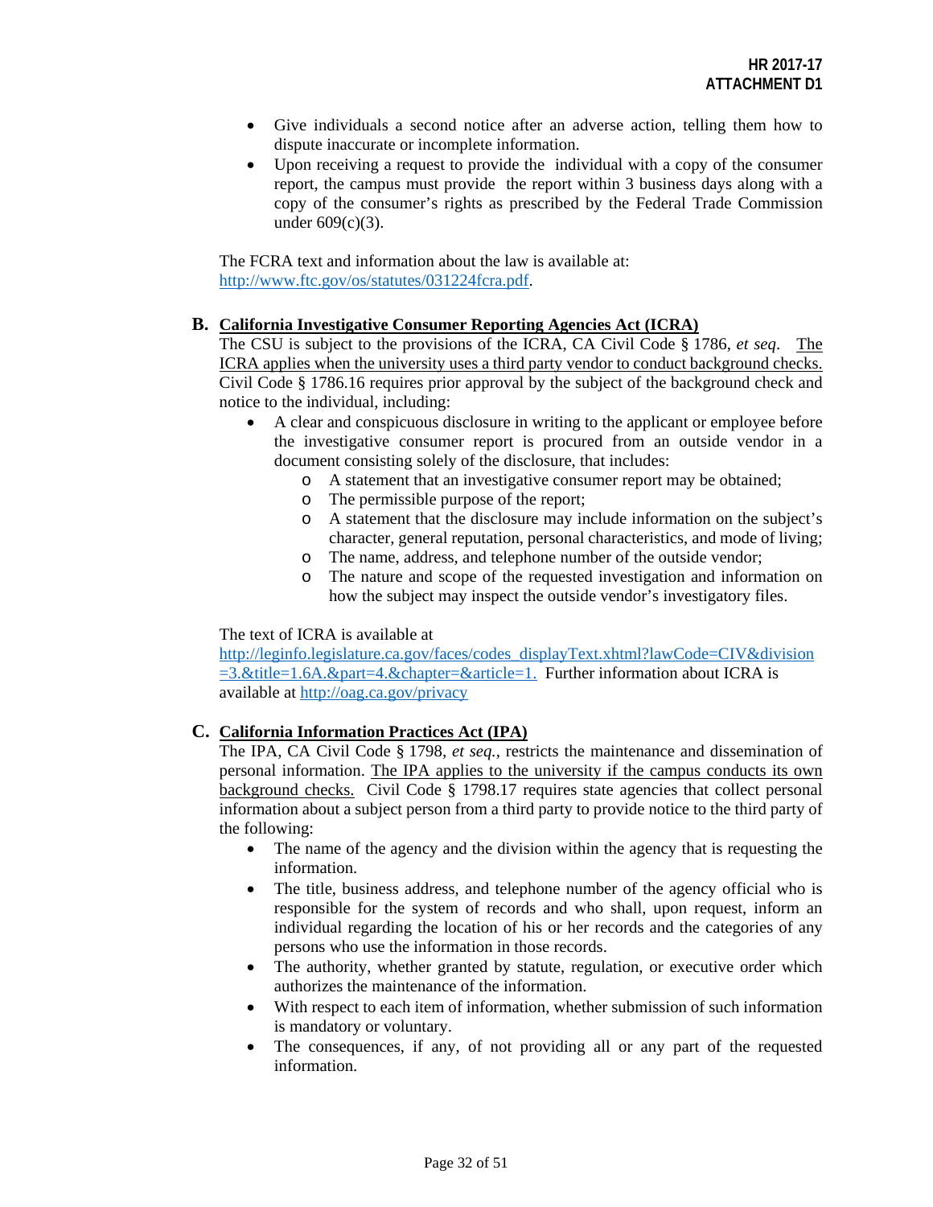- Give individuals a second notice after an adverse action, telling them how to dispute inaccurate or incomplete information.
- Upon receiving a request to provide the individual with a copy of the consumer report, the campus must provide the report within 3 business days along with a copy of the consumer's rights as prescribed by the Federal Trade Commission under 609(c)(3).

The FCRA text and information about the law is available at: http://www.ftc.gov/os/statutes/031224fcra.pdf.

**B. California Investigative Consumer Reporting Agencies Act (ICRA)**

The CSU is subject to the provisions of the ICRA, CA Civil Code § 1786, *et seq*. The ICRA applies when the university uses a third party vendor to conduct background checks. Civil Code § 1786.16 requires prior approval by the subject of the background check and notice to the individual, including:

- A clear and conspicuous disclosure in writing to the applicant or employee before the investigative consumer report is procured from an outside vendor in a document consisting solely of the disclosure, that includes:
  - A statement that an investigative consumer report may be obtained;
  - The permissible purpose of the report;
  - A statement that the disclosure may include information on the subject's character, general reputation, personal characteristics, and mode of living;
  - The name, address, and telephone number of the outside vendor;
  - The nature and scope of the requested investigation and information on how the subject may inspect the outside vendor's investigatory files.

The text of ICRA is available at http://leginfo.legislature.ca.gov/faces/codes_displayText.xhtml?lawCode=CIV&division=3.&title=1.6A.&part=4.&chapter=&article=1. Further information about ICRA is available at http://oag.ca.gov/privacy

**C. California Information Practices Act (IPA)**

The IPA, CA Civil Code § 1798, *et seq.*, restricts the maintenance and dissemination of personal information. The IPA applies to the university if the campus conducts its own background checks. Civil Code § 1798.17 requires state agencies that collect personal information about a subject person from a third party to provide notice to the third party of the following:

- The name of the agency and the division within the agency that is requesting the information.
- The title, business address, and telephone number of the agency official who is responsible for the system of records and who shall, upon request, inform an individual regarding the location of his or her records and the categories of any persons who use the information in those records.
- The authority, whether granted by statute, regulation, or executive order which authorizes the maintenance of the information.
- With respect to each item of information, whether submission of such information is mandatory or voluntary.
- The consequences, if any, of not providing all or any part of the requested information.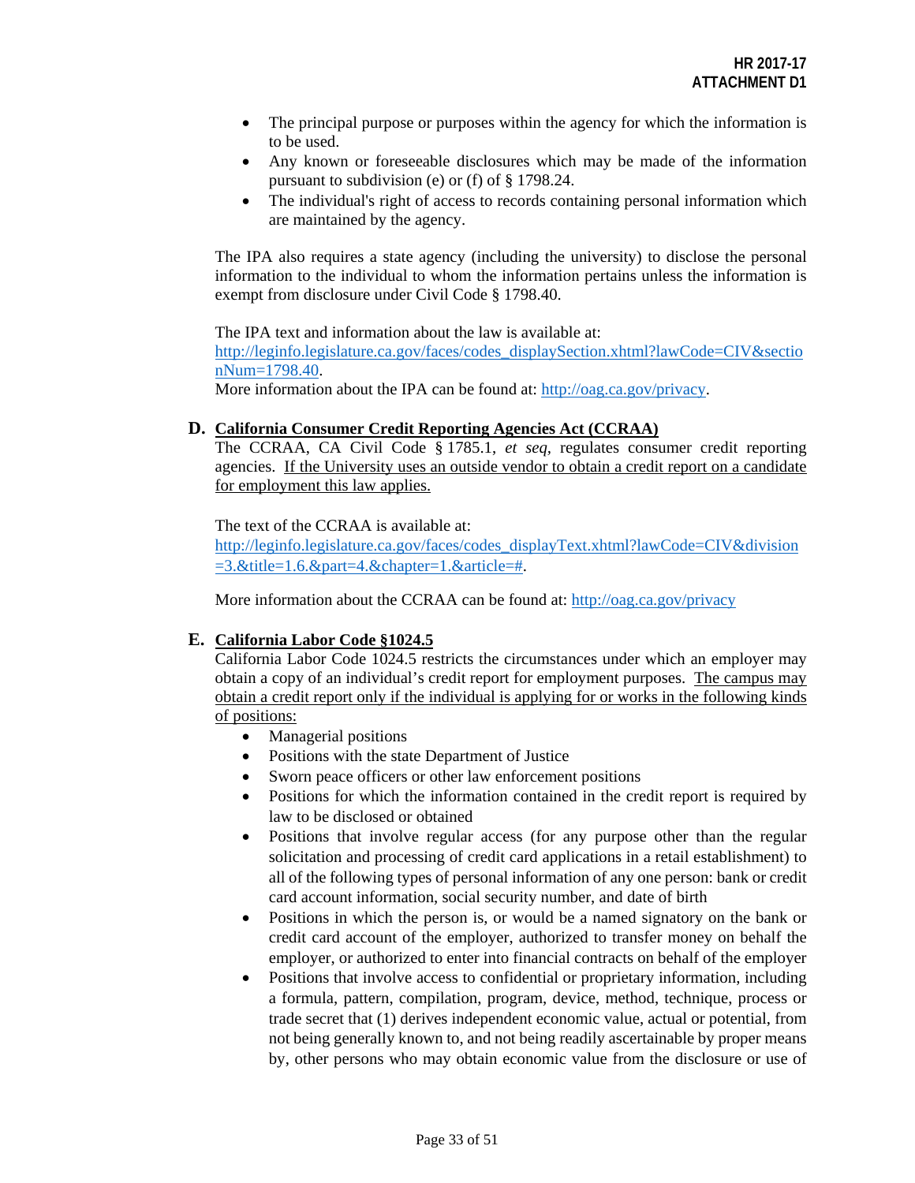- The principal purpose or purposes within the agency for which the information is to be used.
- Any known or foreseeable disclosures which may be made of the information pursuant to subdivision (e) or (f) of § 1798.24.
- The individual's right of access to records containing personal information which are maintained by the agency.

The IPA also requires a state agency (including the university) to disclose the personal information to the individual to whom the information pertains unless the information is exempt from disclosure under Civil Code § 1798.40.

The IPA text and information about the law is available at: [http://leginfo.legislature.ca.gov/faces/codes_displaySection.xhtml?lawCode=CIV&sectionNum=1798.40](http://leginfo.legislature.ca.gov/faces/codes_displaySection.xhtml?lawCode=CIV&sectionNum=1798.40).
More information about the IPA can be found at: [http://oag.ca.gov/privacy](http://oag.ca.gov/privacy).

### D. California Consumer Credit Reporting Agencies Act (CCRAA)

The CCRAA, CA Civil Code § 1785.1, *et seq*, regulates consumer credit reporting agencies. <u>If the University uses an outside vendor to obtain a credit report on a candidate for employment this law applies.</u>

The text of the CCRAA is available at: [http://leginfo.legislature.ca.gov/faces/codes_displayText.xhtml?lawCode=CIV&division=3.&title=1.6.&part=4.&chapter=1.&article=#](http://leginfo.legislature.ca.gov/faces/codes_displayText.xhtml?lawCode=CIV&division=3.&title=1.6.&part=4.&chapter=1.&article=#).

More information about the CCRAA can be found at: [http://oag.ca.gov/privacy](http://oag.ca.gov/privacy)

### E. California Labor Code §1024.5

California Labor Code 1024.5 restricts the circumstances under which an employer may obtain a copy of an individual's credit report for employment purposes. <u>The campus may obtain a credit report only if the individual is applying for or works in the following kinds of positions:</u>

- Managerial positions
- Positions with the state Department of Justice
- Sworn peace officers or other law enforcement positions
- Positions for which the information contained in the credit report is required by law to be disclosed or obtained
- Positions that involve regular access (for any purpose other than the regular solicitation and processing of credit card applications in a retail establishment) to all of the following types of personal information of any one person: bank or credit card account information, social security number, and date of birth
- Positions in which the person is, or would be a named signatory on the bank or credit card account of the employer, authorized to transfer money on behalf the employer, or authorized to enter into financial contracts on behalf of the employer
- Positions that involve access to confidential or proprietary information, including a formula, pattern, compilation, program, device, method, technique, process or trade secret that (1) derives independent economic value, actual or potential, from not being generally known to, and not being readily ascertainable by proper means by, other persons who may obtain economic value from the disclosure or use of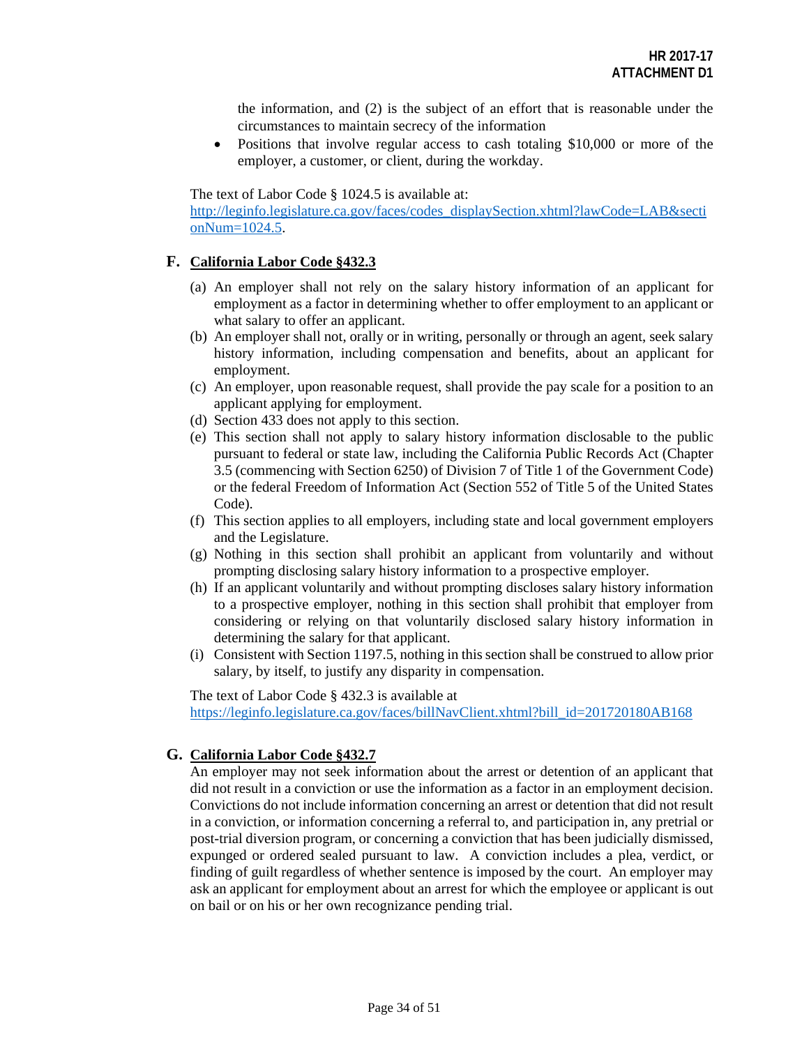the information, and (2) is the subject of an effort that is reasonable under the circumstances to maintain secrecy of the information

- Positions that involve regular access to cash totaling $10,000 or more of the employer, a customer, or client, during the workday.

The text of Labor Code § 1024.5 is available at: http://leginfo.legislature.ca.gov/faces/codes_displaySection.xhtml?lawCode=LAB&sectionNum=1024.5.

## F. California Labor Code §432.3

(a) An employer shall not rely on the salary history information of an applicant for employment as a factor in determining whether to offer employment to an applicant or what salary to offer an applicant.

(b) An employer shall not, orally or in writing, personally or through an agent, seek salary history information, including compensation and benefits, about an applicant for employment.

(c) An employer, upon reasonable request, shall provide the pay scale for a position to an applicant applying for employment.

(d) Section 433 does not apply to this section.

(e) This section shall not apply to salary history information disclosable to the public pursuant to federal or state law, including the California Public Records Act (Chapter 3.5 (commencing with Section 6250) of Division 7 of Title 1 of the Government Code) or the federal Freedom of Information Act (Section 552 of Title 5 of the United States Code).

(f) This section applies to all employers, including state and local government employers and the Legislature.

(g) Nothing in this section shall prohibit an applicant from voluntarily and without prompting disclosing salary history information to a prospective employer.

(h) If an applicant voluntarily and without prompting discloses salary history information to a prospective employer, nothing in this section shall prohibit that employer from considering or relying on that voluntarily disclosed salary history information in determining the salary for that applicant.

(i) Consistent with Section 1197.5, nothing in this section shall be construed to allow prior salary, by itself, to justify any disparity in compensation.

The text of Labor Code § 432.3 is available at https://leginfo.legislature.ca.gov/faces/billNavClient.xhtml?bill_id=201720180AB168

## G. California Labor Code §432.7

An employer may not seek information about the arrest or detention of an applicant that did not result in a conviction or use the information as a factor in an employment decision. Convictions do not include information concerning an arrest or detention that did not result in a conviction, or information concerning a referral to, and participation in, any pretrial or post-trial diversion program, or concerning a conviction that has been judicially dismissed, expunged or ordered sealed pursuant to law. A conviction includes a plea, verdict, or finding of guilt regardless of whether sentence is imposed by the court. An employer may ask an applicant for employment about an arrest for which the employee or applicant is out on bail or on his or her own recognizance pending trial.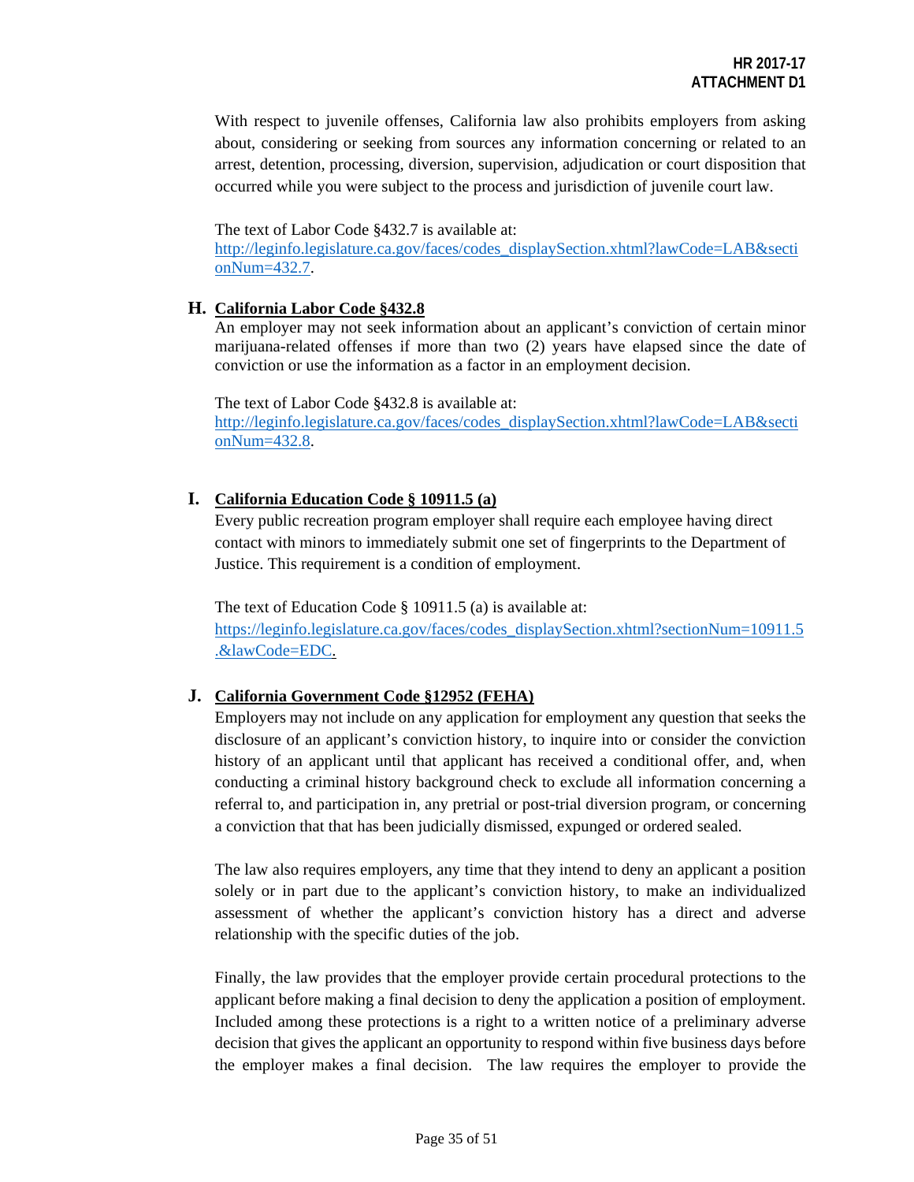With respect to juvenile offenses, California law also prohibits employers from asking about, considering or seeking from sources any information concerning or related to an arrest, detention, processing, diversion, supervision, adjudication or court disposition that occurred while you were subject to the process and jurisdiction of juvenile court law.

The text of Labor Code §432.7 is available at:
[http://leginfo.legislature.ca.gov/faces/codes_displaySection.xhtml?lawCode=LAB&sectionNum=432.7](http://leginfo.legislature.ca.gov/faces/codes_displaySection.xhtml?lawCode=LAB&sectionNum=432.7).

### H. California Labor Code §432.8

An employer may not seek information about an applicant's conviction of certain minor marijuana-related offenses if more than two (2) years have elapsed since the date of conviction or use the information as a factor in an employment decision.

The text of Labor Code §432.8 is available at:
[http://leginfo.legislature.ca.gov/faces/codes_displaySection.xhtml?lawCode=LAB&sectionNum=432.8](http://leginfo.legislature.ca.gov/faces/codes_displaySection.xhtml?lawCode=LAB&sectionNum=432.8).

### I. California Education Code § 10911.5 (a)

Every public recreation program employer shall require each employee having direct contact with minors to immediately submit one set of fingerprints to the Department of Justice. This requirement is a condition of employment.

The text of Education Code § 10911.5 (a) is available at:
[https://leginfo.legislature.ca.gov/faces/codes_displaySection.xhtml?sectionNum=10911.5.&lawCode=EDC](https://leginfo.legislature.ca.gov/faces/codes_displaySection.xhtml?sectionNum=10911.5.&lawCode=EDC).

### J. California Government Code §12952 (FEHA)

Employers may not include on any application for employment any question that seeks the disclosure of an applicant's conviction history, to inquire into or consider the conviction history of an applicant until that applicant has received a conditional offer, and, when conducting a criminal history background check to exclude all information concerning a referral to, and participation in, any pretrial or post-trial diversion program, or concerning a conviction that that has been judicially dismissed, expunged or ordered sealed.

The law also requires employers, any time that they intend to deny an applicant a position solely or in part due to the applicant's conviction history, to make an individualized assessment of whether the applicant's conviction history has a direct and adverse relationship with the specific duties of the job.

Finally, the law provides that the employer provide certain procedural protections to the applicant before making a final decision to deny the application a position of employment. Included among these protections is a right to a written notice of a preliminary adverse decision that gives the applicant an opportunity to respond within five business days before the employer makes a final decision. The law requires the employer to provide the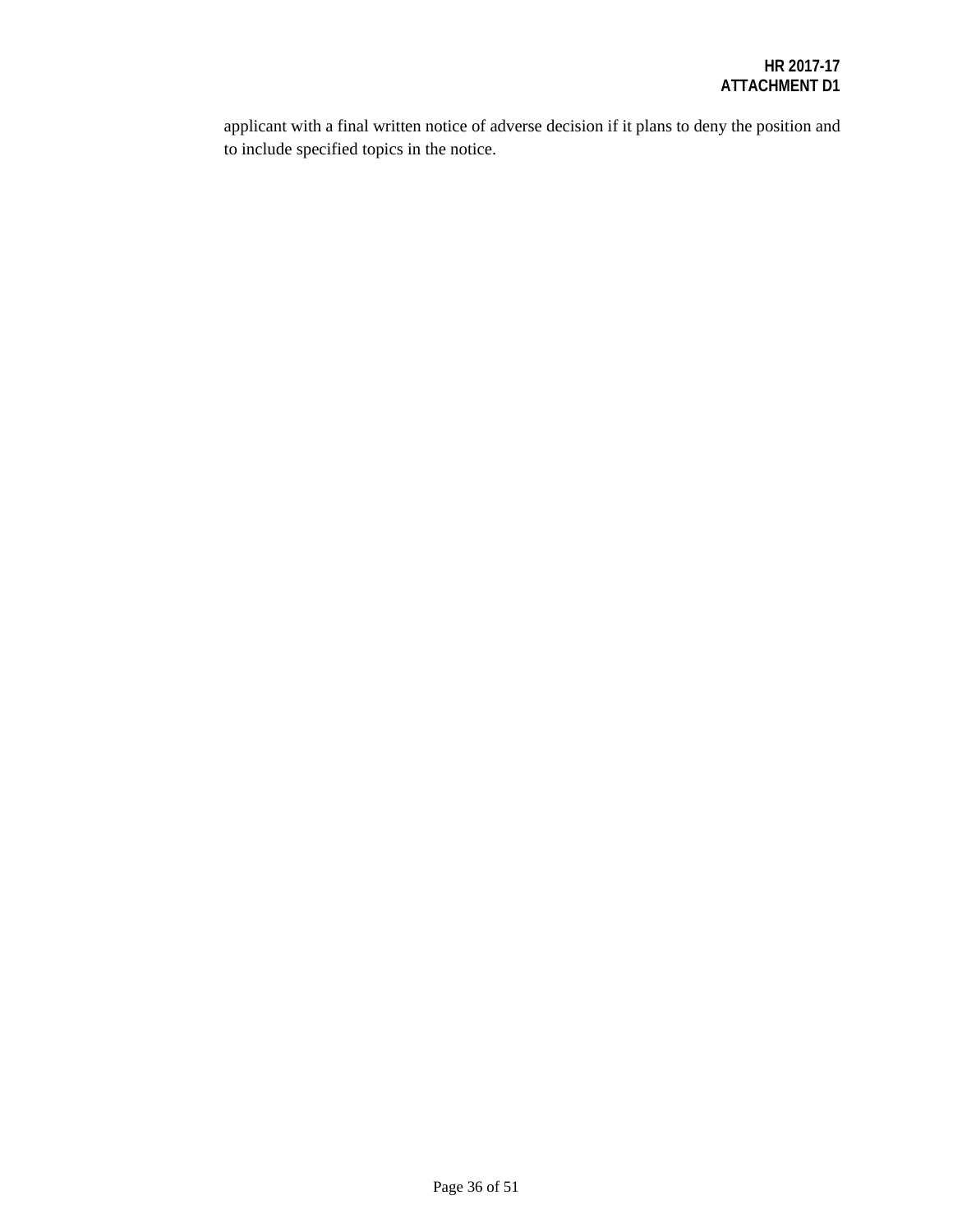applicant with a final written notice of adverse decision if it plans to deny the position and to include specified topics in the notice.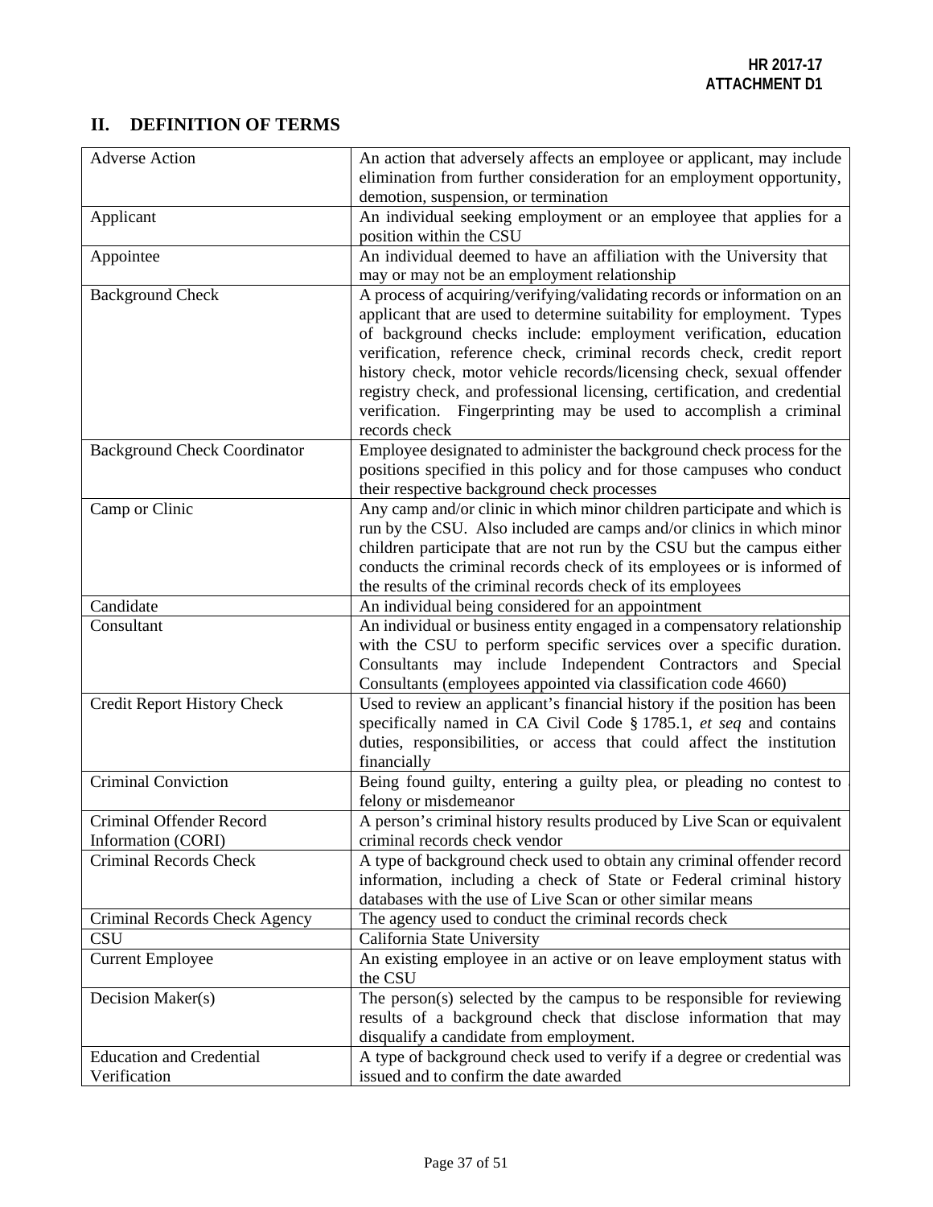## II. DEFINITION OF TERMS

| Term | Definition |
|---|---|
| Adverse Action | An action that adversely affects an employee or applicant, may include elimination from further consideration for an employment opportunity, demotion, suspension, or termination |
| Applicant | An individual seeking employment or an employee that applies for a position within the CSU |
| Appointee | An individual deemed to have an affiliation with the University that may or may not be an employment relationship |
| Background Check | A process of acquiring/verifying/validating records or information on an applicant that are used to determine suitability for employment. Types of background checks include: employment verification, education verification, reference check, criminal records check, credit report history check, motor vehicle records/licensing check, sexual offender registry check, and professional licensing, certification, and credential verification. Fingerprinting may be used to accomplish a criminal records check |
| Background Check Coordinator | Employee designated to administer the background check process for the positions specified in this policy and for those campuses who conduct their respective background check processes |
| Camp or Clinic | Any camp and/or clinic in which minor children participate and which is run by the CSU. Also included are camps and/or clinics in which minor children participate that are not run by the CSU but the campus either conducts the criminal records check of its employees or is informed of the results of the criminal records check of its employees |
| Candidate | An individual being considered for an appointment |
| Consultant | An individual or business entity engaged in a compensatory relationship with the CSU to perform specific services over a specific duration. Consultants may include Independent Contractors and Special Consultants (employees appointed via classification code 4660) |
| Credit Report History Check | Used to review an applicant's financial history if the position has been specifically named in CA Civil Code § 1785.1, *et seq* and contains duties, responsibilities, or access that could affect the institution financially |
| Criminal Conviction | Being found guilty, entering a guilty plea, or pleading no contest to a felony or misdemeanor |
| Criminal Offender Record Information (CORI) | A person's criminal history results produced by Live Scan or equivalent criminal records check vendor |
| Criminal Records Check | A type of background check used to obtain any criminal offender record information, including a check of State or Federal criminal history databases with the use of Live Scan or other similar means |
| Criminal Records Check Agency | The agency used to conduct the criminal records check |
| CSU | California State University |
| Current Employee | An existing employee in an active or on leave employment status with the CSU |
| Decision Maker(s) | The person(s) selected by the campus to be responsible for reviewing results of a background check that disclose information that may disqualify a candidate from employment. |
| Education and Credential Verification | A type of background check used to verify if a degree or credential was issued and to confirm the date awarded |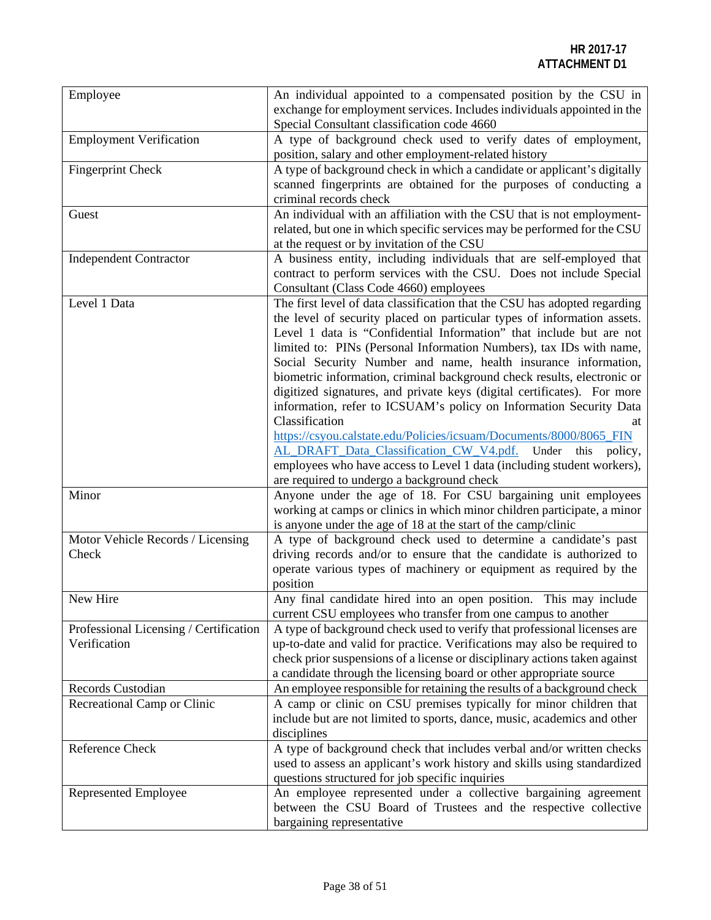**HR 2017-17**
**ATTACHMENT D1**

| | |
|---|---|
| Employee | An individual appointed to a compensated position by the CSU in exchange for employment services. Includes individuals appointed in the Special Consultant classification code 4660 |
| Employment Verification | A type of background check used to verify dates of employment, position, salary and other employment-related history |
| Fingerprint Check | A type of background check in which a candidate or applicant's digitally scanned fingerprints are obtained for the purposes of conducting a criminal records check |
| Guest | An individual with an affiliation with the CSU that is not employment-related, but one in which specific services may be performed for the CSU at the request or by invitation of the CSU |
| Independent Contractor | A business entity, including individuals that are self-employed that contract to perform services with the CSU. Does not include Special Consultant (Class Code 4660) employees |
| Level 1 Data | The first level of data classification that the CSU has adopted regarding the level of security placed on particular types of information assets. Level 1 data is "Confidential Information" that include but are not limited to: PINs (Personal Information Numbers), tax IDs with name, Social Security Number and name, health insurance information, biometric information, criminal background check results, electronic or digitized signatures, and private keys (digital certificates). For more information, refer to ICSUAM's policy on Information Security Data Classification at https://csyou.calstate.edu/Policies/icsuam/Documents/8000/8065_FINAL_DRAFT_Data_Classification_CW_V4.pdf. Under this policy, employees who have access to Level 1 data (including student workers), are required to undergo a background check |
| Minor | Anyone under the age of 18. For CSU bargaining unit employees working at camps or clinics in which minor children participate, a minor is anyone under the age of 18 at the start of the camp/clinic |
| Motor Vehicle Records / Licensing Check | A type of background check used to determine a candidate's past driving records and/or to ensure that the candidate is authorized to operate various types of machinery or equipment as required by the position |
| New Hire | Any final candidate hired into an open position. This may include current CSU employees who transfer from one campus to another |
| Professional Licensing / Certification Verification | A type of background check used to verify that professional licenses are up-to-date and valid for practice. Verifications may also be required to check prior suspensions of a license or disciplinary actions taken against a candidate through the licensing board or other appropriate source |
| Records Custodian | An employee responsible for retaining the results of a background check |
| Recreational Camp or Clinic | A camp or clinic on CSU premises typically for minor children that include but are not limited to sports, dance, music, academics and other disciplines |
| Reference Check | A type of background check that includes verbal and/or written checks used to assess an applicant's work history and skills using standardized questions structured for job specific inquiries |
| Represented Employee | An employee represented under a collective bargaining agreement between the CSU Board of Trustees and the respective collective bargaining representative |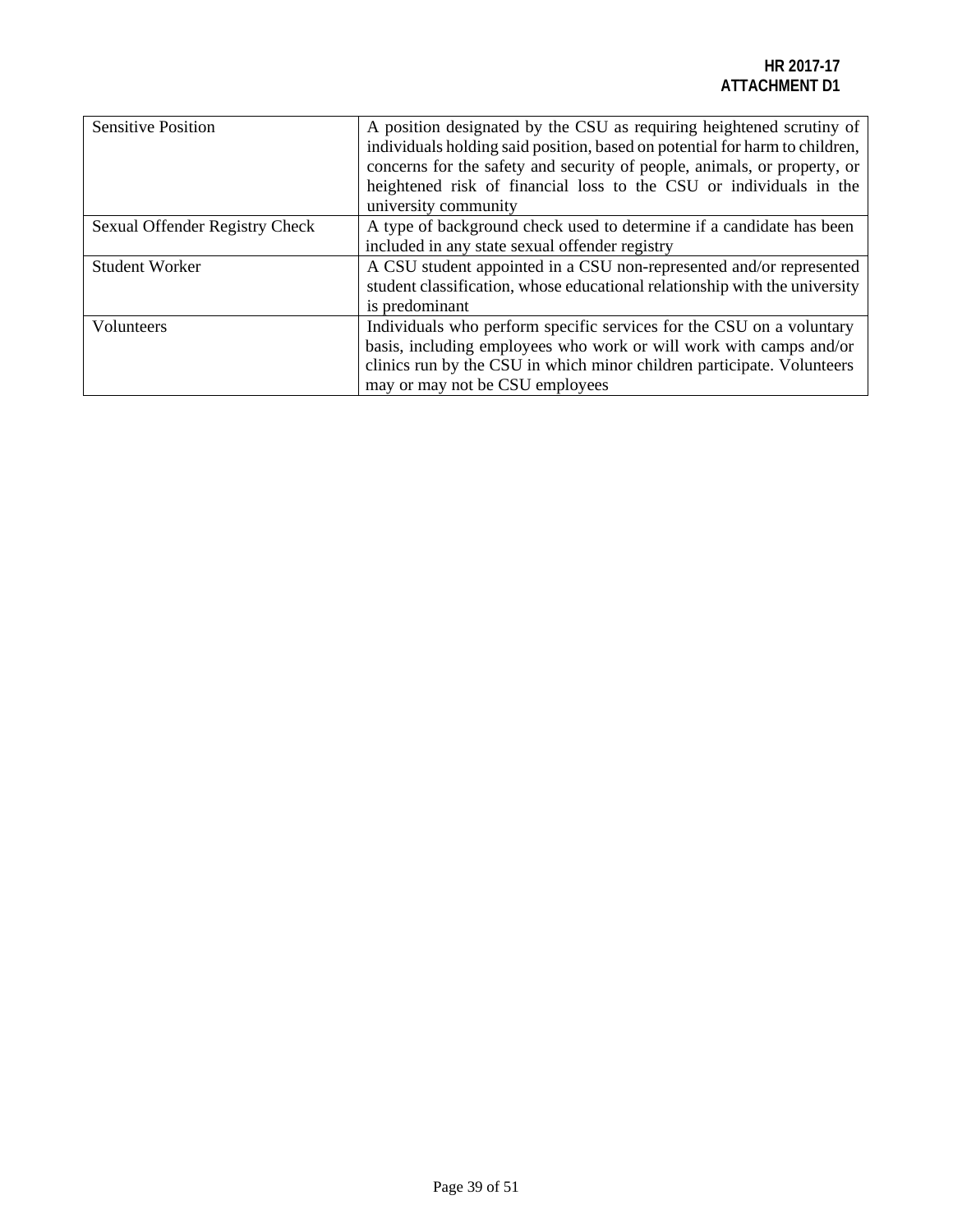| Sensitive Position | A position designated by the CSU as requiring heightened scrutiny of individuals holding said position, based on potential for harm to children, concerns for the safety and security of people, animals, or property, or heightened risk of financial loss to the CSU or individuals in the university community |
|---|---|
| Sexual Offender Registry Check | A type of background check used to determine if a candidate has been included in any state sexual offender registry |
| Student Worker | A CSU student appointed in a CSU non-represented and/or represented student classification, whose educational relationship with the university is predominant |
| Volunteers | Individuals who perform specific services for the CSU on a voluntary basis, including employees who work or will work with camps and/or clinics run by the CSU in which minor children participate. Volunteers may or may not be CSU employees |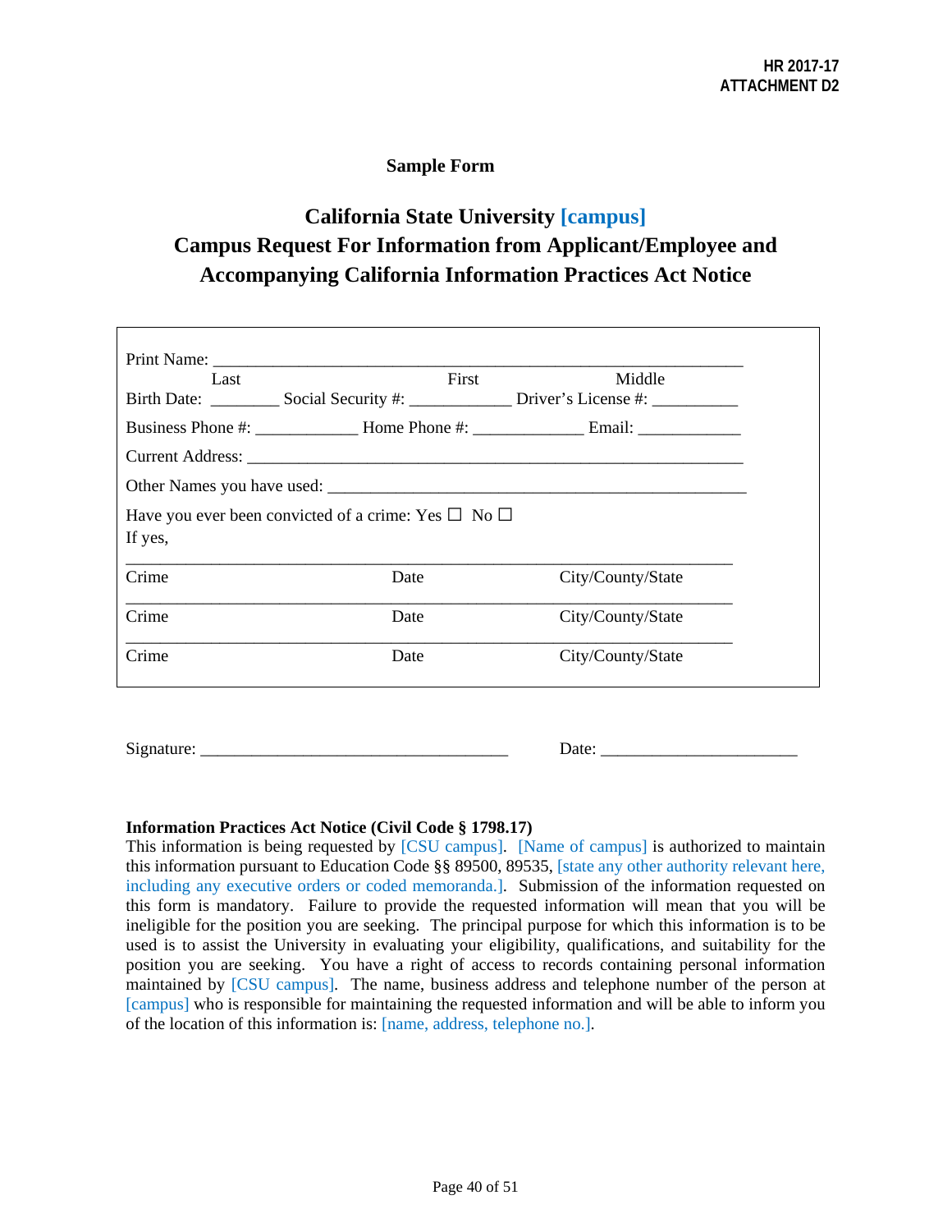HR 2017-17
ATTACHMENT D2

**Sample Form**

## California State University [campus]
## Campus Request For Information from Applicant/Employee and Accompanying California Information Practices Act Notice

Print Name: ______________________________________________________________
Last First Middle

Birth Date: ________ Social Security #: ____________ Driver's License #: __________

Business Phone #: ____________ Home Phone #: _____________ Email: ____________

Current Address: _____________________________________________________________

Other Names you have used: ___________________________________________________

Have you ever been convicted of a crime: Yes ☐ No ☐
If yes,

| Crime | Date | City/County/State |
|---|---|---|
| | | |
| | | |
| | | |

Signature: ____________________________________ Date: _______________________

**Information Practices Act Notice (Civil Code § 1798.17)**
This information is being requested by [CSU campus]. [Name of campus] is authorized to maintain this information pursuant to Education Code §§ 89500, 89535, [state any other authority relevant here, including any executive orders or coded memoranda.]. Submission of the information requested on this form is mandatory. Failure to provide the requested information will mean that you will be ineligible for the position you are seeking. The principal purpose for which this information is to be used is to assist the University in evaluating your eligibility, qualifications, and suitability for the position you are seeking. You have a right of access to records containing personal information maintained by [CSU campus]. The name, business address and telephone number of the person at [campus] who is responsible for maintaining the requested information and will be able to inform you of the location of this information is: [name, address, telephone no.].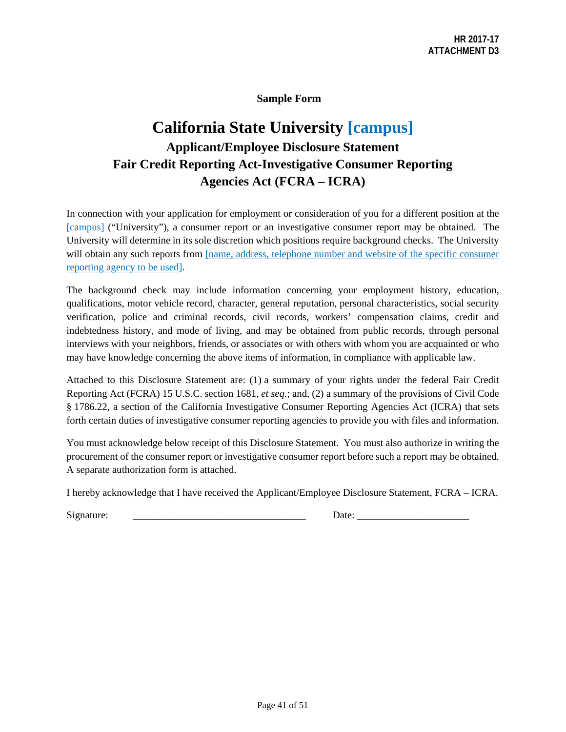HR 2017-17
ATTACHMENT D3

**Sample Form**

# California State University [campus]

## Applicant/Employee Disclosure Statement
## Fair Credit Reporting Act-Investigative Consumer Reporting Agencies Act (FCRA – ICRA)

In connection with your application for employment or consideration of you for a different position at the [campus] ("University"), a consumer report or an investigative consumer report may be obtained. The University will determine in its sole discretion which positions require background checks. The University will obtain any such reports from [name, address, telephone number and website of the specific consumer reporting agency to be used].

The background check may include information concerning your employment history, education, qualifications, motor vehicle record, character, general reputation, personal characteristics, social security verification, police and criminal records, civil records, workers' compensation claims, credit and indebtedness history, and mode of living, and may be obtained from public records, through personal interviews with your neighbors, friends, or associates or with others with whom you are acquainted or who may have knowledge concerning the above items of information, in compliance with applicable law.

Attached to this Disclosure Statement are: (1) a summary of your rights under the federal Fair Credit Reporting Act (FCRA) 15 U.S.C. section 1681, *et seq.*; and, (2) a summary of the provisions of Civil Code § 1786.22, a section of the California Investigative Consumer Reporting Agencies Act (ICRA) that sets forth certain duties of investigative consumer reporting agencies to provide you with files and information.

You must acknowledge below receipt of this Disclosure Statement. You must also authorize in writing the procurement of the consumer report or investigative consumer report before such a report may be obtained. A separate authorization form is attached.

I hereby acknowledge that I have received the Applicant/Employee Disclosure Statement, FCRA – ICRA.

Signature: ________________________________ Date: ____________________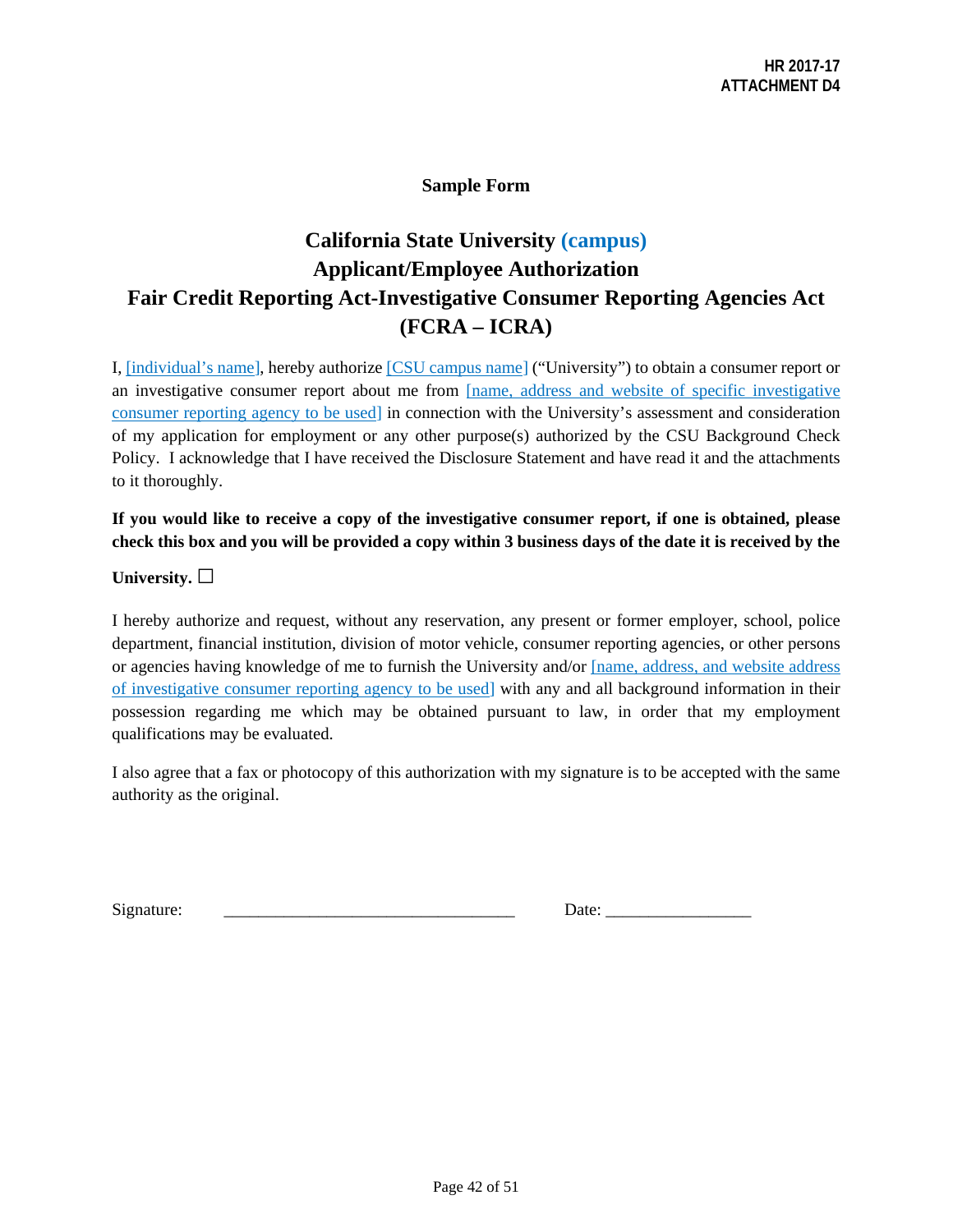**Sample Form**

# California State University (campus)
## Applicant/Employee Authorization
## Fair Credit Reporting Act-Investigative Consumer Reporting Agencies Act (FCRA – ICRA)

I, [individual's name], hereby authorize [CSU campus name] ("University") to obtain a consumer report or an investigative consumer report about me from [name, address and website of specific investigative consumer reporting agency to be used] in connection with the University's assessment and consideration of my application for employment or any other purpose(s) authorized by the CSU Background Check Policy. I acknowledge that I have received the Disclosure Statement and have read it and the attachments to it thoroughly.

**If you would like to receive a copy of the investigative consumer report, if one is obtained, please check this box and you will be provided a copy within 3 business days of the date it is received by the University.** ☐

I hereby authorize and request, without any reservation, any present or former employer, school, police department, financial institution, division of motor vehicle, consumer reporting agencies, or other persons or agencies having knowledge of me to furnish the University and/or [name, address, and website address of investigative consumer reporting agency to be used] with any and all background information in their possession regarding me which may be obtained pursuant to law, in order that my employment qualifications may be evaluated.

I also agree that a fax or photocopy of this authorization with my signature is to be accepted with the same authority as the original.

Signature: _________________________________ Date: ________________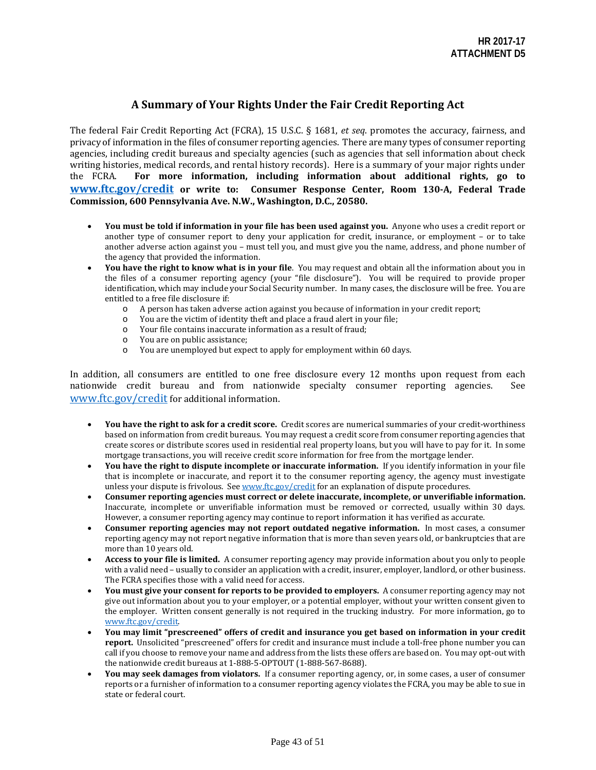**HR 2017-17**
**ATTACHMENT D5**

# A Summary of Your Rights Under the Fair Credit Reporting Act

The federal Fair Credit Reporting Act (FCRA), 15 U.S.C. § 1681, *et seq*. promotes the accuracy, fairness, and privacy of information in the files of consumer reporting agencies. There are many types of consumer reporting agencies, including credit bureaus and specialty agencies (such as agencies that sell information about check writing histories, medical records, and rental history records). Here is a summary of your major rights under the FCRA. **For more information, including information about additional rights, go to www.ftc.gov/credit or write to: Consumer Response Center, Room 130-A, Federal Trade Commission, 600 Pennsylvania Ave. N.W., Washington, D.C., 20580.**

- **You must be told if information in your file has been used against you.** Anyone who uses a credit report or another type of consumer report to deny your application for credit, insurance, or employment – or to take another adverse action against you – must tell you, and must give you the name, address, and phone number of the agency that provided the information.
- **You have the right to know what is in your file**. You may request and obtain all the information about you in the files of a consumer reporting agency (your "file disclosure"). You will be required to provide proper identification, which may include your Social Security number. In many cases, the disclosure will be free. You are entitled to a free file disclosure if:
  - A person has taken adverse action against you because of information in your credit report;
  - You are the victim of identity theft and place a fraud alert in your file;
  - Your file contains inaccurate information as a result of fraud;
  - You are on public assistance;
  - You are unemployed but expect to apply for employment within 60 days.

In addition, all consumers are entitled to one free disclosure every 12 months upon request from each nationwide credit bureau and from nationwide specialty consumer reporting agencies. See www.ftc.gov/credit for additional information.

- **You have the right to ask for a credit score.** Credit scores are numerical summaries of your credit-worthiness based on information from credit bureaus. You may request a credit score from consumer reporting agencies that create scores or distribute scores used in residential real property loans, but you will have to pay for it. In some mortgage transactions, you will receive credit score information for free from the mortgage lender.
- **You have the right to dispute incomplete or inaccurate information.** If you identify information in your file that is incomplete or inaccurate, and report it to the consumer reporting agency, the agency must investigate unless your dispute is frivolous. See www.ftc.gov/credit for an explanation of dispute procedures.
- **Consumer reporting agencies must correct or delete inaccurate, incomplete, or unverifiable information.** Inaccurate, incomplete or unverifiable information must be removed or corrected, usually within 30 days. However, a consumer reporting agency may continue to report information it has verified as accurate.
- **Consumer reporting agencies may not report outdated negative information.** In most cases, a consumer reporting agency may not report negative information that is more than seven years old, or bankruptcies that are more than 10 years old.
- **Access to your file is limited.** A consumer reporting agency may provide information about you only to people with a valid need – usually to consider an application with a credit, insurer, employer, landlord, or other business. The FCRA specifies those with a valid need for access.
- **You must give your consent for reports to be provided to employers.** A consumer reporting agency may not give out information about you to your employer, or a potential employer, without your written consent given to the employer. Written consent generally is not required in the trucking industry. For more information, go to www.ftc.gov/credit.
- **You may limit "prescreened" offers of credit and insurance you get based on information in your credit report.** Unsolicited "prescreened" offers for credit and insurance must include a toll-free phone number you can call if you choose to remove your name and address from the lists these offers are based on. You may opt-out with the nationwide credit bureaus at 1-888-5-OPTOUT (1-888-567-8688).
- **You may seek damages from violators.** If a consumer reporting agency, or, in some cases, a user of consumer reports or a furnisher of information to a consumer reporting agency violates the FCRA, you may be able to sue in state or federal court.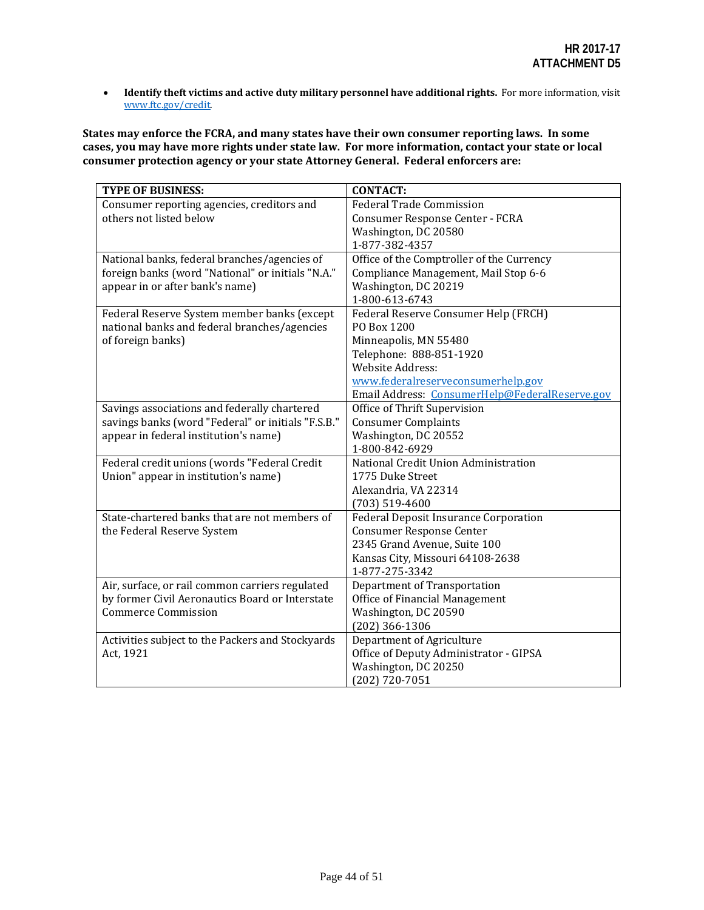- **Identify theft victims and active duty military personnel have additional rights.** For more information, visit www.ftc.gov/credit.

**States may enforce the FCRA, and many states have their own consumer reporting laws. In some cases, you may have more rights under state law. For more information, contact your state or local consumer protection agency or your state Attorney General. Federal enforcers are:**

| TYPE OF BUSINESS: | CONTACT: |
|---|---|
| Consumer reporting agencies, creditors and others not listed below | Federal Trade Commission<br>Consumer Response Center - FCRA<br>Washington, DC 20580<br>1-877-382-4357 |
| National banks, federal branches/agencies of foreign banks (word "National" or initials "N.A." appear in or after bank's name) | Office of the Comptroller of the Currency<br>Compliance Management, Mail Stop 6-6<br>Washington, DC 20219<br>1-800-613-6743 |
| Federal Reserve System member banks (except national banks and federal branches/agencies of foreign banks) | Federal Reserve Consumer Help (FRCH)<br>PO Box 1200<br>Minneapolis, MN 55480<br>Telephone: 888-851-1920<br>Website Address:<br>www.federalreserveconsumerhelp.gov<br>Email Address: ConsumerHelp@FederalReserve.gov |
| Savings associations and federally chartered savings banks (word "Federal" or initials "F.S.B." appear in federal institution's name) | Office of Thrift Supervision<br>Consumer Complaints<br>Washington, DC 20552<br>1-800-842-6929 |
| Federal credit unions (words "Federal Credit Union" appear in institution's name) | National Credit Union Administration<br>1775 Duke Street<br>Alexandria, VA 22314<br>(703) 519-4600 |
| State-chartered banks that are not members of the Federal Reserve System | Federal Deposit Insurance Corporation<br>Consumer Response Center<br>2345 Grand Avenue, Suite 100<br>Kansas City, Missouri 64108-2638<br>1-877-275-3342 |
| Air, surface, or rail common carriers regulated by former Civil Aeronautics Board or Interstate Commerce Commission | Department of Transportation<br>Office of Financial Management<br>Washington, DC 20590<br>(202) 366-1306 |
| Activities subject to the Packers and Stockyards Act, 1921 | Department of Agriculture<br>Office of Deputy Administrator - GIPSA<br>Washington, DC 20250<br>(202) 720-7051 |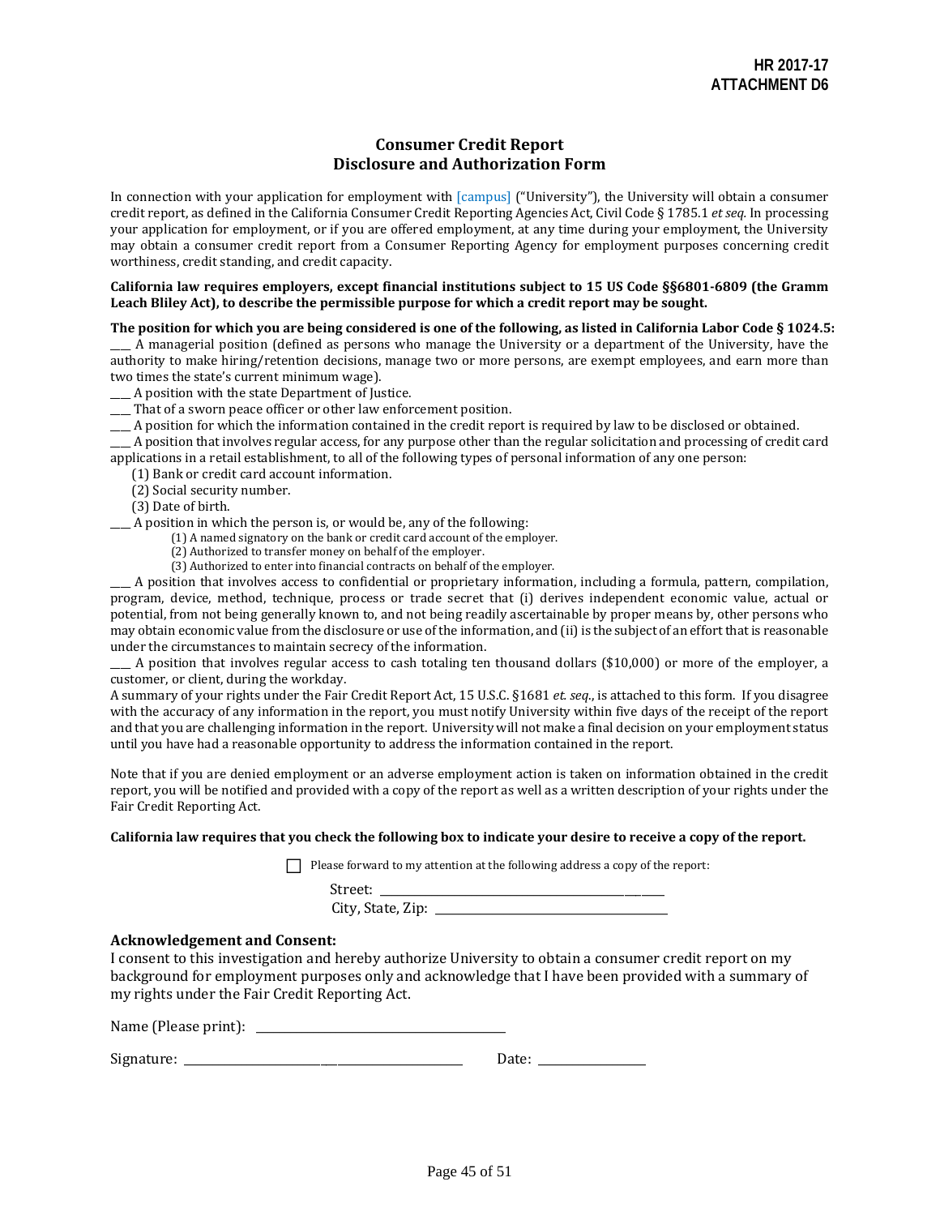HR 2017-17
ATTACHMENT D6

## Consumer Credit Report
## Disclosure and Authorization Form

In connection with your application for employment with [campus] ("University"), the University will obtain a consumer credit report, as defined in the California Consumer Credit Reporting Agencies Act, Civil Code § 1785.1 *et seq.* In processing your application for employment, or if you are offered employment, at any time during your employment, the University may obtain a consumer credit report from a Consumer Reporting Agency for employment purposes concerning credit worthiness, credit standing, and credit capacity.

**California law requires employers, except financial institutions subject to 15 US Code §§6801-6809 (the Gramm Leach Bliley Act), to describe the permissible purpose for which a credit report may be sought.**

**The position for which you are being considered is one of the following, as listed in California Labor Code § 1024.5:**

____ A managerial position (defined as persons who manage the University or a department of the University, have the authority to make hiring/retention decisions, manage two or more persons, are exempt employees, and earn more than two times the state's current minimum wage).

____ A position with the state Department of Justice.

____ That of a sworn peace officer or other law enforcement position.

____ A position for which the information contained in the credit report is required by law to be disclosed or obtained.

____ A position that involves regular access, for any purpose other than the regular solicitation and processing of credit card applications in a retail establishment, to all of the following types of personal information of any one person:

(1) Bank or credit card account information.
(2) Social security number.
(3) Date of birth.

____ A position in which the person is, or would be, any of the following:

(1) A named signatory on the bank or credit card account of the employer.
(2) Authorized to transfer money on behalf of the employer.
(3) Authorized to enter into financial contracts on behalf of the employer.

____ A position that involves access to confidential or proprietary information, including a formula, pattern, compilation, program, device, method, technique, process or trade secret that (i) derives independent economic value, actual or potential, from not being generally known to, and not being readily ascertainable by proper means by, other persons who may obtain economic value from the disclosure or use of the information, and (ii) is the subject of an effort that is reasonable under the circumstances to maintain secrecy of the information.

____ A position that involves regular access to cash totaling ten thousand dollars ($10,000) or more of the employer, a customer, or client, during the workday.

A summary of your rights under the Fair Credit Report Act, 15 U.S.C. §1681 *et. seq.*, is attached to this form. If you disagree with the accuracy of any information in the report, you must notify University within five days of the receipt of the report and that you are challenging information in the report. University will not make a final decision on your employment status until you have had a reasonable opportunity to address the information contained in the report.

Note that if you are denied employment or an adverse employment action is taken on information obtained in the credit report, you will be notified and provided with a copy of the report as well as a written description of your rights under the Fair Credit Reporting Act.

**California law requires that you check the following box to indicate your desire to receive a copy of the report.**

☐ Please forward to my attention at the following address a copy of the report:

Street: ____________________________________________

City, State, Zip: ____________________________________

### Acknowledgement and Consent:

I consent to this investigation and hereby authorize University to obtain a consumer credit report on my background for employment purposes only and acknowledge that I have been provided with a summary of my rights under the Fair Credit Reporting Act.

Name (Please print): ______________________________________

Signature: ______________________________________ Date: ________________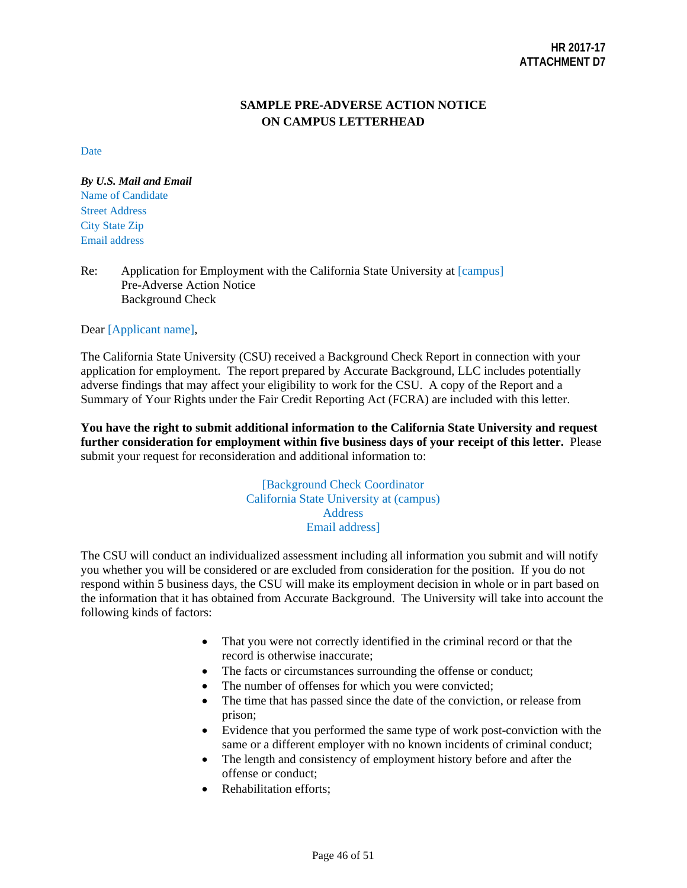HR 2017-17
ATTACHMENT D7

**SAMPLE PRE-ADVERSE ACTION NOTICE ON CAMPUS LETTERHEAD**

Date

***By U.S. Mail and Email***
Name of Candidate
Street Address
City State Zip
Email address

Re: Application for Employment with the California State University at [campus]
Pre-Adverse Action Notice
Background Check

Dear [Applicant name],

The California State University (CSU) received a Background Check Report in connection with your application for employment. The report prepared by Accurate Background, LLC includes potentially adverse findings that may affect your eligibility to work for the CSU. A copy of the Report and a Summary of Your Rights under the Fair Credit Reporting Act (FCRA) are included with this letter.

**You have the right to submit additional information to the California State University and request further consideration for employment within five business days of your receipt of this letter.** Please submit your request for reconsideration and additional information to:

[Background Check Coordinator
California State University at (campus)
Address
Email address]

The CSU will conduct an individualized assessment including all information you submit and will notify you whether you will be considered or are excluded from consideration for the position. If you do not respond within 5 business days, the CSU will make its employment decision in whole or in part based on the information that it has obtained from Accurate Background. The University will take into account the following kinds of factors:

- That you were not correctly identified in the criminal record or that the record is otherwise inaccurate;
- The facts or circumstances surrounding the offense or conduct;
- The number of offenses for which you were convicted;
- The time that has passed since the date of the conviction, or release from prison;
- Evidence that you performed the same type of work post-conviction with the same or a different employer with no known incidents of criminal conduct;
- The length and consistency of employment history before and after the offense or conduct;
- Rehabilitation efforts;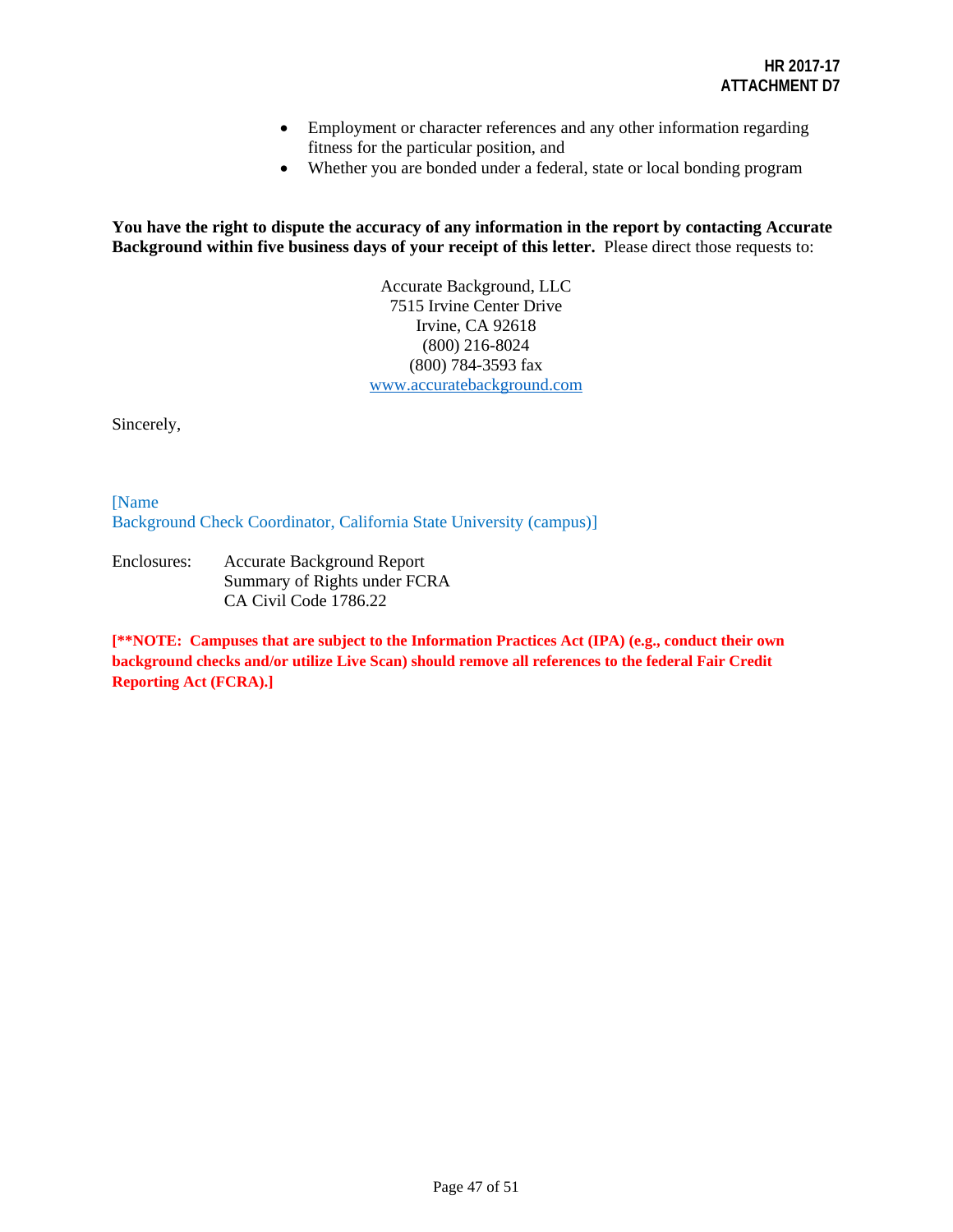- Employment or character references and any other information regarding fitness for the particular position, and
- Whether you are bonded under a federal, state or local bonding program

**You have the right to dispute the accuracy of any information in the report by contacting Accurate Background within five business days of your receipt of this letter.** Please direct those requests to:

Accurate Background, LLC
7515 Irvine Center Drive
Irvine, CA 92618
(800) 216-8024
(800) 784-3593 fax
www.accuratebackground.com

Sincerely,

[Name
Background Check Coordinator, California State University (campus)]

Enclosures: Accurate Background Report
Summary of Rights under FCRA
CA Civil Code 1786.22

**[**NOTE: Campuses that are subject to the Information Practices Act (IPA) (e.g., conduct their own background checks and/or utilize Live Scan) should remove all references to the federal Fair Credit Reporting Act (FCRA).]**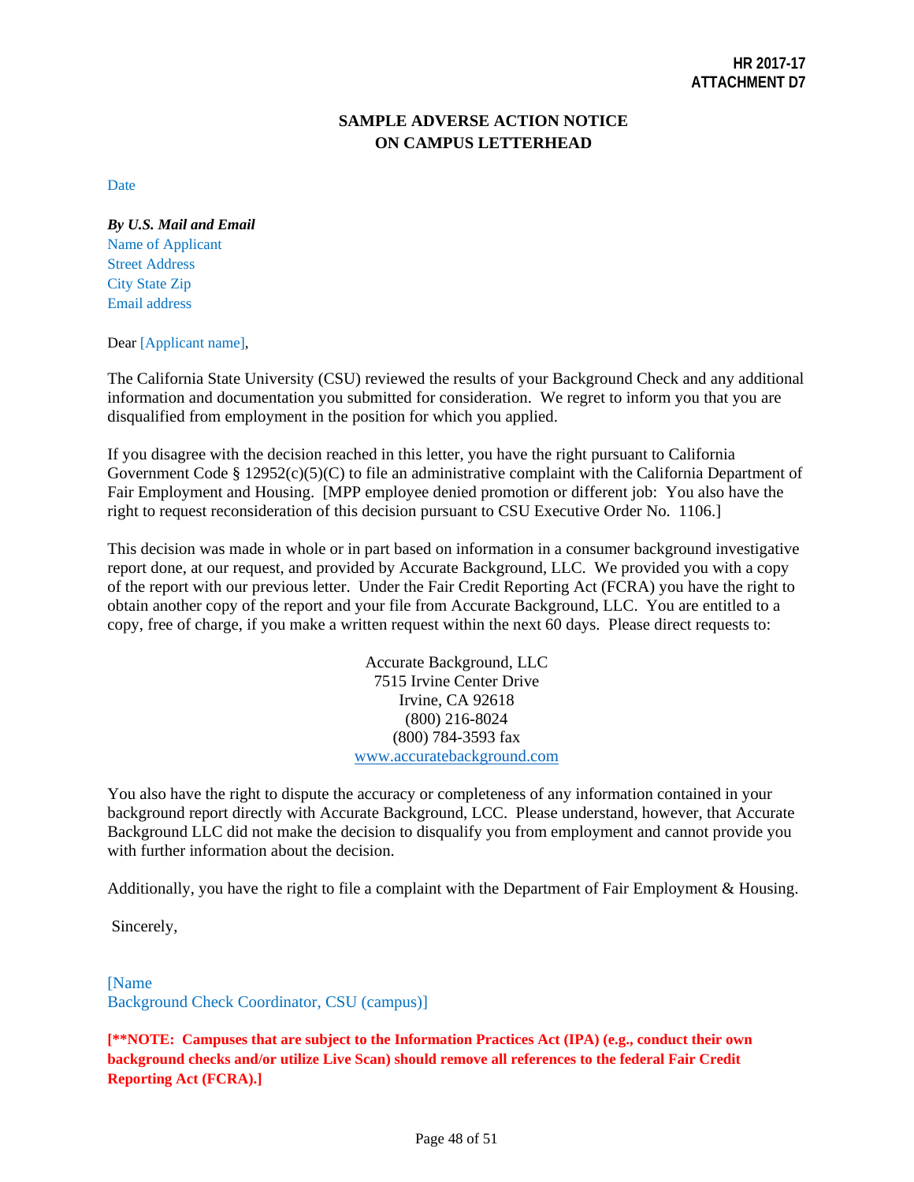HR 2017-17
ATTACHMENT D7

# SAMPLE ADVERSE ACTION NOTICE ON CAMPUS LETTERHEAD

Date

***By U.S. Mail and Email***
Name of Applicant
Street Address
City State Zip
Email address

Dear [Applicant name],

The California State University (CSU) reviewed the results of your Background Check and any additional information and documentation you submitted for consideration. We regret to inform you that you are disqualified from employment in the position for which you applied.

If you disagree with the decision reached in this letter, you have the right pursuant to California Government Code § 12952(c)(5)(C) to file an administrative complaint with the California Department of Fair Employment and Housing. [MPP employee denied promotion or different job: You also have the right to request reconsideration of this decision pursuant to CSU Executive Order No. 1106.]

This decision was made in whole or in part based on information in a consumer background investigative report done, at our request, and provided by Accurate Background, LLC. We provided you with a copy of the report with our previous letter. Under the Fair Credit Reporting Act (FCRA) you have the right to obtain another copy of the report and your file from Accurate Background, LLC. You are entitled to a copy, free of charge, if you make a written request within the next 60 days. Please direct requests to:

Accurate Background, LLC
7515 Irvine Center Drive
Irvine, CA 92618
(800) 216-8024
(800) 784-3593 fax
www.accuratebackground.com

You also have the right to dispute the accuracy or completeness of any information contained in your background report directly with Accurate Background, LCC. Please understand, however, that Accurate Background LLC did not make the decision to disqualify you from employment and cannot provide you with further information about the decision.

Additionally, you have the right to file a complaint with the Department of Fair Employment & Housing.

Sincerely,

[Name
Background Check Coordinator, CSU (campus)]

**[\*\*NOTE: Campuses that are subject to the Information Practices Act (IPA) (e.g., conduct their own background checks and/or utilize Live Scan) should remove all references to the federal Fair Credit Reporting Act (FCRA).]**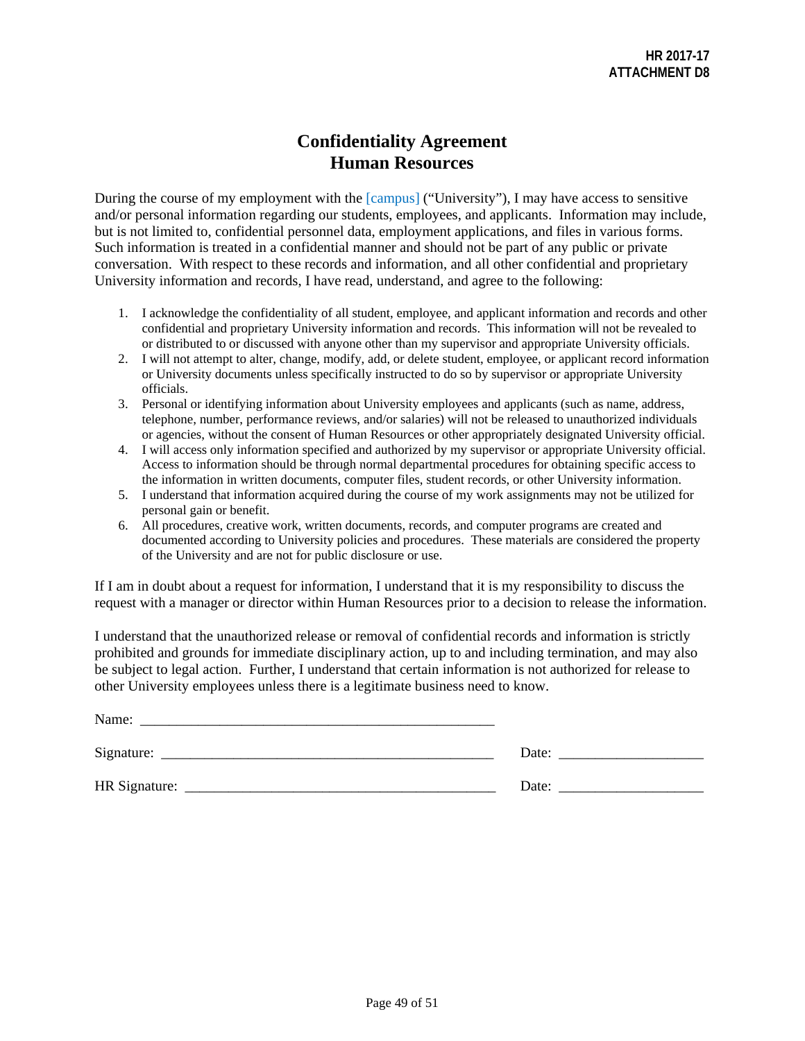**HR 2017-17**
**ATTACHMENT D8**

# Confidentiality Agreement
## Human Resources

During the course of my employment with the [campus] ("University"), I may have access to sensitive and/or personal information regarding our students, employees, and applicants. Information may include, but is not limited to, confidential personnel data, employment applications, and files in various forms. Such information is treated in a confidential manner and should not be part of any public or private conversation. With respect to these records and information, and all other confidential and proprietary University information and records, I have read, understand, and agree to the following:

1. I acknowledge the confidentiality of all student, employee, and applicant information and records and other confidential and proprietary University information and records. This information will not be revealed to or distributed to or discussed with anyone other than my supervisor and appropriate University officials.
2. I will not attempt to alter, change, modify, add, or delete student, employee, or applicant record information or University documents unless specifically instructed to do so by supervisor or appropriate University officials.
3. Personal or identifying information about University employees and applicants (such as name, address, telephone, number, performance reviews, and/or salaries) will not be released to unauthorized individuals or agencies, without the consent of Human Resources or other appropriately designated University official.
4. I will access only information specified and authorized by my supervisor or appropriate University official. Access to information should be through normal departmental procedures for obtaining specific access to the information in written documents, computer files, student records, or other University information.
5. I understand that information acquired during the course of my work assignments may not be utilized for personal gain or benefit.
6. All procedures, creative work, written documents, records, and computer programs are created and documented according to University policies and procedures. These materials are considered the property of the University and are not for public disclosure or use.

If I am in doubt about a request for information, I understand that it is my responsibility to discuss the request with a manager or director within Human Resources prior to a decision to release the information.

I understand that the unauthorized release or removal of confidential records and information is strictly prohibited and grounds for immediate disciplinary action, up to and including termination, and may also be subject to legal action. Further, I understand that certain information is not authorized for release to other University employees unless there is a legitimate business need to know.

Name: ______________________________________________

Signature: ____________________________________________ Date: ___________________

HR Signature: _________________________________________ Date: ___________________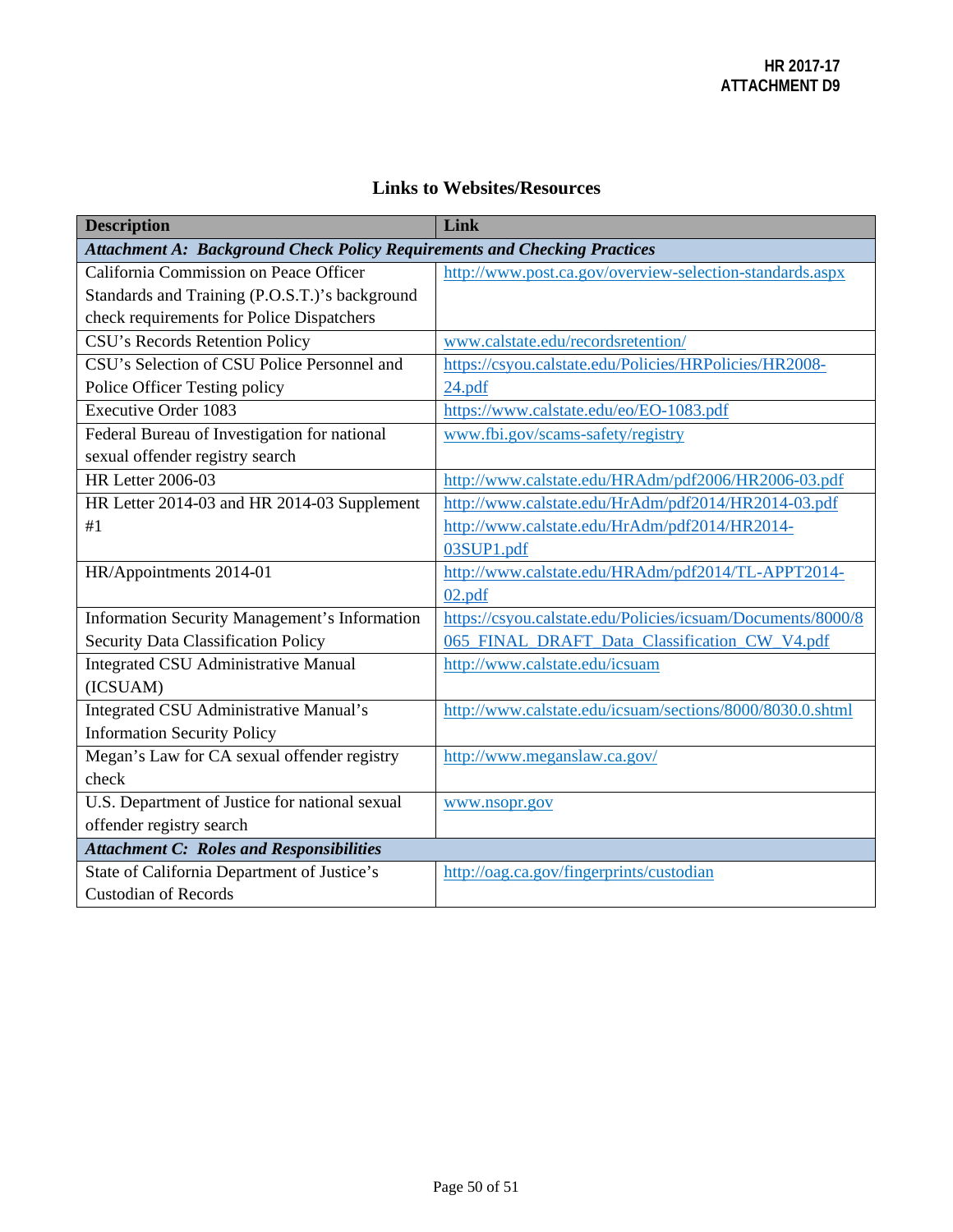HR 2017-17
ATTACHMENT D9

## Links to Websites/Resources

| Description | Link |
|---|---|
| ***Attachment A: Background Check Policy Requirements and Checking Practices*** | |
| California Commission on Peace Officer Standards and Training (P.O.S.T.)'s background check requirements for Police Dispatchers | http://www.post.ca.gov/overview-selection-standards.aspx |
| CSU's Records Retention Policy | www.calstate.edu/recordsretention/ |
| CSU's Selection of CSU Police Personnel and Police Officer Testing policy | https://csyou.calstate.edu/Policies/HRPolicies/HR2008-24.pdf |
| Executive Order 1083 | https://www.calstate.edu/eo/EO-1083.pdf |
| Federal Bureau of Investigation for national sexual offender registry search | www.fbi.gov/scams-safety/registry |
| HR Letter 2006-03 | http://www.calstate.edu/HRAdm/pdf2006/HR2006-03.pdf |
| HR Letter 2014-03 and HR 2014-03 Supplement #1 | http://www.calstate.edu/HrAdm/pdf2014/HR2014-03.pdf http://www.calstate.edu/HrAdm/pdf2014/HR2014-03SUP1.pdf |
| HR/Appointments 2014-01 | http://www.calstate.edu/HRAdm/pdf2014/TL-APPT2014-02.pdf |
| Information Security Management's Information Security Data Classification Policy | https://csyou.calstate.edu/Policies/icsuam/Documents/8000/8065_FINAL_DRAFT_Data_Classification_CW_V4.pdf |
| Integrated CSU Administrative Manual (ICSUAM) | http://www.calstate.edu/icsuam |
| Integrated CSU Administrative Manual's Information Security Policy | http://www.calstate.edu/icsuam/sections/8000/8030.0.shtml |
| Megan's Law for CA sexual offender registry check | http://www.meganslaw.ca.gov/ |
| U.S. Department of Justice for national sexual offender registry search | www.nsopr.gov |
| ***Attachment C: Roles and Responsibilities*** | |
| State of California Department of Justice's Custodian of Records | http://oag.ca.gov/fingerprints/custodian |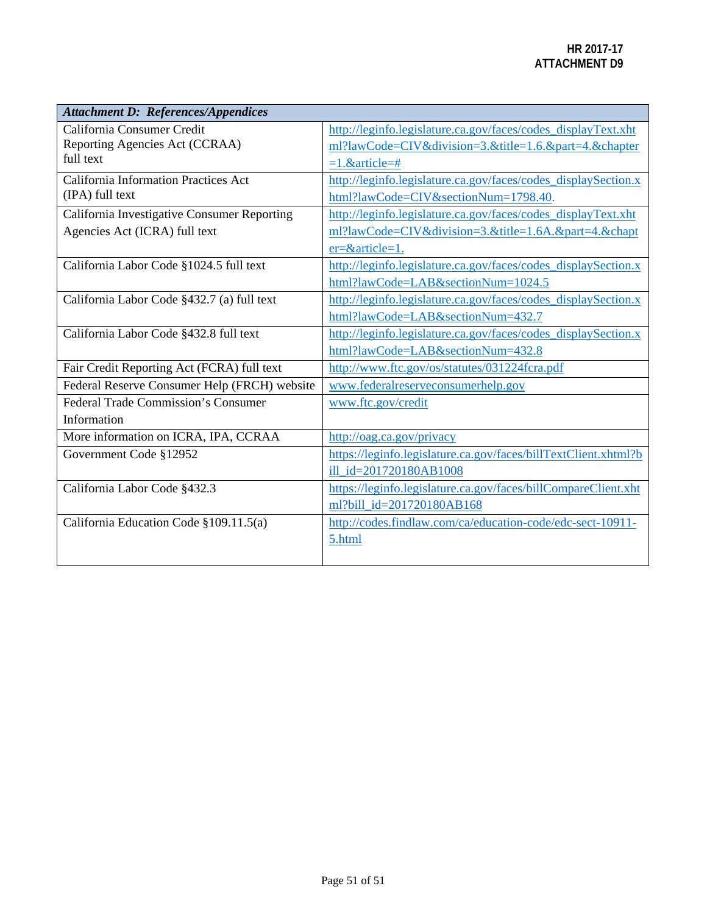| Attachment D: References/Appendices | |
|---|---|
| California Consumer Credit Reporting Agencies Act (CCRAA) full text | http://leginfo.legislature.ca.gov/faces/codes_displayText.xhtml?lawCode=CIV&division=3.&title=1.6.&part=4.&chapter=1.&article=# |
| California Information Practices Act (IPA) full text | http://leginfo.legislature.ca.gov/faces/codes_displaySection.xhtml?lawCode=CIV&sectionNum=1798.40. |
| California Investigative Consumer Reporting Agencies Act (ICRA) full text | http://leginfo.legislature.ca.gov/faces/codes_displayText.xhtml?lawCode=CIV&division=3.&title=1.6A.&part=4.&chapter=&article=1. |
| California Labor Code §1024.5 full text | http://leginfo.legislature.ca.gov/faces/codes_displaySection.xhtml?lawCode=LAB&sectionNum=1024.5 |
| California Labor Code §432.7 (a) full text | http://leginfo.legislature.ca.gov/faces/codes_displaySection.xhtml?lawCode=LAB&sectionNum=432.7 |
| California Labor Code §432.8 full text | http://leginfo.legislature.ca.gov/faces/codes_displaySection.xhtml?lawCode=LAB&sectionNum=432.8 |
| Fair Credit Reporting Act (FCRA) full text | http://www.ftc.gov/os/statutes/031224fcra.pdf |
| Federal Reserve Consumer Help (FRCH) website | www.federalreserveconsumerhelp.gov |
| Federal Trade Commission's Consumer Information | www.ftc.gov/credit |
| More information on ICRA, IPA, CCRAA | http://oag.ca.gov/privacy |
| Government Code §12952 | https://leginfo.legislature.ca.gov/faces/billTextClient.xhtml?bill_id=201720180AB1008 |
| California Labor Code §432.3 | https://leginfo.legislature.ca.gov/faces/billCompareClient.xhtml?bill_id=201720180AB168 |
| California Education Code §109.11.5(a) | http://codes.findlaw.com/ca/education-code/edc-sect-10911-5.html |